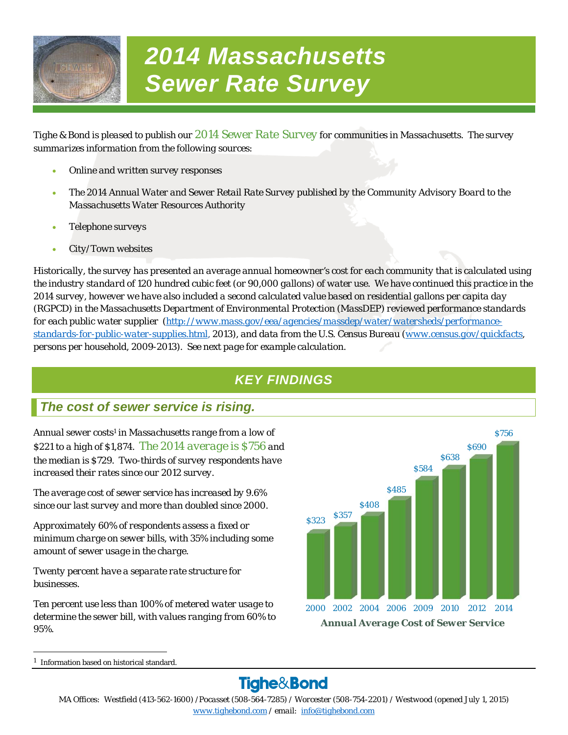# 2014 Massachusetts Sewer Rate Survey

Tighe & Bond is pleased to publish our 2014 Sewer Rate Survey for communities in Massachusetts. The survey summarizes information from the following sources:

- Online and written survey responses
- The 2014 Annual Water and Sewer Retail Rate Survey published by the Community Advisory Board to the Massachusetts Water Resources Authority
- Telephone surveys
- City/Town websites

Historically, the survey has presented an average annual homeowner's cost for each community that is calculated using the industry standard of 120 hundred cubic feet (or 90,000 gallons) of water use. We have continued this practice in the 2014 survey, however we have also included a second calculated value based on residential gallons per capita day (RGPCD) in the Massachusetts Department of Environmental Protection (MassDEP) reviewed performance standards for each public water supplier (http://www.mass.gov/eea/agencies/massdep/water/watersheds/performance-standards-for-public-water-supplies.html, 2013), and data from the U.S. Census Bureau (www.census.gov/quickfacts, persons per household, 2009-2013). See next page for example calculation.

## KEY FINDINGS

### The cost of sewer service is rising.

Annual sewer costs[1] in Massachusetts range from a low of $221 to a high of $1,874. The 2014 average is $756 and the median is $729. Two-thirds of survey respondents have increased their rates since our 2012 survey.

The average cost of sewer service has increased by 9.6% since our last survey and more than doubled since 2000.

Approximately 60% of respondents assess a fixed or minimum charge on sewer bills, with 35% including some amount of sewer usage in the charge.

Twenty percent have a separate rate structure for businesses.

Ten percent use less than 100% of metered water usage to determine the sewer bill, with values ranging from 60% to 95%.

| Year | Annual Average Cost of Sewer Service |
|---|---|
| 2000 | $323 |
| 2002 | $357 |
| 2004 | $408 |
| 2006 | $485 |
| 2009 | $584 |
| 2010 | $638 |
| 2012 | $690 |
| 2014 | $756 |

Annual Average Cost of Sewer Service

[1] Information based on historical standard.

Tighe&Bond

MA Offices: Westfield (413-562-1600) /Pocasset (508-564-7285) / Worcester (508-754-2201) / Westwood (opened July 1, 2015)
www.tighebond.com / email: info@tighebond.com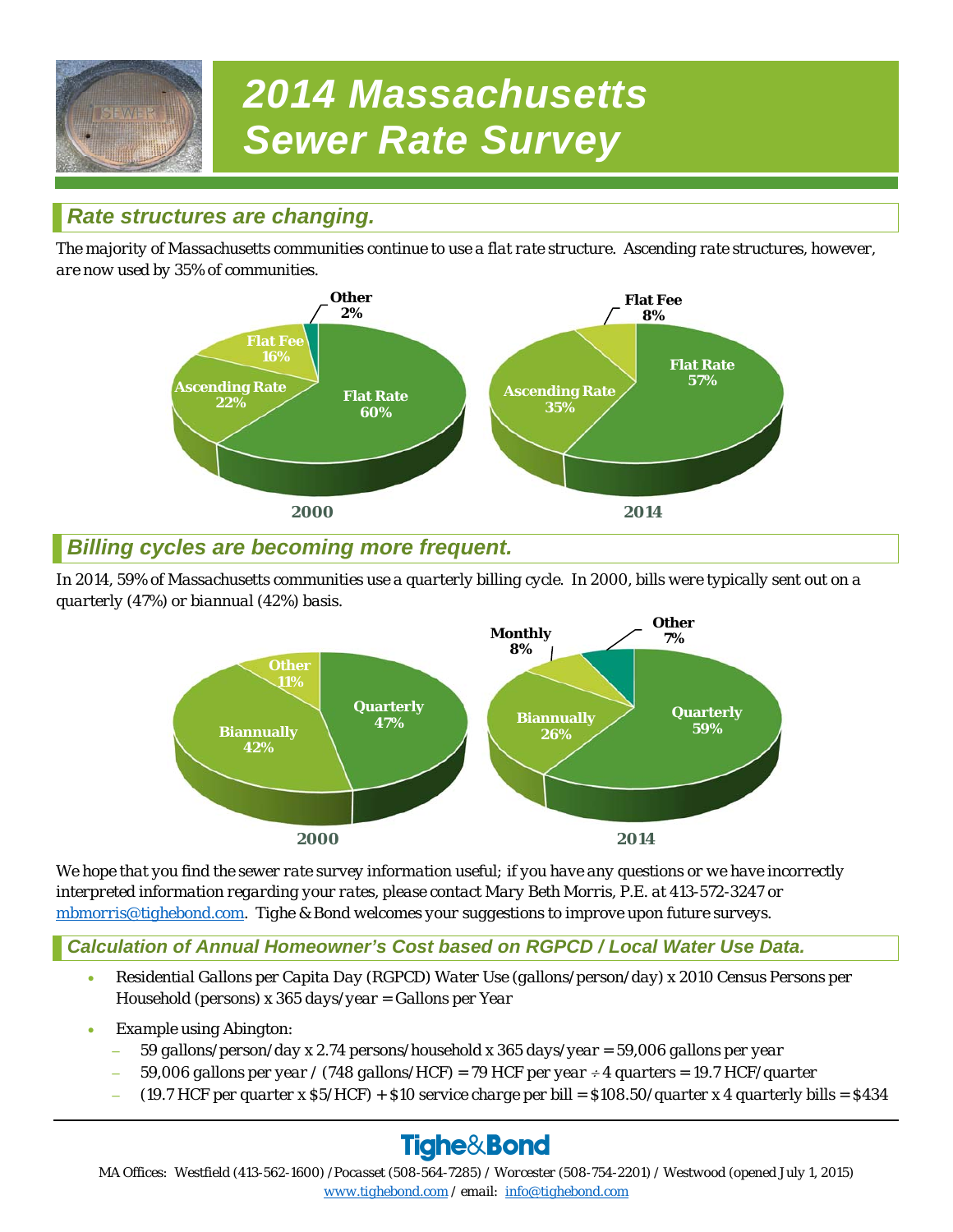# 2014 Massachusetts Sewer Rate Survey

## Rate structures are changing.

The majority of Massachusetts communities continue to use a flat rate structure. Ascending rate structures, however, are now used by 35% of communities.

Other 2%
Flat Fee 16%
Ascending Rate 22%
Flat Rate 60%
2000

Flat Fee 8%
Flat Rate 57%
Ascending Rate 35%
2014

## Billing cycles are becoming more frequent.

In 2014, 59% of Massachusetts communities use a quarterly billing cycle. In 2000, bills were typically sent out on a quarterly (47%) or biannual (42%) basis.

Other 11%
Quarterly 47%
Biannually 42%
2000

Monthly 8%
Other 7%
Biannually 26%
Quarterly 59%
2014

We hope that you find the sewer rate survey information useful; if you have any questions or we have incorrectly interpreted information regarding your rates, please contact Mary Beth Morris, P.E. at 413-572-3247 or mbmorris@tighebond.com. Tighe & Bond welcomes your suggestions to improve upon future surveys.

## Calculation of Annual Homeowner's Cost based on RGPCD / Local Water Use Data.

- Residential Gallons per Capita Day (RGPCD) Water Use (gallons/person/day) x 2010 Census Persons per Household (persons) x 365 days/year = Gallons per Year
- Example using Abington:
  - 59 gallons/person/day x 2.74 persons/household x 365 days/year = 59,006 gallons per year
  - 59,006 gallons per year / (748 gallons/HCF) = 79 HCF per year ÷ 4 quarters = 19.7 HCF/quarter
  - (19.7 HCF per quarter x $5/HCF) + $10 service charge per bill = $108.50/quarter x 4 quarterly bills = $434

Tighe&Bond

MA Offices: Westfield (413-562-1600) /Pocasset (508-564-7285) / Worcester (508-754-2201) / Westwood (opened July 1, 2015)
www.tighebond.com / email: info@tighebond.com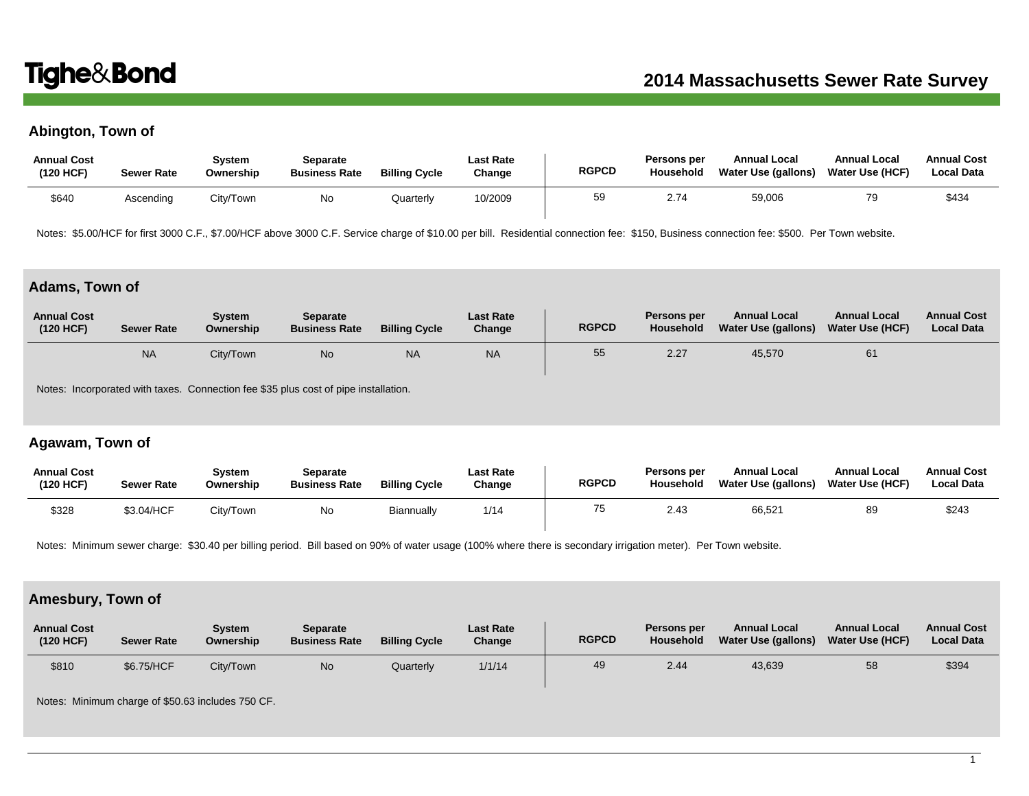## Abington, Town of

| Annual Cost (120 HCF) | Sewer Rate | System Ownership | Separate Business Rate | Billing Cycle | Last Rate Change | RGPCD | Persons per Household | Annual Local Water Use (gallons) | Annual Local Water Use (HCF) | Annual Cost Local Data |
|---|---|---|---|---|---|---|---|---|---|---|
| $640 | Ascending | City/Town | No | Quarterly | 10/2009 | 59 | 2.74 | 59,006 | 79 | $434 |

Notes: $5.00/HCF for first 3000 C.F., $7.00/HCF above 3000 C.F. Service charge of $10.00 per bill. Residential connection fee: $150, Business connection fee: $500. Per Town website.

## Adams, Town of

| Annual Cost (120 HCF) | Sewer Rate | System Ownership | Separate Business Rate | Billing Cycle | Last Rate Change | RGPCD | Persons per Household | Annual Local Water Use (gallons) | Annual Local Water Use (HCF) | Annual Cost Local Data |
|---|---|---|---|---|---|---|---|---|---|---|
| | NA | City/Town | No | NA | NA | 55 | 2.27 | 45,570 | 61 | |

Notes: Incorporated with taxes. Connection fee $35 plus cost of pipe installation.

## Agawam, Town of

| Annual Cost (120 HCF) | Sewer Rate | System Ownership | Separate Business Rate | Billing Cycle | Last Rate Change | RGPCD | Persons per Household | Annual Local Water Use (gallons) | Annual Local Water Use (HCF) | Annual Cost Local Data |
|---|---|---|---|---|---|---|---|---|---|---|
| $328 | $3.04/HCF | City/Town | No | Biannually | 1/14 | 75 | 2.43 | 66,521 | 89 | $243 |

Notes: Minimum sewer charge: $30.40 per billing period. Bill based on 90% of water usage (100% where there is secondary irrigation meter). Per Town website.

## Amesbury, Town of

| Annual Cost (120 HCF) | Sewer Rate | System Ownership | Separate Business Rate | Billing Cycle | Last Rate Change | RGPCD | Persons per Household | Annual Local Water Use (gallons) | Annual Local Water Use (HCF) | Annual Cost Local Data |
|---|---|---|---|---|---|---|---|---|---|---|
| $810 | $6.75/HCF | City/Town | No | Quarterly | 1/1/14 | 49 | 2.44 | 43,639 | 58 | $394 |

Notes: Minimum charge of $50.63 includes 750 CF.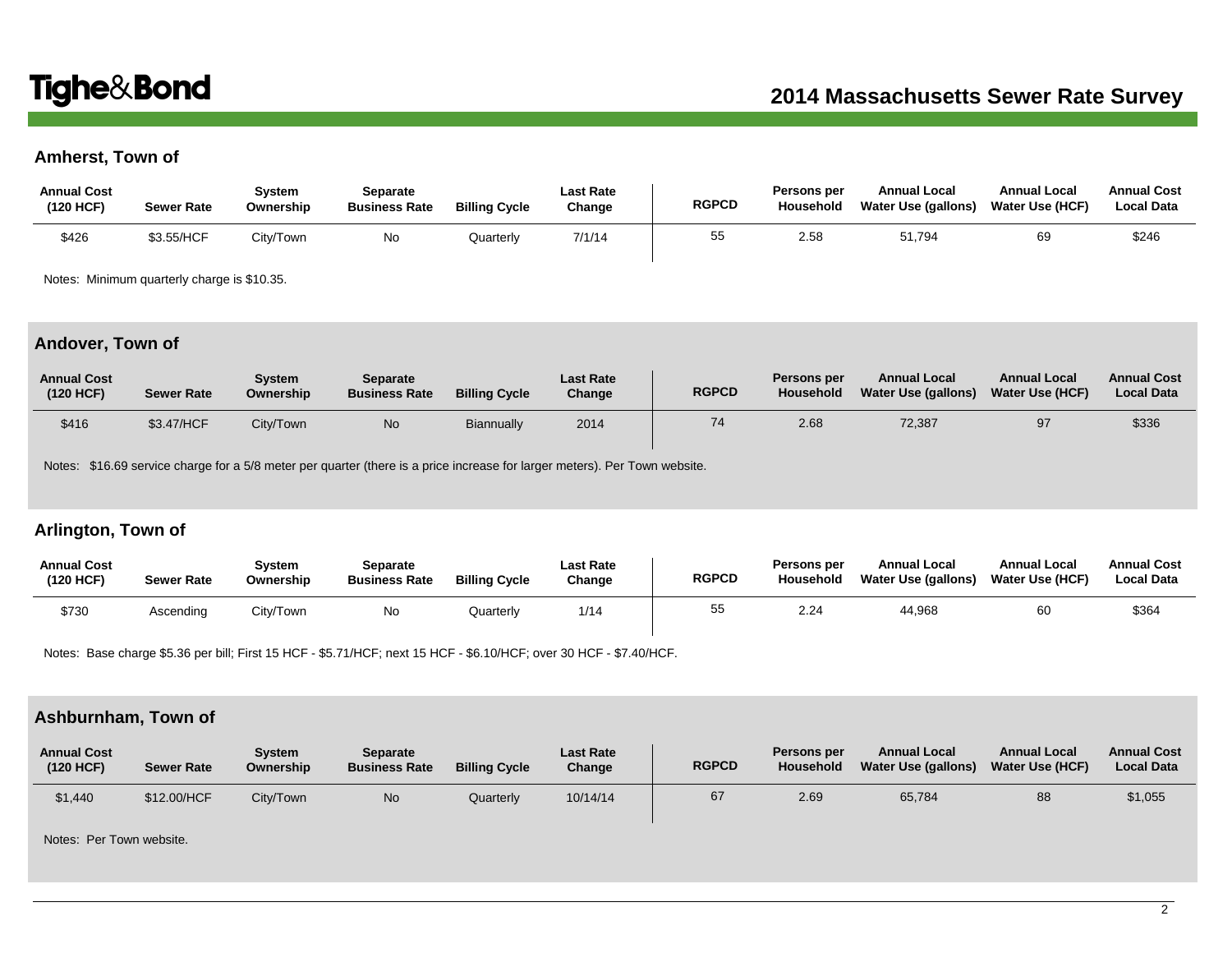## Amherst, Town of

| Annual Cost (120 HCF) | Sewer Rate | System Ownership | Separate Business Rate | Billing Cycle | Last Rate Change | RGPCD | Persons per Household | Annual Local Water Use (gallons) | Annual Local Water Use (HCF) | Annual Cost Local Data |
|---|---|---|---|---|---|---|---|---|---|---|
| $426 | $3.55/HCF | City/Town | No | Quarterly | 7/1/14 | 55 | 2.58 | 51,794 | 69 | $246 |

Notes: Minimum quarterly charge is $10.35.

## Andover, Town of

| Annual Cost (120 HCF) | Sewer Rate | System Ownership | Separate Business Rate | Billing Cycle | Last Rate Change | RGPCD | Persons per Household | Annual Local Water Use (gallons) | Annual Local Water Use (HCF) | Annual Cost Local Data |
|---|---|---|---|---|---|---|---|---|---|---|
| $416 | $3.47/HCF | City/Town | No | Biannually | 2014 | 74 | 2.68 | 72,387 | 97 | $336 |

Notes: $16.69 service charge for a 5/8 meter per quarter (there is a price increase for larger meters). Per Town website.

## Arlington, Town of

| Annual Cost (120 HCF) | Sewer Rate | System Ownership | Separate Business Rate | Billing Cycle | Last Rate Change | RGPCD | Persons per Household | Annual Local Water Use (gallons) | Annual Local Water Use (HCF) | Annual Cost Local Data |
|---|---|---|---|---|---|---|---|---|---|---|
| $730 | Ascending | City/Town | No | Quarterly | 1/14 | 55 | 2.24 | 44,968 | 60 | $364 |

Notes: Base charge $5.36 per bill; First 15 HCF - $5.71/HCF; next 15 HCF - $6.10/HCF; over 30 HCF - $7.40/HCF.

## Ashburnham, Town of

| Annual Cost (120 HCF) | Sewer Rate | System Ownership | Separate Business Rate | Billing Cycle | Last Rate Change | RGPCD | Persons per Household | Annual Local Water Use (gallons) | Annual Local Water Use (HCF) | Annual Cost Local Data |
|---|---|---|---|---|---|---|---|---|---|---|
| $1,440 | $12.00/HCF | City/Town | No | Quarterly | 10/14/14 | 67 | 2.69 | 65,784 | 88 | $1,055 |

Notes: Per Town website.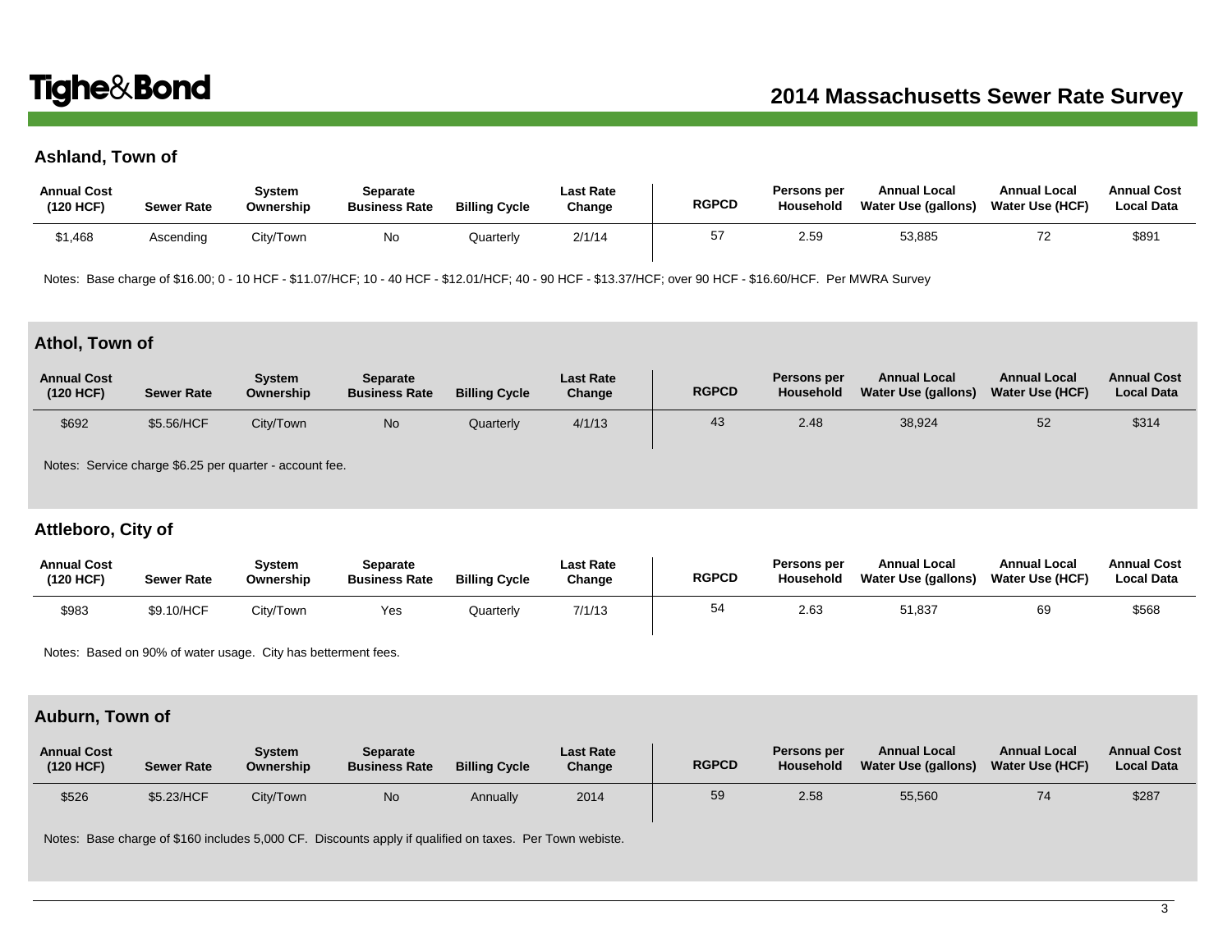## Ashland, Town of

| Annual Cost (120 HCF) | Sewer Rate | System Ownership | Separate Business Rate | Billing Cycle | Last Rate Change | RGPCD | Persons per Household | Annual Local Water Use (gallons) | Annual Local Water Use (HCF) | Annual Cost Local Data |
|---|---|---|---|---|---|---|---|---|---|---|
| $1,468 | Ascending | City/Town | No | Quarterly | 2/1/14 | 57 | 2.59 | 53,885 | 72 | $891 |

Notes: Base charge of $16.00; 0 - 10 HCF - $11.07/HCF; 10 - 40 HCF - $12.01/HCF; 40 - 90 HCF - $13.37/HCF; over 90 HCF - $16.60/HCF. Per MWRA Survey

## Athol, Town of

| Annual Cost (120 HCF) | Sewer Rate | System Ownership | Separate Business Rate | Billing Cycle | Last Rate Change | RGPCD | Persons per Household | Annual Local Water Use (gallons) | Annual Local Water Use (HCF) | Annual Cost Local Data |
|---|---|---|---|---|---|---|---|---|---|---|
| $692 | $5.56/HCF | City/Town | No | Quarterly | 4/1/13 | 43 | 2.48 | 38,924 | 52 | $314 |

Notes: Service charge $6.25 per quarter - account fee.

## Attleboro, City of

| Annual Cost (120 HCF) | Sewer Rate | System Ownership | Separate Business Rate | Billing Cycle | Last Rate Change | RGPCD | Persons per Household | Annual Local Water Use (gallons) | Annual Local Water Use (HCF) | Annual Cost Local Data |
|---|---|---|---|---|---|---|---|---|---|---|
| $983 | $9.10/HCF | City/Town | Yes | Quarterly | 7/1/13 | 54 | 2.63 | 51,837 | 69 | $568 |

Notes: Based on 90% of water usage. City has betterment fees.

## Auburn, Town of

| Annual Cost (120 HCF) | Sewer Rate | System Ownership | Separate Business Rate | Billing Cycle | Last Rate Change | RGPCD | Persons per Household | Annual Local Water Use (gallons) | Annual Local Water Use (HCF) | Annual Cost Local Data |
|---|---|---|---|---|---|---|---|---|---|---|
| $526 | $5.23/HCF | City/Town | No | Annually | 2014 | 59 | 2.58 | 55,560 | 74 | $287 |

Notes: Base charge of $160 includes 5,000 CF. Discounts apply if qualified on taxes. Per Town webiste.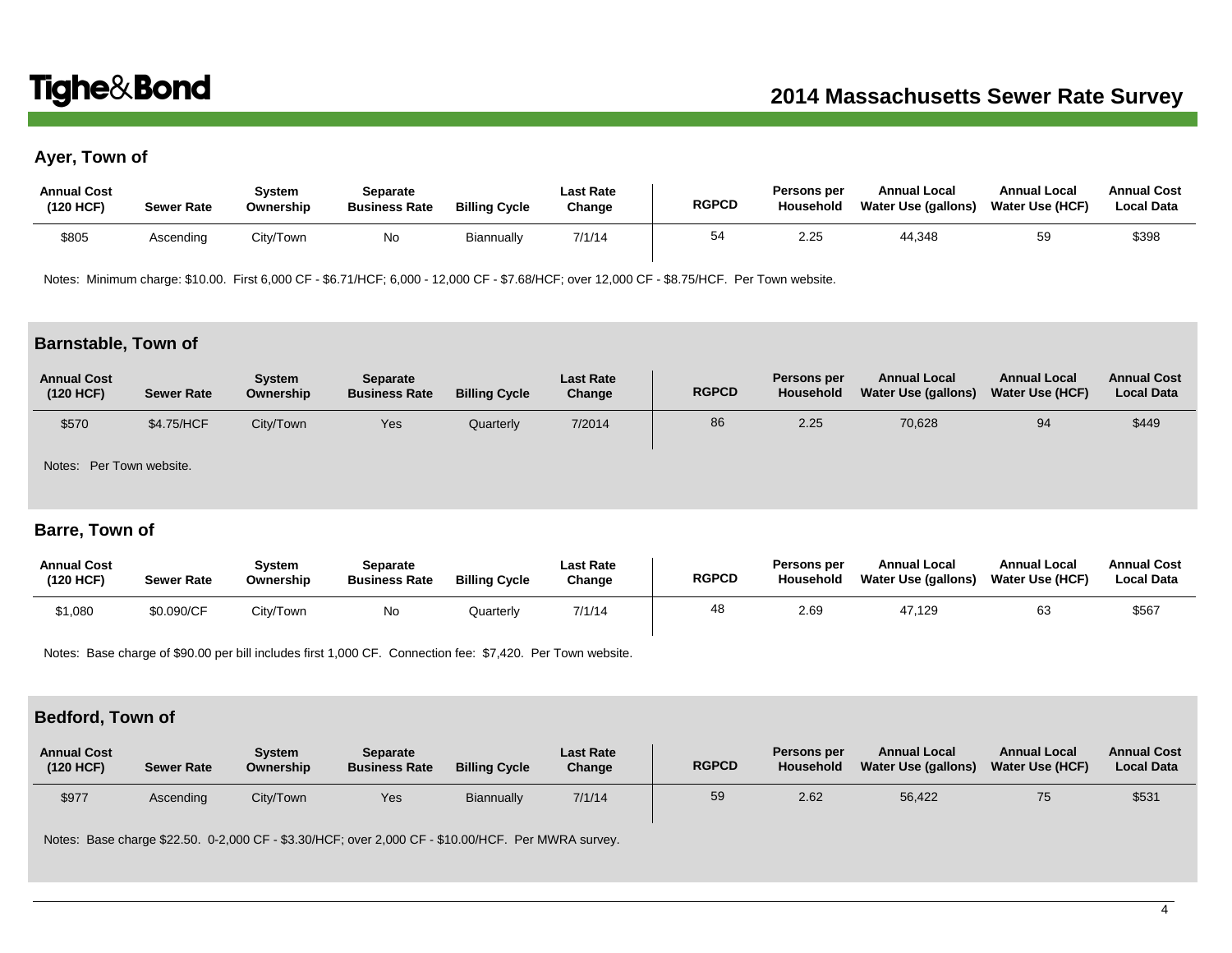## Ayer, Town of

| Annual Cost (120 HCF) | Sewer Rate | System Ownership | Separate Business Rate | Billing Cycle | Last Rate Change | RGPCD | Persons per Household | Annual Local Water Use (gallons) | Annual Local Water Use (HCF) | Annual Cost Local Data |
|---|---|---|---|---|---|---|---|---|---|---|
| $805 | Ascending | City/Town | No | Biannually | 7/1/14 | 54 | 2.25 | 44,348 | 59 | $398 |

Notes: Minimum charge: $10.00. First 6,000 CF - $6.71/HCF; 6,000 - 12,000 CF - $7.68/HCF; over 12,000 CF - $8.75/HCF. Per Town website.

## Barnstable, Town of

| Annual Cost (120 HCF) | Sewer Rate | System Ownership | Separate Business Rate | Billing Cycle | Last Rate Change | RGPCD | Persons per Household | Annual Local Water Use (gallons) | Annual Local Water Use (HCF) | Annual Cost Local Data |
|---|---|---|---|---|---|---|---|---|---|---|
| $570 | $4.75/HCF | City/Town | Yes | Quarterly | 7/2014 | 86 | 2.25 | 70,628 | 94 | $449 |

Notes: Per Town website.

## Barre, Town of

| Annual Cost (120 HCF) | Sewer Rate | System Ownership | Separate Business Rate | Billing Cycle | Last Rate Change | RGPCD | Persons per Household | Annual Local Water Use (gallons) | Annual Local Water Use (HCF) | Annual Cost Local Data |
|---|---|---|---|---|---|---|---|---|---|---|
| $1,080 | $0.090/CF | City/Town | No | Quarterly | 7/1/14 | 48 | 2.69 | 47,129 | 63 | $567 |

Notes: Base charge of $90.00 per bill includes first 1,000 CF. Connection fee: $7,420. Per Town website.

## Bedford, Town of

| Annual Cost (120 HCF) | Sewer Rate | System Ownership | Separate Business Rate | Billing Cycle | Last Rate Change | RGPCD | Persons per Household | Annual Local Water Use (gallons) | Annual Local Water Use (HCF) | Annual Cost Local Data |
|---|---|---|---|---|---|---|---|---|---|---|
| $977 | Ascending | City/Town | Yes | Biannually | 7/1/14 | 59 | 2.62 | 56,422 | 75 | $531 |

Notes: Base charge $22.50. 0-2,000 CF - $3.30/HCF; over 2,000 CF - $10.00/HCF. Per MWRA survey.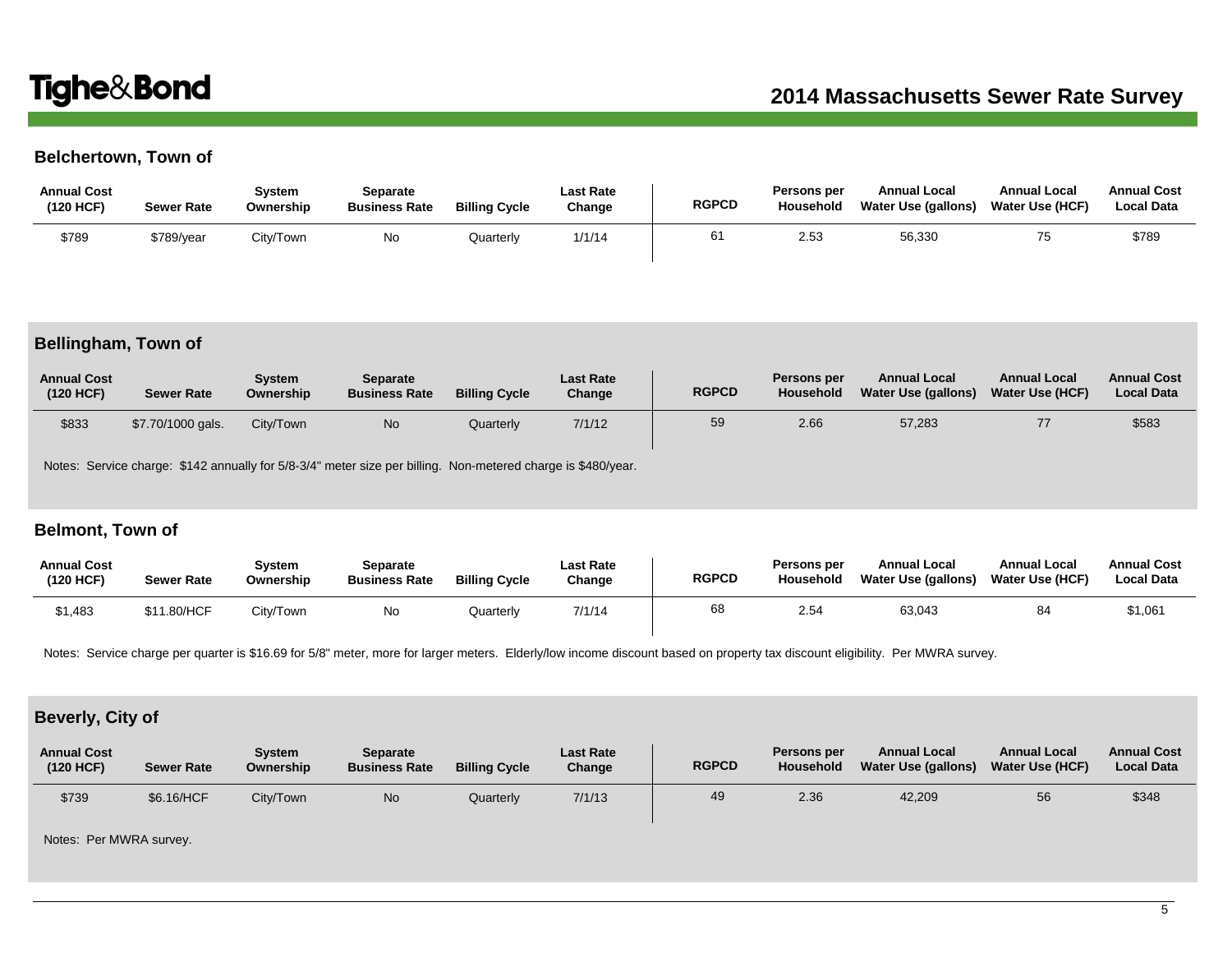## Belchertown, Town of

| Annual Cost (120 HCF) | Sewer Rate | System Ownership | Separate Business Rate | Billing Cycle | Last Rate Change | RGPCD | Persons per Household | Annual Local Water Use (gallons) | Annual Local Water Use (HCF) | Annual Cost Local Data |
|---|---|---|---|---|---|---|---|---|---|---|
| $789 | $789/year | City/Town | No | Quarterly | 1/1/14 | 61 | 2.53 | 56,330 | 75 | $789 |

## Bellingham, Town of

| Annual Cost (120 HCF) | Sewer Rate | System Ownership | Separate Business Rate | Billing Cycle | Last Rate Change | RGPCD | Persons per Household | Annual Local Water Use (gallons) | Annual Local Water Use (HCF) | Annual Cost Local Data |
|---|---|---|---|---|---|---|---|---|---|---|
| $833 | $7.70/1000 gals. | City/Town | No | Quarterly | 7/1/12 | 59 | 2.66 | 57,283 | 77 | $583 |

Notes: Service charge: $142 annually for 5/8-3/4" meter size per billing. Non-metered charge is $480/year.

## Belmont, Town of

| Annual Cost (120 HCF) | Sewer Rate | System Ownership | Separate Business Rate | Billing Cycle | Last Rate Change | RGPCD | Persons per Household | Annual Local Water Use (gallons) | Annual Local Water Use (HCF) | Annual Cost Local Data |
|---|---|---|---|---|---|---|---|---|---|---|
| $1,483 | $11.80/HCF | City/Town | No | Quarterly | 7/1/14 | 68 | 2.54 | 63,043 | 84 | $1,061 |

Notes: Service charge per quarter is $16.69 for 5/8" meter, more for larger meters. Elderly/low income discount based on property tax discount eligibility. Per MWRA survey.

## Beverly, City of

| Annual Cost (120 HCF) | Sewer Rate | System Ownership | Separate Business Rate | Billing Cycle | Last Rate Change | RGPCD | Persons per Household | Annual Local Water Use (gallons) | Annual Local Water Use (HCF) | Annual Cost Local Data |
|---|---|---|---|---|---|---|---|---|---|---|
| $739 | $6.16/HCF | City/Town | No | Quarterly | 7/1/13 | 49 | 2.36 | 42,209 | 56 | $348 |

Notes: Per MWRA survey.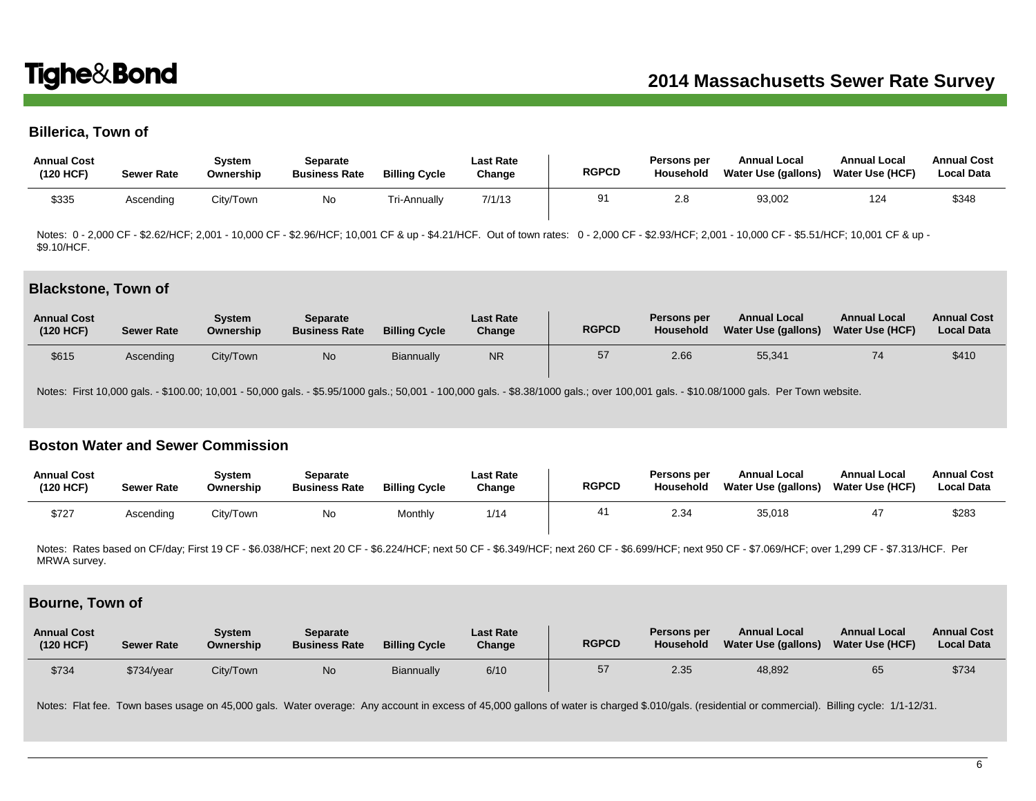## Billerica, Town of

| Annual Cost (120 HCF) | Sewer Rate | System Ownership | Separate Business Rate | Billing Cycle | Last Rate Change | RGPCD | Persons per Household | Annual Local Water Use (gallons) | Annual Local Water Use (HCF) | Annual Cost Local Data |
|---|---|---|---|---|---|---|---|---|---|---|
| $335 | Ascending | City/Town | No | Tri-Annually | 7/1/13 | 91 | 2.8 | 93,002 | 124 | $348 |

Notes: 0 - 2,000 CF - $2.62/HCF; 2,001 - 10,000 CF - $2.96/HCF; 10,001 CF & up - $4.21/HCF. Out of town rates: 0 - 2,000 CF - $2.93/HCF; 2,001 - 10,000 CF - $5.51/HCF; 10,001 CF & up - $9.10/HCF.

## Blackstone, Town of

| Annual Cost (120 HCF) | Sewer Rate | System Ownership | Separate Business Rate | Billing Cycle | Last Rate Change | RGPCD | Persons per Household | Annual Local Water Use (gallons) | Annual Local Water Use (HCF) | Annual Cost Local Data |
|---|---|---|---|---|---|---|---|---|---|---|
| $615 | Ascending | City/Town | No | Biannually | NR | 57 | 2.66 | 55,341 | 74 | $410 |

Notes: First 10,000 gals. - $100.00; 10,001 - 50,000 gals. - $5.95/1000 gals.; 50,001 - 100,000 gals. - $8.38/1000 gals.; over 100,001 gals. - $10.08/1000 gals. Per Town website.

## Boston Water and Sewer Commission

| Annual Cost (120 HCF) | Sewer Rate | System Ownership | Separate Business Rate | Billing Cycle | Last Rate Change | RGPCD | Persons per Household | Annual Local Water Use (gallons) | Annual Local Water Use (HCF) | Annual Cost Local Data |
|---|---|---|---|---|---|---|---|---|---|---|
| $727 | Ascending | City/Town | No | Monthly | 1/14 | 41 | 2.34 | 35,018 | 47 | $283 |

Notes: Rates based on CF/day; First 19 CF - $6.038/HCF; next 20 CF - $6.224/HCF; next 50 CF - $6.349/HCF; next 260 CF - $6.699/HCF; next 950 CF - $7.069/HCF; over 1,299 CF - $7.313/HCF. Per MRWA survey.

## Bourne, Town of

| Annual Cost (120 HCF) | Sewer Rate | System Ownership | Separate Business Rate | Billing Cycle | Last Rate Change | RGPCD | Persons per Household | Annual Local Water Use (gallons) | Annual Local Water Use (HCF) | Annual Cost Local Data |
|---|---|---|---|---|---|---|---|---|---|---|
| $734 | $734/year | City/Town | No | Biannually | 6/10 | 57 | 2.35 | 48,892 | 65 | $734 |

Notes: Flat fee. Town bases usage on 45,000 gals. Water overage: Any account in excess of 45,000 gallons of water is charged $.010/gals. (residential or commercial). Billing cycle: 1/1-12/31.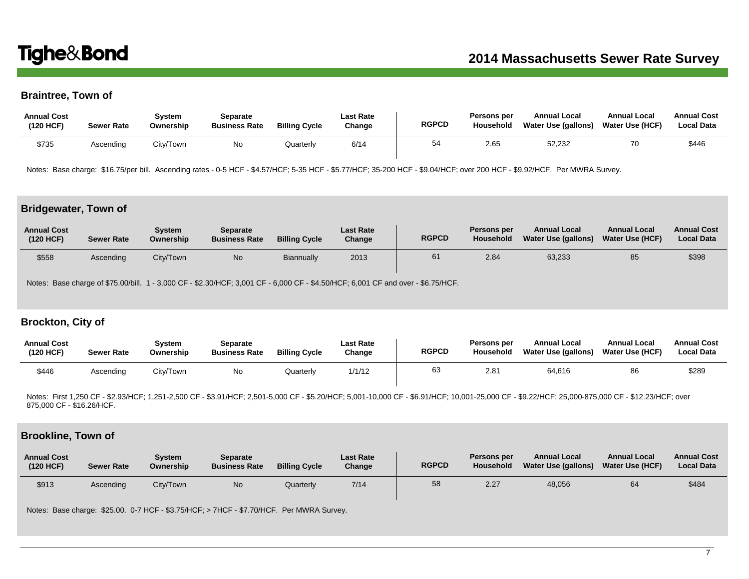## Braintree, Town of

| Annual Cost (120 HCF) | Sewer Rate | System Ownership | Separate Business Rate | Billing Cycle | Last Rate Change | RGPCD | Persons per Household | Annual Local Water Use (gallons) | Annual Local Water Use (HCF) | Annual Cost Local Data |
|---|---|---|---|---|---|---|---|---|---|---|
| $735 | Ascending | City/Town | No | Quarterly | 6/14 | 54 | 2.65 | 52,232 | 70 | $446 |

Notes: Base charge: $16.75/per bill. Ascending rates - 0-5 HCF - $4.57/HCF; 5-35 HCF - $5.77/HCF; 35-200 HCF - $9.04/HCF; over 200 HCF - $9.92/HCF. Per MWRA Survey.

## Bridgewater, Town of

| Annual Cost (120 HCF) | Sewer Rate | System Ownership | Separate Business Rate | Billing Cycle | Last Rate Change | RGPCD | Persons per Household | Annual Local Water Use (gallons) | Annual Local Water Use (HCF) | Annual Cost Local Data |
|---|---|---|---|---|---|---|---|---|---|---|
| $558 | Ascending | City/Town | No | Biannually | 2013 | 61 | 2.84 | 63,233 | 85 | $398 |

Notes: Base charge of $75.00/bill. 1 - 3,000 CF - $2.30/HCF; 3,001 CF - 6,000 CF - $4.50/HCF; 6,001 CF and over - $6.75/HCF.

## Brockton, City of

| Annual Cost (120 HCF) | Sewer Rate | System Ownership | Separate Business Rate | Billing Cycle | Last Rate Change | RGPCD | Persons per Household | Annual Local Water Use (gallons) | Annual Local Water Use (HCF) | Annual Cost Local Data |
|---|---|---|---|---|---|---|---|---|---|---|
| $446 | Ascending | City/Town | No | Quarterly | 1/1/12 | 63 | 2.81 | 64,616 | 86 | $289 |

Notes: First 1,250 CF - $2.93/HCF; 1,251-2,500 CF - $3.91/HCF; 2,501-5,000 CF - $5.20/HCF; 5,001-10,000 CF - $6.91/HCF; 10,001-25,000 CF - $9.22/HCF; 25,000-875,000 CF - $12.23/HCF; over 875,000 CF - $16.26/HCF.

## Brookline, Town of

| Annual Cost (120 HCF) | Sewer Rate | System Ownership | Separate Business Rate | Billing Cycle | Last Rate Change | RGPCD | Persons per Household | Annual Local Water Use (gallons) | Annual Local Water Use (HCF) | Annual Cost Local Data |
|---|---|---|---|---|---|---|---|---|---|---|
| $913 | Ascending | City/Town | No | Quarterly | 7/14 | 58 | 2.27 | 48,056 | 64 | $484 |

Notes: Base charge: $25.00. 0-7 HCF - $3.75/HCF; > 7HCF - $7.70/HCF. Per MWRA Survey.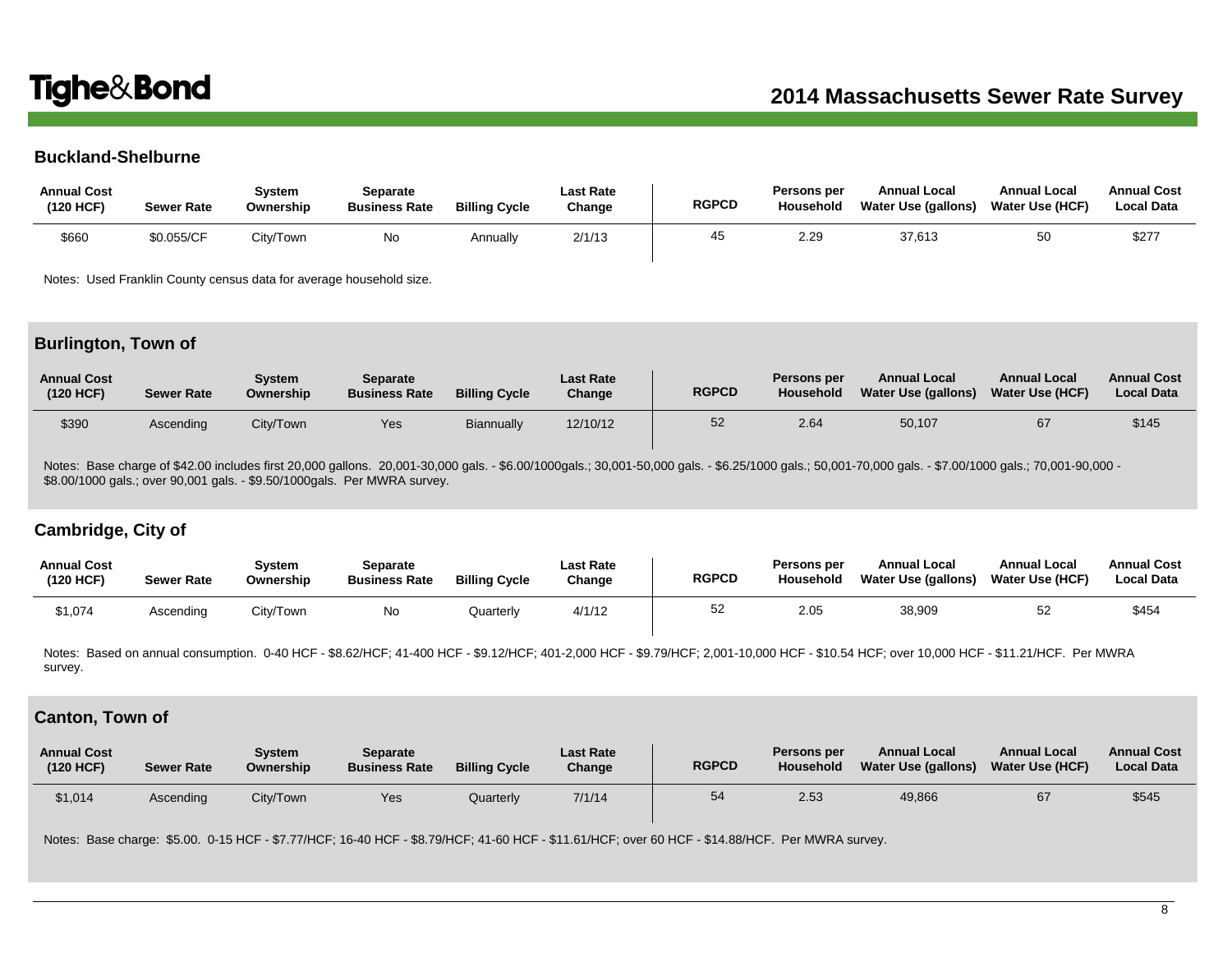### Buckland-Shelburne

| Annual Cost (120 HCF) | Sewer Rate | System Ownership | Separate Business Rate | Billing Cycle | Last Rate Change | RGPCD | Persons per Household | Annual Local Water Use (gallons) | Annual Local Water Use (HCF) | Annual Cost Local Data |
|---|---|---|---|---|---|---|---|---|---|---|
| $660 | $0.055/CF | City/Town | No | Annually | 2/1/13 | 45 | 2.29 | 37,613 | 50 | $277 |

Notes: Used Franklin County census data for average household size.

### Burlington, Town of

| Annual Cost (120 HCF) | Sewer Rate | System Ownership | Separate Business Rate | Billing Cycle | Last Rate Change | RGPCD | Persons per Household | Annual Local Water Use (gallons) | Annual Local Water Use (HCF) | Annual Cost Local Data |
|---|---|---|---|---|---|---|---|---|---|---|
| $390 | Ascending | City/Town | Yes | Biannually | 12/10/12 | 52 | 2.64 | 50,107 | 67 | $145 |

Notes: Base charge of $42.00 includes first 20,000 gallons. 20,001-30,000 gals. - $6.00/1000gals.; 30,001-50,000 gals. - $6.25/1000 gals.; 50,001-70,000 gals. - $7.00/1000 gals.; 70,001-90,000 - $8.00/1000 gals.; over 90,001 gals. - $9.50/1000gals. Per MWRA survey.

### Cambridge, City of

| Annual Cost (120 HCF) | Sewer Rate | System Ownership | Separate Business Rate | Billing Cycle | Last Rate Change | RGPCD | Persons per Household | Annual Local Water Use (gallons) | Annual Local Water Use (HCF) | Annual Cost Local Data |
|---|---|---|---|---|---|---|---|---|---|---|
| $1,074 | Ascending | City/Town | No | Quarterly | 4/1/12 | 52 | 2.05 | 38,909 | 52 | $454 |

Notes: Based on annual consumption. 0-40 HCF - $8.62/HCF; 41-400 HCF - $9.12/HCF; 401-2,000 HCF - $9.79/HCF; 2,001-10,000 HCF - $10.54 HCF; over 10,000 HCF - $11.21/HCF. Per MWRA survey.

### Canton, Town of

| Annual Cost (120 HCF) | Sewer Rate | System Ownership | Separate Business Rate | Billing Cycle | Last Rate Change | RGPCD | Persons per Household | Annual Local Water Use (gallons) | Annual Local Water Use (HCF) | Annual Cost Local Data |
|---|---|---|---|---|---|---|---|---|---|---|
| $1,014 | Ascending | City/Town | Yes | Quarterly | 7/1/14 | 54 | 2.53 | 49,866 | 67 | $545 |

Notes: Base charge: $5.00. 0-15 HCF - $7.77/HCF; 16-40 HCF - $8.79/HCF; 41-60 HCF - $11.61/HCF; over 60 HCF - $14.88/HCF. Per MWRA survey.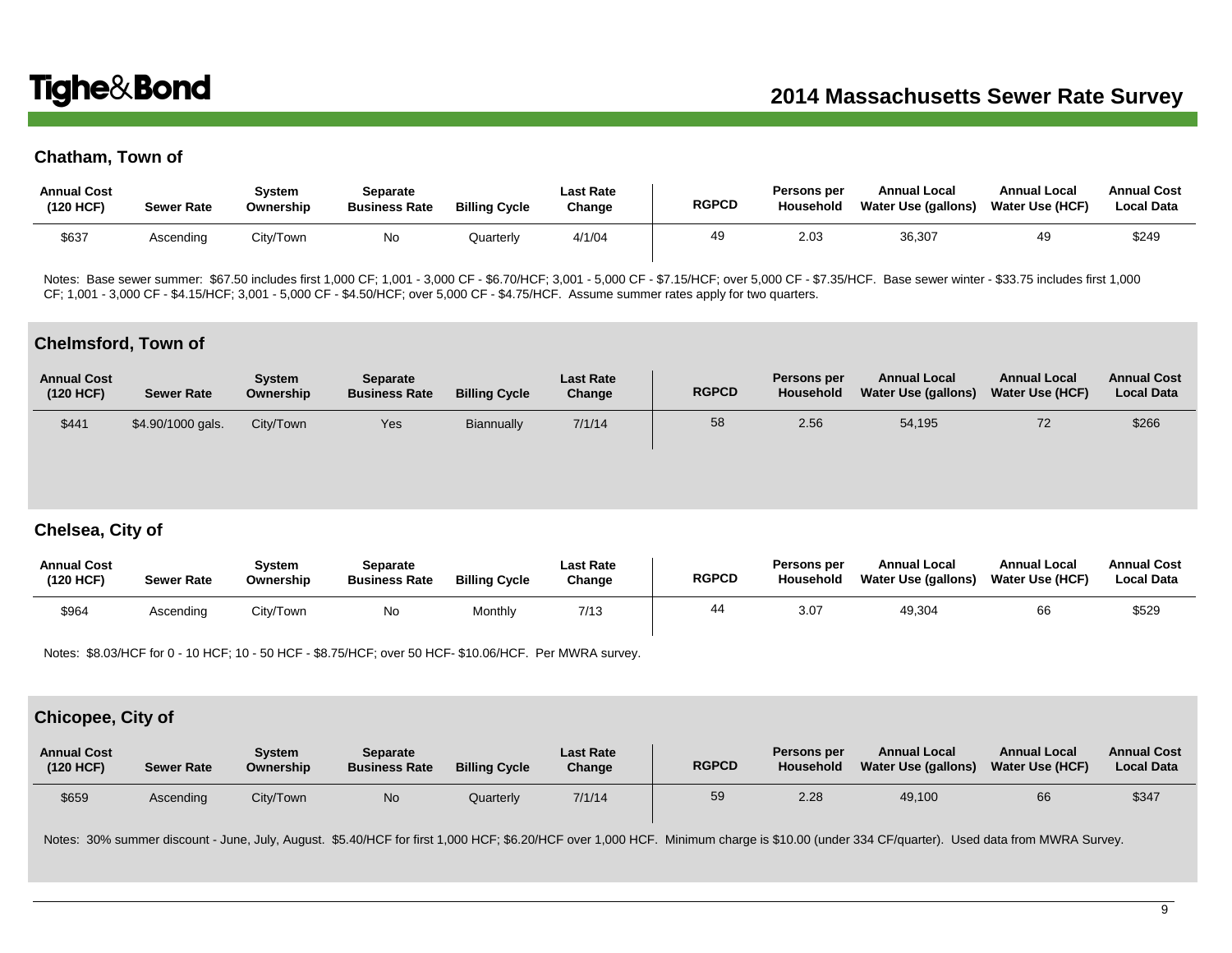## Chatham, Town of

| Annual Cost (120 HCF) | Sewer Rate | System Ownership | Separate Business Rate | Billing Cycle | Last Rate Change | RGPCD | Persons per Household | Annual Local Water Use (gallons) | Annual Local Water Use (HCF) | Annual Cost Local Data |
|---|---|---|---|---|---|---|---|---|---|---|
| $637 | Ascending | City/Town | No | Quarterly | 4/1/04 | 49 | 2.03 | 36,307 | 49 | $249 |

Notes: Base sewer summer: $67.50 includes first 1,000 CF; 1,001 - 3,000 CF - $6.70/HCF; 3,001 - 5,000 CF - $7.15/HCF; over 5,000 CF - $7.35/HCF. Base sewer winter - $33.75 includes first 1,000 CF; 1,001 - 3,000 CF - $4.15/HCF; 3,001 - 5,000 CF - $4.50/HCF; over 5,000 CF - $4.75/HCF. Assume summer rates apply for two quarters.

## Chelmsford, Town of

| Annual Cost (120 HCF) | Sewer Rate | System Ownership | Separate Business Rate | Billing Cycle | Last Rate Change | RGPCD | Persons per Household | Annual Local Water Use (gallons) | Annual Local Water Use (HCF) | Annual Cost Local Data |
|---|---|---|---|---|---|---|---|---|---|---|
| $441 | $4.90/1000 gals. | City/Town | Yes | Biannually | 7/1/14 | 58 | 2.56 | 54,195 | 72 | $266 |

## Chelsea, City of

| Annual Cost (120 HCF) | Sewer Rate | System Ownership | Separate Business Rate | Billing Cycle | Last Rate Change | RGPCD | Persons per Household | Annual Local Water Use (gallons) | Annual Local Water Use (HCF) | Annual Cost Local Data |
|---|---|---|---|---|---|---|---|---|---|---|
| $964 | Ascending | City/Town | No | Monthly | 7/13 | 44 | 3.07 | 49,304 | 66 | $529 |

Notes: $8.03/HCF for 0 - 10 HCF; 10 - 50 HCF - $8.75/HCF; over 50 HCF- $10.06/HCF. Per MWRA survey.

## Chicopee, City of

| Annual Cost (120 HCF) | Sewer Rate | System Ownership | Separate Business Rate | Billing Cycle | Last Rate Change | RGPCD | Persons per Household | Annual Local Water Use (gallons) | Annual Local Water Use (HCF) | Annual Cost Local Data |
|---|---|---|---|---|---|---|---|---|---|---|
| $659 | Ascending | City/Town | No | Quarterly | 7/1/14 | 59 | 2.28 | 49,100 | 66 | $347 |

Notes: 30% summer discount - June, July, August. $5.40/HCF for first 1,000 HCF; $6.20/HCF over 1,000 HCF. Minimum charge is $10.00 (under 334 CF/quarter). Used data from MWRA Survey.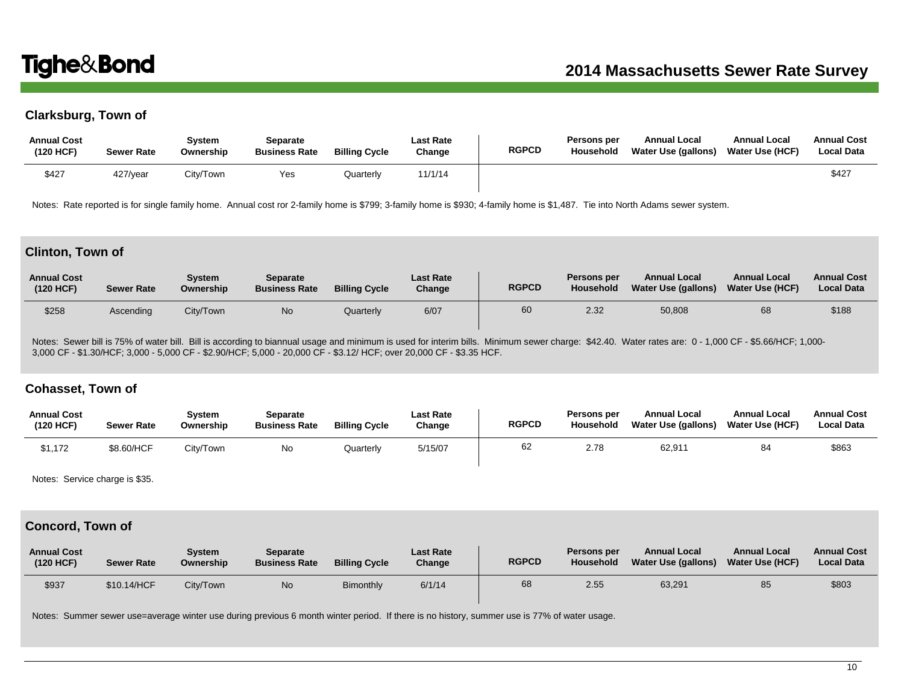## Clarksburg, Town of

| Annual Cost (120 HCF) | Sewer Rate | System Ownership | Separate Business Rate | Billing Cycle | Last Rate Change | RGPCD | Persons per Household | Annual Local Water Use (gallons) | Annual Local Water Use (HCF) | Annual Cost Local Data |
|---|---|---|---|---|---|---|---|---|---|---|
| $427 | 427/year | City/Town | Yes | Quarterly | 11/1/14 | | | | | $427 |

Notes: Rate reported is for single family home. Annual cost ror 2-family home is $799; 3-family home is $930; 4-family home is $1,487. Tie into North Adams sewer system.

## Clinton, Town of

| Annual Cost (120 HCF) | Sewer Rate | System Ownership | Separate Business Rate | Billing Cycle | Last Rate Change | RGPCD | Persons per Household | Annual Local Water Use (gallons) | Annual Local Water Use (HCF) | Annual Cost Local Data |
|---|---|---|---|---|---|---|---|---|---|---|
| $258 | Ascending | City/Town | No | Quarterly | 6/07 | 60 | 2.32 | 50,808 | 68 | $188 |

Notes: Sewer bill is 75% of water bill. Bill is according to biannual usage and minimum is used for interim bills. Minimum sewer charge: $42.40. Water rates are: 0 - 1,000 CF - $5.66/HCF; 1,000-3,000 CF - $1.30/HCF; 3,000 - 5,000 CF - $2.90/HCF; 5,000 - 20,000 CF - $3.12/ HCF; over 20,000 CF - $3.35 HCF.

## Cohasset, Town of

| Annual Cost (120 HCF) | Sewer Rate | System Ownership | Separate Business Rate | Billing Cycle | Last Rate Change | RGPCD | Persons per Household | Annual Local Water Use (gallons) | Annual Local Water Use (HCF) | Annual Cost Local Data |
|---|---|---|---|---|---|---|---|---|---|---|
| $1,172 | $8.60/HCF | City/Town | No | Quarterly | 5/15/07 | 62 | 2.78 | 62,911 | 84 | $863 |

Notes: Service charge is $35.

## Concord, Town of

| Annual Cost (120 HCF) | Sewer Rate | System Ownership | Separate Business Rate | Billing Cycle | Last Rate Change | RGPCD | Persons per Household | Annual Local Water Use (gallons) | Annual Local Water Use (HCF) | Annual Cost Local Data |
|---|---|---|---|---|---|---|---|---|---|---|
| $937 | $10.14/HCF | City/Town | No | Bimonthly | 6/1/14 | 68 | 2.55 | 63,291 | 85 | $803 |

Notes: Summer sewer use=average winter use during previous 6 month winter period. If there is no history, summer use is 77% of water usage.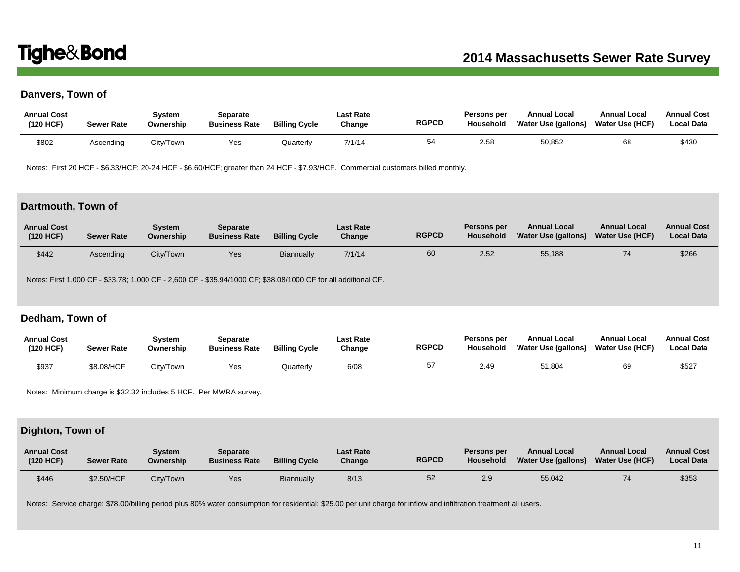## Danvers, Town of

| Annual Cost (120 HCF) | Sewer Rate | System Ownership | Separate Business Rate | Billing Cycle | Last Rate Change | RGPCD | Persons per Household | Annual Local Water Use (gallons) | Annual Local Water Use (HCF) | Annual Cost Local Data |
|---|---|---|---|---|---|---|---|---|---|---|
| $802 | Ascending | City/Town | Yes | Quarterly | 7/1/14 | 54 | 2.58 | 50,852 | 68 | $430 |

Notes: First 20 HCF - $6.33/HCF; 20-24 HCF - $6.60/HCF; greater than 24 HCF - $7.93/HCF. Commercial customers billed monthly.

## Dartmouth, Town of

| Annual Cost (120 HCF) | Sewer Rate | System Ownership | Separate Business Rate | Billing Cycle | Last Rate Change | RGPCD | Persons per Household | Annual Local Water Use (gallons) | Annual Local Water Use (HCF) | Annual Cost Local Data |
|---|---|---|---|---|---|---|---|---|---|---|
| $442 | Ascending | City/Town | Yes | Biannually | 7/1/14 | 60 | 2.52 | 55,188 | 74 | $266 |

Notes: First 1,000 CF - $33.78; 1,000 CF - 2,600 CF - $35.94/1000 CF; $38.08/1000 CF for all additional CF.

## Dedham, Town of

| Annual Cost (120 HCF) | Sewer Rate | System Ownership | Separate Business Rate | Billing Cycle | Last Rate Change | RGPCD | Persons per Household | Annual Local Water Use (gallons) | Annual Local Water Use (HCF) | Annual Cost Local Data |
|---|---|---|---|---|---|---|---|---|---|---|
| $937 | $8.08/HCF | City/Town | Yes | Quarterly | 6/08 | 57 | 2.49 | 51,804 | 69 | $527 |

Notes: Minimum charge is $32.32 includes 5 HCF. Per MWRA survey.

## Dighton, Town of

| Annual Cost (120 HCF) | Sewer Rate | System Ownership | Separate Business Rate | Billing Cycle | Last Rate Change | RGPCD | Persons per Household | Annual Local Water Use (gallons) | Annual Local Water Use (HCF) | Annual Cost Local Data |
|---|---|---|---|---|---|---|---|---|---|---|
| $446 | $2.50/HCF | City/Town | Yes | Biannually | 8/13 | 52 | 2.9 | 55,042 | 74 | $353 |

Notes: Service charge: $78.00/billing period plus 80% water consumption for residential; $25.00 per unit charge for inflow and infiltration treatment all users.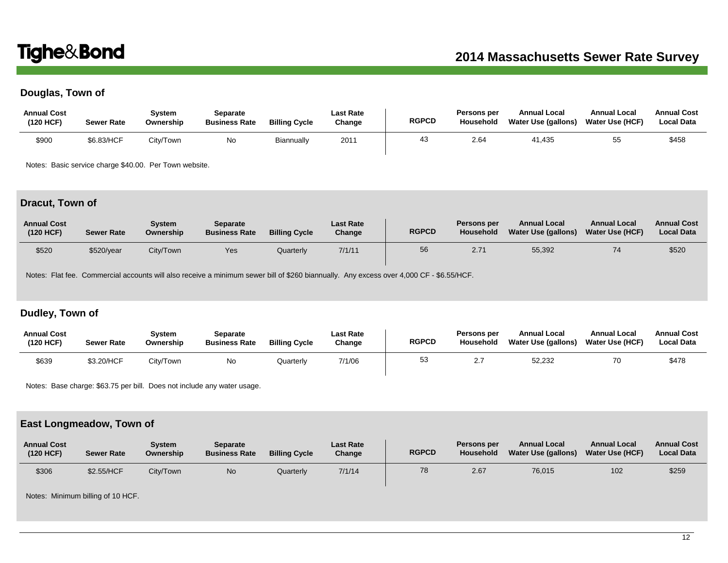## Douglas, Town of

| Annual Cost (120 HCF) | Sewer Rate | System Ownership | Separate Business Rate | Billing Cycle | Last Rate Change | RGPCD | Persons per Household | Annual Local Water Use (gallons) | Annual Local Water Use (HCF) | Annual Cost Local Data |
|---|---|---|---|---|---|---|---|---|---|---|
| $900 | $6.83/HCF | City/Town | No | Biannually | 2011 | 43 | 2.64 | 41,435 | 55 | $458 |

Notes: Basic service charge $40.00. Per Town website.

## Dracut, Town of

| Annual Cost (120 HCF) | Sewer Rate | System Ownership | Separate Business Rate | Billing Cycle | Last Rate Change | RGPCD | Persons per Household | Annual Local Water Use (gallons) | Annual Local Water Use (HCF) | Annual Cost Local Data |
|---|---|---|---|---|---|---|---|---|---|---|
| $520 | $520/year | City/Town | Yes | Quarterly | 7/1/11 | 56 | 2.71 | 55,392 | 74 | $520 |

Notes: Flat fee. Commercial accounts will also receive a minimum sewer bill of $260 biannually. Any excess over 4,000 CF - $6.55/HCF.

## Dudley, Town of

| Annual Cost (120 HCF) | Sewer Rate | System Ownership | Separate Business Rate | Billing Cycle | Last Rate Change | RGPCD | Persons per Household | Annual Local Water Use (gallons) | Annual Local Water Use (HCF) | Annual Cost Local Data |
|---|---|---|---|---|---|---|---|---|---|---|
| $639 | $3.20/HCF | City/Town | No | Quarterly | 7/1/06 | 53 | 2.7 | 52,232 | 70 | $478 |

Notes: Base charge: $63.75 per bill. Does not include any water usage.

## East Longmeadow, Town of

| Annual Cost (120 HCF) | Sewer Rate | System Ownership | Separate Business Rate | Billing Cycle | Last Rate Change | RGPCD | Persons per Household | Annual Local Water Use (gallons) | Annual Local Water Use (HCF) | Annual Cost Local Data |
|---|---|---|---|---|---|---|---|---|---|---|
| $306 | $2.55/HCF | City/Town | No | Quarterly | 7/1/14 | 78 | 2.67 | 76,015 | 102 | $259 |

Notes: Minimum billing of 10 HCF.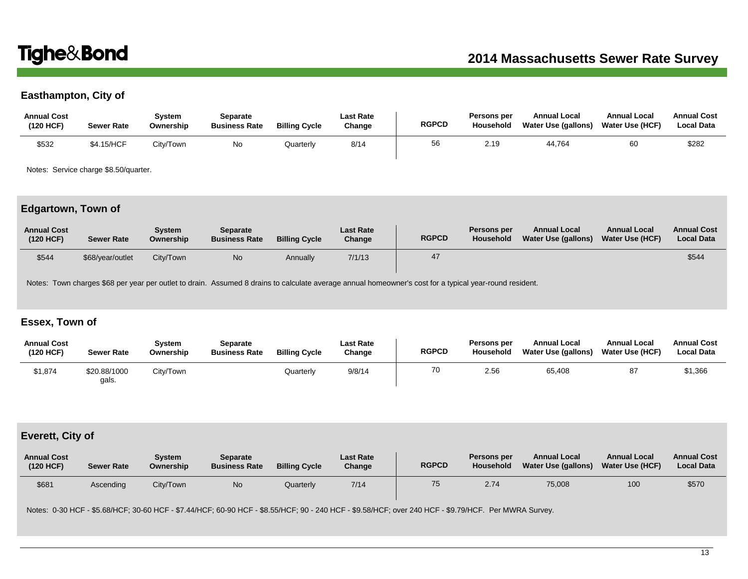## Easthampton, City of

| Annual Cost (120 HCF) | Sewer Rate | System Ownership | Separate Business Rate | Billing Cycle | Last Rate Change | RGPCD | Persons per Household | Annual Local Water Use (gallons) | Annual Local Water Use (HCF) | Annual Cost Local Data |
|---|---|---|---|---|---|---|---|---|---|---|
| $532 | $4.15/HCF | City/Town | No | Quarterly | 8/14 | 56 | 2.19 | 44,764 | 60 | $282 |

Notes: Service charge $8.50/quarter.

## Edgartown, Town of

| Annual Cost (120 HCF) | Sewer Rate | System Ownership | Separate Business Rate | Billing Cycle | Last Rate Change | RGPCD | Persons per Household | Annual Local Water Use (gallons) | Annual Local Water Use (HCF) | Annual Cost Local Data |
|---|---|---|---|---|---|---|---|---|---|---|
| $544 | $68/year/outlet | City/Town | No | Annually | 7/1/13 | 47 | | | | $544 |

Notes: Town charges $68 per year per outlet to drain. Assumed 8 drains to calculate average annual homeowner's cost for a typical year-round resident.

## Essex, Town of

| Annual Cost (120 HCF) | Sewer Rate | System Ownership | Separate Business Rate | Billing Cycle | Last Rate Change | RGPCD | Persons per Household | Annual Local Water Use (gallons) | Annual Local Water Use (HCF) | Annual Cost Local Data |
|---|---|---|---|---|---|---|---|---|---|---|
| $1,874 | $20.88/1000 gals. | City/Town | | Quarterly | 9/8/14 | 70 | 2.56 | 65,408 | 87 | $1,366 |

## Everett, City of

| Annual Cost (120 HCF) | Sewer Rate | System Ownership | Separate Business Rate | Billing Cycle | Last Rate Change | RGPCD | Persons per Household | Annual Local Water Use (gallons) | Annual Local Water Use (HCF) | Annual Cost Local Data |
|---|---|---|---|---|---|---|---|---|---|---|
| $681 | Ascending | City/Town | No | Quarterly | 7/14 | 75 | 2.74 | 75,008 | 100 | $570 |

Notes: 0-30 HCF - $5.68/HCF; 30-60 HCF - $7.44/HCF; 60-90 HCF - $8.55/HCF; 90 - 240 HCF - $9.58/HCF; over 240 HCF - $9.79/HCF. Per MWRA Survey.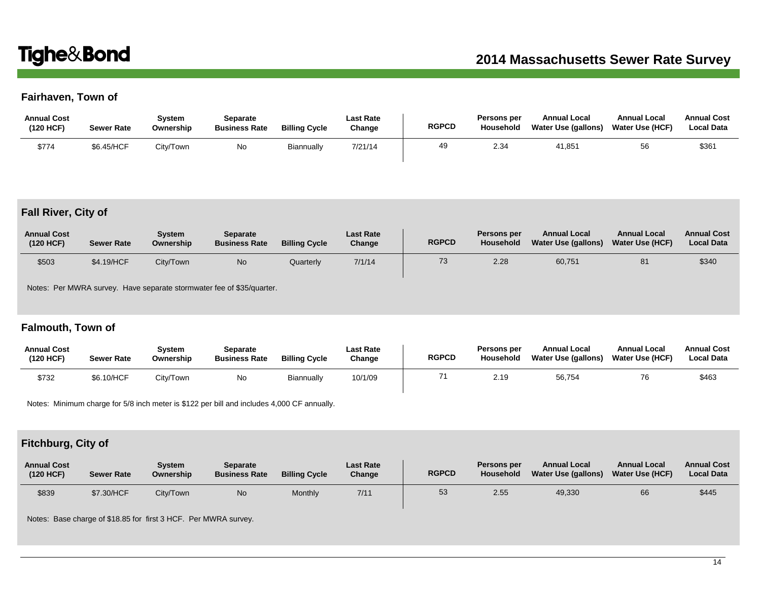## Fairhaven, Town of

| Annual Cost (120 HCF) | Sewer Rate | System Ownership | Separate Business Rate | Billing Cycle | Last Rate Change | RGPCD | Persons per Household | Annual Local Water Use (gallons) | Annual Local Water Use (HCF) | Annual Cost Local Data |
|---|---|---|---|---|---|---|---|---|---|---|
| $774 | $6.45/HCF | City/Town | No | Biannually | 7/21/14 | 49 | 2.34 | 41,851 | 56 | $361 |

## Fall River, City of

| Annual Cost (120 HCF) | Sewer Rate | System Ownership | Separate Business Rate | Billing Cycle | Last Rate Change | RGPCD | Persons per Household | Annual Local Water Use (gallons) | Annual Local Water Use (HCF) | Annual Cost Local Data |
|---|---|---|---|---|---|---|---|---|---|---|
| $503 | $4.19/HCF | City/Town | No | Quarterly | 7/1/14 | 73 | 2.28 | 60,751 | 81 | $340 |

Notes: Per MWRA survey. Have separate stormwater fee of $35/quarter.

## Falmouth, Town of

| Annual Cost (120 HCF) | Sewer Rate | System Ownership | Separate Business Rate | Billing Cycle | Last Rate Change | RGPCD | Persons per Household | Annual Local Water Use (gallons) | Annual Local Water Use (HCF) | Annual Cost Local Data |
|---|---|---|---|---|---|---|---|---|---|---|
| $732 | $6.10/HCF | City/Town | No | Biannually | 10/1/09 | 71 | 2.19 | 56,754 | 76 | $463 |

Notes: Minimum charge for 5/8 inch meter is $122 per bill and includes 4,000 CF annually.

## Fitchburg, City of

| Annual Cost (120 HCF) | Sewer Rate | System Ownership | Separate Business Rate | Billing Cycle | Last Rate Change | RGPCD | Persons per Household | Annual Local Water Use (gallons) | Annual Local Water Use (HCF) | Annual Cost Local Data |
|---|---|---|---|---|---|---|---|---|---|---|
| $839 | $7.30/HCF | City/Town | No | Monthly | 7/11 | 53 | 2.55 | 49,330 | 66 | $445 |

Notes: Base charge of $18.85 for first 3 HCF. Per MWRA survey.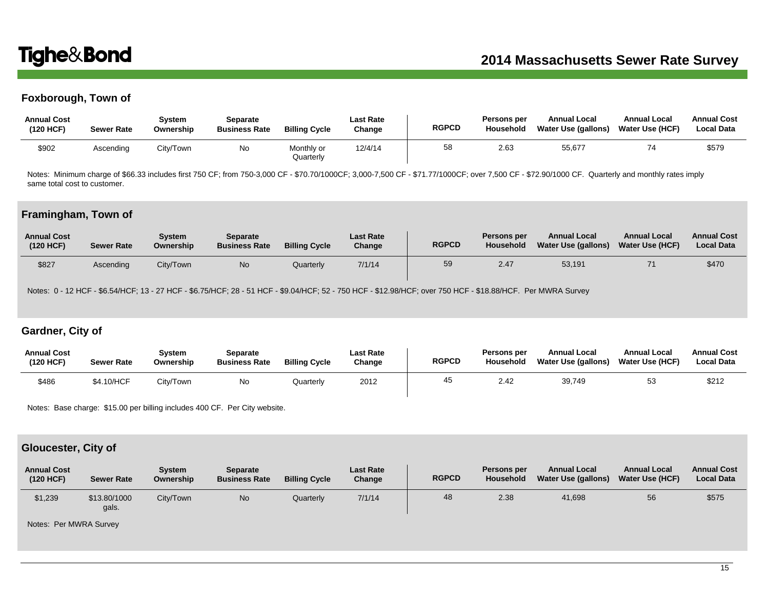## Foxborough, Town of

| Annual Cost (120 HCF) | Sewer Rate | System Ownership | Separate Business Rate | Billing Cycle | Last Rate Change | RGPCD | Persons per Household | Annual Local Water Use (gallons) | Annual Local Water Use (HCF) | Annual Cost Local Data |
|---|---|---|---|---|---|---|---|---|---|---|
| $902 | Ascending | City/Town | No | Monthly or Quarterly | 12/4/14 | 58 | 2.63 | 55,677 | 74 | $579 |

Notes: Minimum charge of $66.33 includes first 750 CF; from 750-3,000 CF - $70.70/1000CF; 3,000-7,500 CF - $71.77/1000CF; over 7,500 CF - $72.90/1000 CF. Quarterly and monthly rates imply same total cost to customer.

## Framingham, Town of

| Annual Cost (120 HCF) | Sewer Rate | System Ownership | Separate Business Rate | Billing Cycle | Last Rate Change | RGPCD | Persons per Household | Annual Local Water Use (gallons) | Annual Local Water Use (HCF) | Annual Cost Local Data |
|---|---|---|---|---|---|---|---|---|---|---|
| $827 | Ascending | City/Town | No | Quarterly | 7/1/14 | 59 | 2.47 | 53,191 | 71 | $470 |

Notes: 0 - 12 HCF - $6.54/HCF; 13 - 27 HCF - $6.75/HCF; 28 - 51 HCF - $9.04/HCF; 52 - 750 HCF - $12.98/HCF; over 750 HCF - $18.88/HCF. Per MWRA Survey

## Gardner, City of

| Annual Cost (120 HCF) | Sewer Rate | System Ownership | Separate Business Rate | Billing Cycle | Last Rate Change | RGPCD | Persons per Household | Annual Local Water Use (gallons) | Annual Local Water Use (HCF) | Annual Cost Local Data |
|---|---|---|---|---|---|---|---|---|---|---|
| $486 | $4.10/HCF | City/Town | No | Quarterly | 2012 | 45 | 2.42 | 39,749 | 53 | $212 |

Notes: Base charge: $15.00 per billing includes 400 CF. Per City website.

## Gloucester, City of

| Annual Cost (120 HCF) | Sewer Rate | System Ownership | Separate Business Rate | Billing Cycle | Last Rate Change | RGPCD | Persons per Household | Annual Local Water Use (gallons) | Annual Local Water Use (HCF) | Annual Cost Local Data |
|---|---|---|---|---|---|---|---|---|---|---|
| $1,239 | $13.80/1000 gals. | City/Town | No | Quarterly | 7/1/14 | 48 | 2.38 | 41,698 | 56 | $575 |

Notes: Per MWRA Survey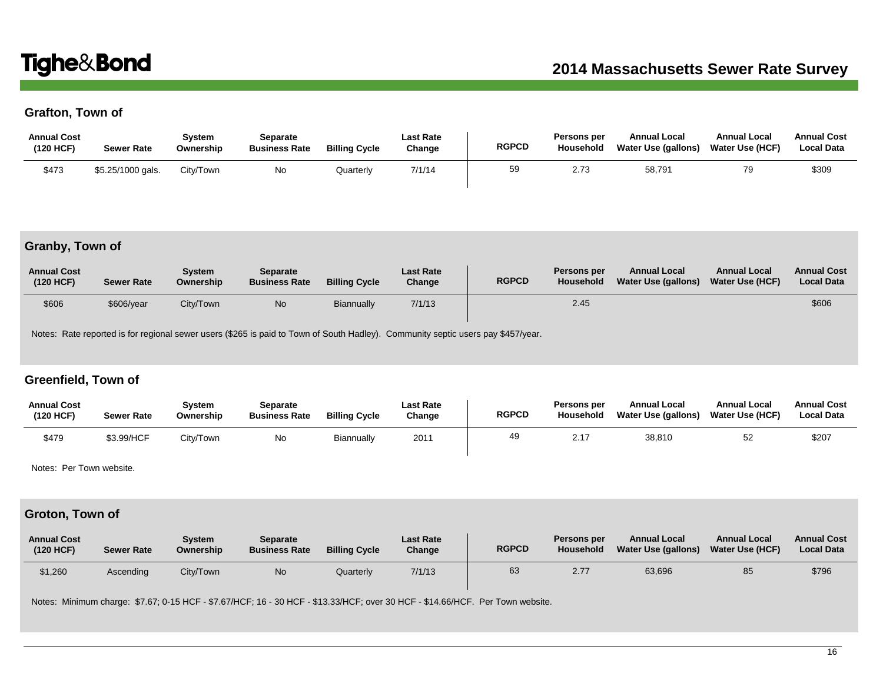## Grafton, Town of

| Annual Cost (120 HCF) | Sewer Rate | System Ownership | Separate Business Rate | Billing Cycle | Last Rate Change | RGPCD | Persons per Household | Annual Local Water Use (gallons) | Annual Local Water Use (HCF) | Annual Cost Local Data |
|---|---|---|---|---|---|---|---|---|---|---|
| $473 | $5.25/1000 gals. | City/Town | No | Quarterly | 7/1/14 | 59 | 2.73 | 58,791 | 79 | $309 |

## Granby, Town of

| Annual Cost (120 HCF) | Sewer Rate | System Ownership | Separate Business Rate | Billing Cycle | Last Rate Change | RGPCD | Persons per Household | Annual Local Water Use (gallons) | Annual Local Water Use (HCF) | Annual Cost Local Data |
|---|---|---|---|---|---|---|---|---|---|---|
| $606 | $606/year | City/Town | No | Biannually | 7/1/13 | | 2.45 | | | $606 |

Notes: Rate reported is for regional sewer users ($265 is paid to Town of South Hadley). Community septic users pay $457/year.

## Greenfield, Town of

| Annual Cost (120 HCF) | Sewer Rate | System Ownership | Separate Business Rate | Billing Cycle | Last Rate Change | RGPCD | Persons per Household | Annual Local Water Use (gallons) | Annual Local Water Use (HCF) | Annual Cost Local Data |
|---|---|---|---|---|---|---|---|---|---|---|
| $479 | $3.99/HCF | City/Town | No | Biannually | 2011 | 49 | 2.17 | 38,810 | 52 | $207 |

Notes: Per Town website.

## Groton, Town of

| Annual Cost (120 HCF) | Sewer Rate | System Ownership | Separate Business Rate | Billing Cycle | Last Rate Change | RGPCD | Persons per Household | Annual Local Water Use (gallons) | Annual Local Water Use (HCF) | Annual Cost Local Data |
|---|---|---|---|---|---|---|---|---|---|---|
| $1,260 | Ascending | City/Town | No | Quarterly | 7/1/13 | 63 | 2.77 | 63,696 | 85 | $796 |

Notes: Minimum charge: $7.67; 0-15 HCF - $7.67/HCF; 16 - 30 HCF - $13.33/HCF; over 30 HCF - $14.66/HCF. Per Town website.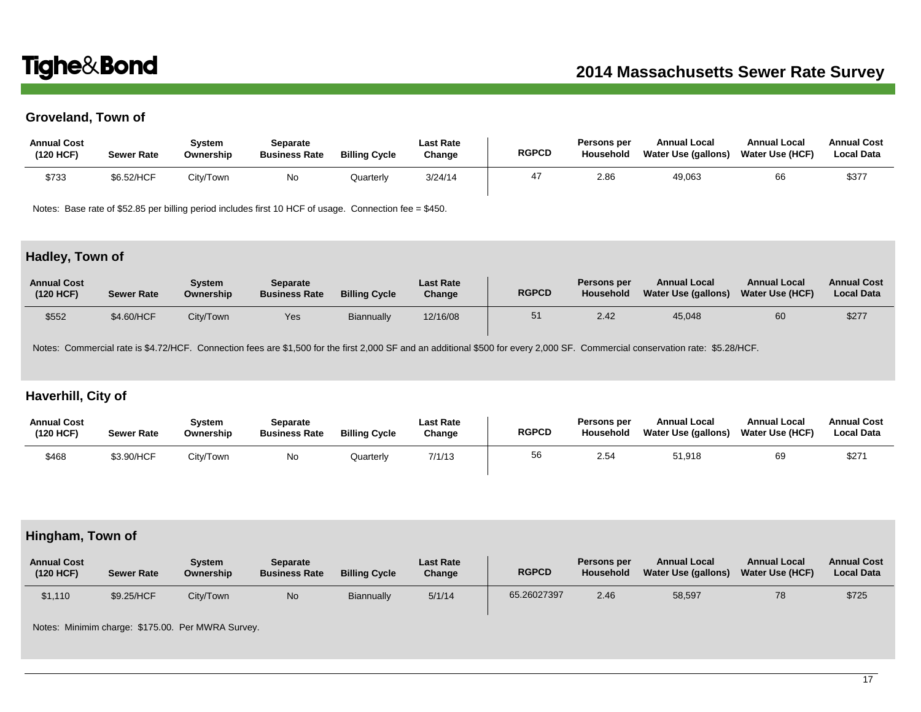## Groveland, Town of

| Annual Cost (120 HCF) | Sewer Rate | System Ownership | Separate Business Rate | Billing Cycle | Last Rate Change | RGPCD | Persons per Household | Annual Local Water Use (gallons) | Annual Local Water Use (HCF) | Annual Cost Local Data |
|---|---|---|---|---|---|---|---|---|---|---|
| $733 | $6.52/HCF | City/Town | No | Quarterly | 3/24/14 | 47 | 2.86 | 49,063 | 66 | $377 |

Notes: Base rate of $52.85 per billing period includes first 10 HCF of usage. Connection fee = $450.

## Hadley, Town of

| Annual Cost (120 HCF) | Sewer Rate | System Ownership | Separate Business Rate | Billing Cycle | Last Rate Change | RGPCD | Persons per Household | Annual Local Water Use (gallons) | Annual Local Water Use (HCF) | Annual Cost Local Data |
|---|---|---|---|---|---|---|---|---|---|---|
| $552 | $4.60/HCF | City/Town | Yes | Biannually | 12/16/08 | 51 | 2.42 | 45,048 | 60 | $277 |

Notes: Commercial rate is $4.72/HCF. Connection fees are $1,500 for the first 2,000 SF and an additional $500 for every 2,000 SF. Commercial conservation rate: $5.28/HCF.

## Haverhill, City of

| Annual Cost (120 HCF) | Sewer Rate | System Ownership | Separate Business Rate | Billing Cycle | Last Rate Change | RGPCD | Persons per Household | Annual Local Water Use (gallons) | Annual Local Water Use (HCF) | Annual Cost Local Data |
|---|---|---|---|---|---|---|---|---|---|---|
| $468 | $3.90/HCF | City/Town | No | Quarterly | 7/1/13 | 56 | 2.54 | 51,918 | 69 | $271 |

## Hingham, Town of

| Annual Cost (120 HCF) | Sewer Rate | System Ownership | Separate Business Rate | Billing Cycle | Last Rate Change | RGPCD | Persons per Household | Annual Local Water Use (gallons) | Annual Local Water Use (HCF) | Annual Cost Local Data |
|---|---|---|---|---|---|---|---|---|---|---|
| $1,110 | $9.25/HCF | City/Town | No | Biannually | 5/1/14 | 65.26027397 | 2.46 | 58,597 | 78 | $725 |

Notes: Minimim charge: $175.00. Per MWRA Survey.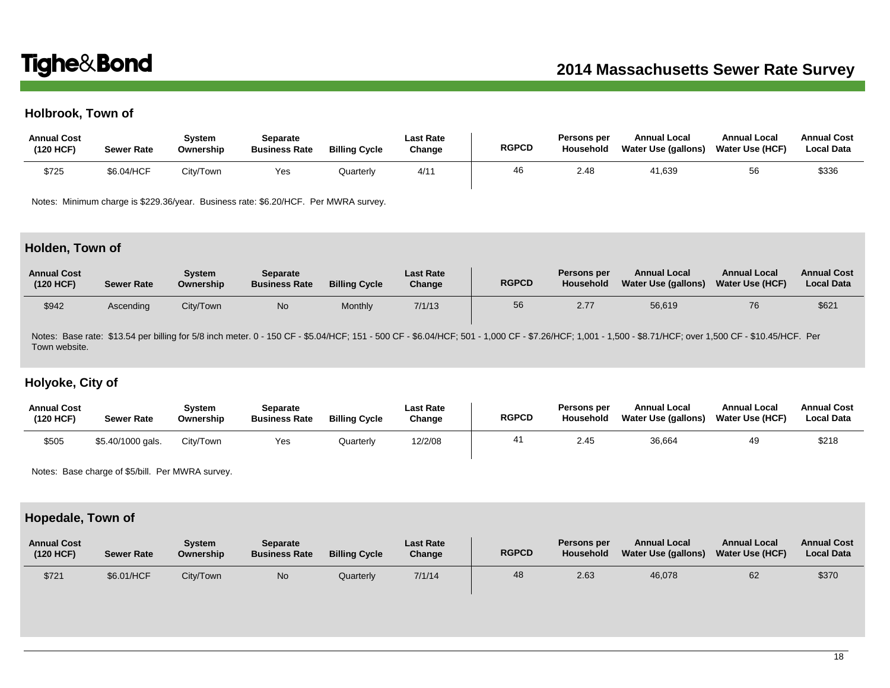## Holbrook, Town of

| Annual Cost (120 HCF) | Sewer Rate | System Ownership | Separate Business Rate | Billing Cycle | Last Rate Change | RGPCD | Persons per Household | Annual Local Water Use (gallons) | Annual Local Water Use (HCF) | Annual Cost Local Data |
|---|---|---|---|---|---|---|---|---|---|---|
| $725 | $6.04/HCF | City/Town | Yes | Quarterly | 4/11 | 46 | 2.48 | 41,639 | 56 | $336 |

Notes: Minimum charge is $229.36/year. Business rate: $6.20/HCF. Per MWRA survey.

## Holden, Town of

| Annual Cost (120 HCF) | Sewer Rate | System Ownership | Separate Business Rate | Billing Cycle | Last Rate Change | RGPCD | Persons per Household | Annual Local Water Use (gallons) | Annual Local Water Use (HCF) | Annual Cost Local Data |
|---|---|---|---|---|---|---|---|---|---|---|
| $942 | Ascending | City/Town | No | Monthly | 7/1/13 | 56 | 2.77 | 56,619 | 76 | $621 |

Notes: Base rate: $13.54 per billing for 5/8 inch meter. 0 - 150 CF - $5.04/HCF; 151 - 500 CF - $6.04/HCF; 501 - 1,000 CF - $7.26/HCF; 1,001 - 1,500 - $8.71/HCF; over 1,500 CF - $10.45/HCF. Per Town website.

## Holyoke, City of

| Annual Cost (120 HCF) | Sewer Rate | System Ownership | Separate Business Rate | Billing Cycle | Last Rate Change | RGPCD | Persons per Household | Annual Local Water Use (gallons) | Annual Local Water Use (HCF) | Annual Cost Local Data |
|---|---|---|---|---|---|---|---|---|---|---|
| $505 | $5.40/1000 gals. | City/Town | Yes | Quarterly | 12/2/08 | 41 | 2.45 | 36,664 | 49 | $218 |

Notes: Base charge of $5/bill. Per MWRA survey.

## Hopedale, Town of

| Annual Cost (120 HCF) | Sewer Rate | System Ownership | Separate Business Rate | Billing Cycle | Last Rate Change | RGPCD | Persons per Household | Annual Local Water Use (gallons) | Annual Local Water Use (HCF) | Annual Cost Local Data |
|---|---|---|---|---|---|---|---|---|---|---|
| $721 | $6.01/HCF | City/Town | No | Quarterly | 7/1/14 | 48 | 2.63 | 46,078 | 62 | $370 |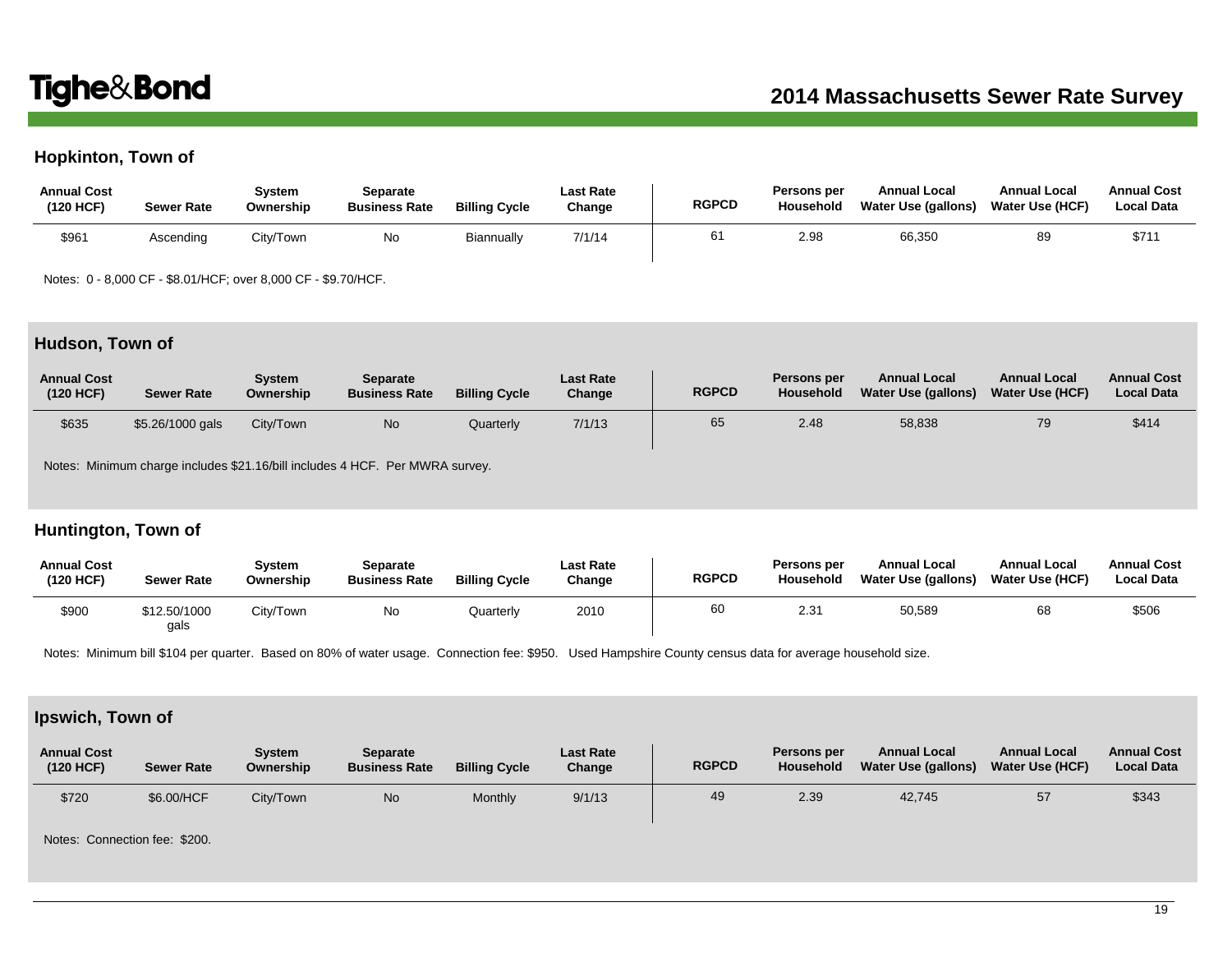## Hopkinton, Town of

| Annual Cost (120 HCF) | Sewer Rate | System Ownership | Separate Business Rate | Billing Cycle | Last Rate Change | RGPCD | Persons per Household | Annual Local Water Use (gallons) | Annual Local Water Use (HCF) | Annual Cost Local Data |
|---|---|---|---|---|---|---|---|---|---|---|
| $961 | Ascending | City/Town | No | Biannually | 7/1/14 | 61 | 2.98 | 66,350 | 89 | $711 |

Notes: 0 - 8,000 CF - $8.01/HCF; over 8,000 CF - $9.70/HCF.

## Hudson, Town of

| Annual Cost (120 HCF) | Sewer Rate | System Ownership | Separate Business Rate | Billing Cycle | Last Rate Change | RGPCD | Persons per Household | Annual Local Water Use (gallons) | Annual Local Water Use (HCF) | Annual Cost Local Data |
|---|---|---|---|---|---|---|---|---|---|---|
| $635 | $5.26/1000 gals | City/Town | No | Quarterly | 7/1/13 | 65 | 2.48 | 58,838 | 79 | $414 |

Notes: Minimum charge includes $21.16/bill includes 4 HCF. Per MWRA survey.

## Huntington, Town of

| Annual Cost (120 HCF) | Sewer Rate | System Ownership | Separate Business Rate | Billing Cycle | Last Rate Change | RGPCD | Persons per Household | Annual Local Water Use (gallons) | Annual Local Water Use (HCF) | Annual Cost Local Data |
|---|---|---|---|---|---|---|---|---|---|---|
| $900 | $12.50/1000 gals | City/Town | No | Quarterly | 2010 | 60 | 2.31 | 50,589 | 68 | $506 |

Notes: Minimum bill $104 per quarter. Based on 80% of water usage. Connection fee: $950. Used Hampshire County census data for average household size.

## Ipswich, Town of

| Annual Cost (120 HCF) | Sewer Rate | System Ownership | Separate Business Rate | Billing Cycle | Last Rate Change | RGPCD | Persons per Household | Annual Local Water Use (gallons) | Annual Local Water Use (HCF) | Annual Cost Local Data |
|---|---|---|---|---|---|---|---|---|---|---|
| $720 | $6.00/HCF | City/Town | No | Monthly | 9/1/13 | 49 | 2.39 | 42,745 | 57 | $343 |

Notes: Connection fee: $200.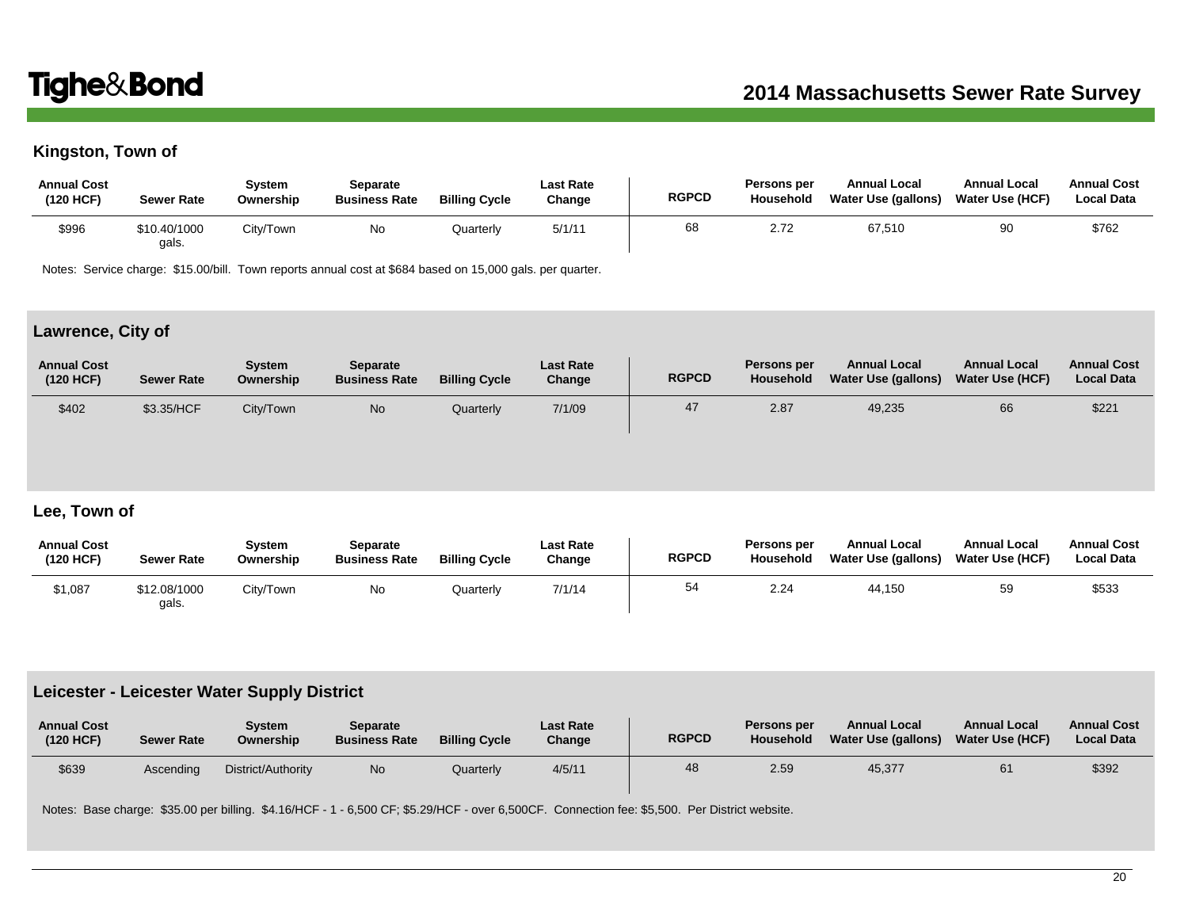## Kingston, Town of

| Annual Cost (120 HCF) | Sewer Rate | System Ownership | Separate Business Rate | Billing Cycle | Last Rate Change | RGPCD | Persons per Household | Annual Local Water Use (gallons) | Annual Local Water Use (HCF) | Annual Cost Local Data |
|---|---|---|---|---|---|---|---|---|---|---|
| $996 | $10.40/1000 gals. | City/Town | No | Quarterly | 5/1/11 | 68 | 2.72 | 67,510 | 90 | $762 |

Notes: Service charge: $15.00/bill. Town reports annual cost at $684 based on 15,000 gals. per quarter.

## Lawrence, City of

| Annual Cost (120 HCF) | Sewer Rate | System Ownership | Separate Business Rate | Billing Cycle | Last Rate Change | RGPCD | Persons per Household | Annual Local Water Use (gallons) | Annual Local Water Use (HCF) | Annual Cost Local Data |
|---|---|---|---|---|---|---|---|---|---|---|
| $402 | $3.35/HCF | City/Town | No | Quarterly | 7/1/09 | 47 | 2.87 | 49,235 | 66 | $221 |

## Lee, Town of

| Annual Cost (120 HCF) | Sewer Rate | System Ownership | Separate Business Rate | Billing Cycle | Last Rate Change | RGPCD | Persons per Household | Annual Local Water Use (gallons) | Annual Local Water Use (HCF) | Annual Cost Local Data |
|---|---|---|---|---|---|---|---|---|---|---|
| $1,087 | $12.08/1000 gals. | City/Town | No | Quarterly | 7/1/14 | 54 | 2.24 | 44,150 | 59 | $533 |

## Leicester - Leicester Water Supply District

| Annual Cost (120 HCF) | Sewer Rate | System Ownership | Separate Business Rate | Billing Cycle | Last Rate Change | RGPCD | Persons per Household | Annual Local Water Use (gallons) | Annual Local Water Use (HCF) | Annual Cost Local Data |
|---|---|---|---|---|---|---|---|---|---|---|
| $639 | Ascending | District/Authority | No | Quarterly | 4/5/11 | 48 | 2.59 | 45,377 | 61 | $392 |

Notes: Base charge: $35.00 per billing. $4.16/HCF - 1 - 6,500 CF; $5.29/HCF - over 6,500CF. Connection fee: $5,500. Per District website.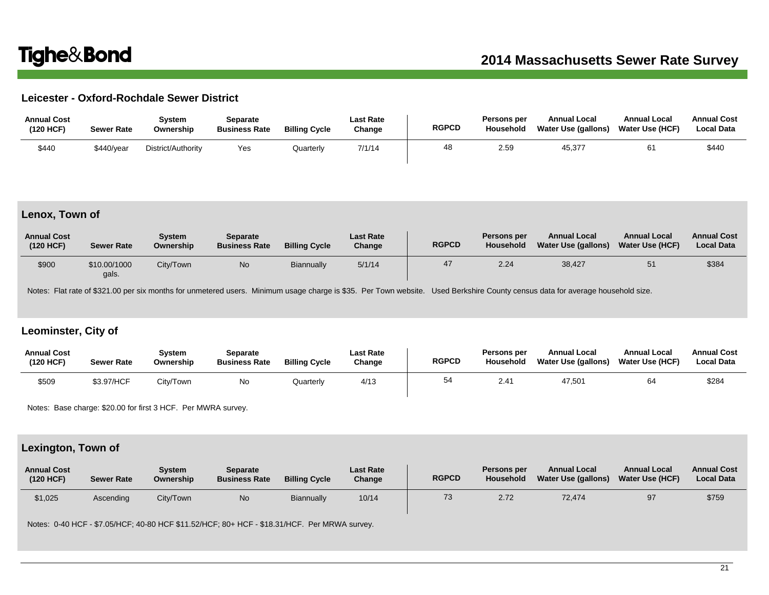## Leicester - Oxford-Rochdale Sewer District

| Annual Cost (120 HCF) | Sewer Rate | System Ownership | Separate Business Rate | Billing Cycle | Last Rate Change | RGPCD | Persons per Household | Annual Local Water Use (gallons) | Annual Local Water Use (HCF) | Annual Cost Local Data |
|---|---|---|---|---|---|---|---|---|---|---|
| $440 | $440/year | District/Authority | Yes | Quarterly | 7/1/14 | 48 | 2.59 | 45,377 | 61 | $440 |

## Lenox, Town of

| Annual Cost (120 HCF) | Sewer Rate | System Ownership | Separate Business Rate | Billing Cycle | Last Rate Change | RGPCD | Persons per Household | Annual Local Water Use (gallons) | Annual Local Water Use (HCF) | Annual Cost Local Data |
|---|---|---|---|---|---|---|---|---|---|---|
| $900 | $10.00/1000 gals. | City/Town | No | Biannually | 5/1/14 | 47 | 2.24 | 38,427 | 51 | $384 |

Notes: Flat rate of $321.00 per six months for unmetered users. Minimum usage charge is $35. Per Town website. Used Berkshire County census data for average household size.

## Leominster, City of

| Annual Cost (120 HCF) | Sewer Rate | System Ownership | Separate Business Rate | Billing Cycle | Last Rate Change | RGPCD | Persons per Household | Annual Local Water Use (gallons) | Annual Local Water Use (HCF) | Annual Cost Local Data |
|---|---|---|---|---|---|---|---|---|---|---|
| $509 | $3.97/HCF | City/Town | No | Quarterly | 4/13 | 54 | 2.41 | 47,501 | 64 | $284 |

Notes: Base charge: $20.00 for first 3 HCF. Per MWRA survey.

## Lexington, Town of

| Annual Cost (120 HCF) | Sewer Rate | System Ownership | Separate Business Rate | Billing Cycle | Last Rate Change | RGPCD | Persons per Household | Annual Local Water Use (gallons) | Annual Local Water Use (HCF) | Annual Cost Local Data |
|---|---|---|---|---|---|---|---|---|---|---|
| $1,025 | Ascending | City/Town | No | Biannually | 10/14 | 73 | 2.72 | 72,474 | 97 | $759 |

Notes: 0-40 HCF - $7.05/HCF; 40-80 HCF $11.52/HCF; 80+ HCF - $18.31/HCF. Per MRWA survey.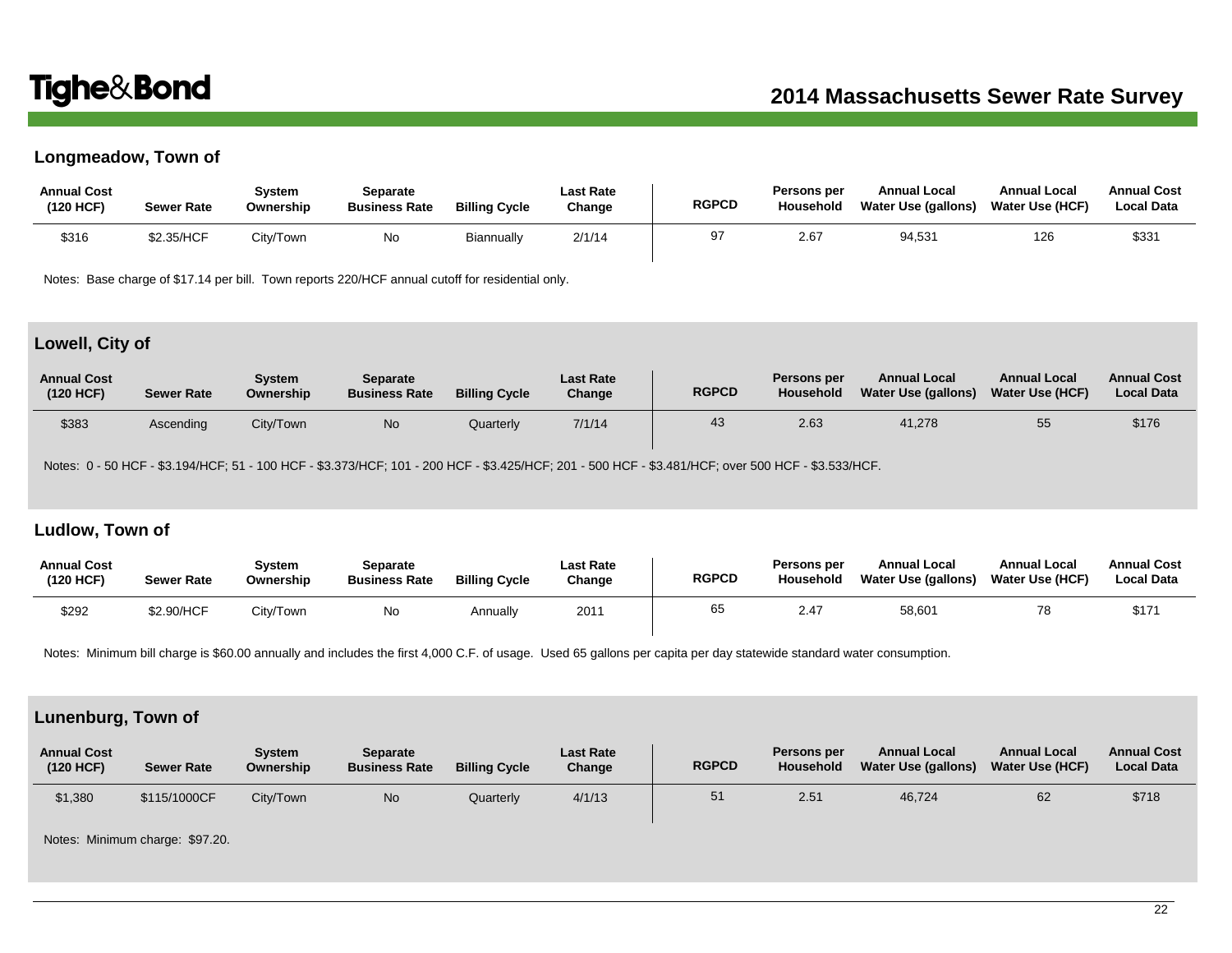## Longmeadow, Town of

| Annual Cost (120 HCF) | Sewer Rate | System Ownership | Separate Business Rate | Billing Cycle | Last Rate Change | RGPCD | Persons per Household | Annual Local Water Use (gallons) | Annual Local Water Use (HCF) | Annual Cost Local Data |
|---|---|---|---|---|---|---|---|---|---|---|
| $316 | $2.35/HCF | City/Town | No | Biannually | 2/1/14 | 97 | 2.67 | 94,531 | 126 | $331 |

Notes: Base charge of $17.14 per bill. Town reports 220/HCF annual cutoff for residential only.

## Lowell, City of

| Annual Cost (120 HCF) | Sewer Rate | System Ownership | Separate Business Rate | Billing Cycle | Last Rate Change | RGPCD | Persons per Household | Annual Local Water Use (gallons) | Annual Local Water Use (HCF) | Annual Cost Local Data |
|---|---|---|---|---|---|---|---|---|---|---|
| $383 | Ascending | City/Town | No | Quarterly | 7/1/14 | 43 | 2.63 | 41,278 | 55 | $176 |

Notes: 0 - 50 HCF - $3.194/HCF; 51 - 100 HCF - $3.373/HCF; 101 - 200 HCF - $3.425/HCF; 201 - 500 HCF - $3.481/HCF; over 500 HCF - $3.533/HCF.

## Ludlow, Town of

| Annual Cost (120 HCF) | Sewer Rate | System Ownership | Separate Business Rate | Billing Cycle | Last Rate Change | RGPCD | Persons per Household | Annual Local Water Use (gallons) | Annual Local Water Use (HCF) | Annual Cost Local Data |
|---|---|---|---|---|---|---|---|---|---|---|
| $292 | $2.90/HCF | City/Town | No | Annually | 2011 | 65 | 2.47 | 58,601 | 78 | $171 |

Notes: Minimum bill charge is $60.00 annually and includes the first 4,000 C.F. of usage. Used 65 gallons per capita per day statewide standard water consumption.

## Lunenburg, Town of

| Annual Cost (120 HCF) | Sewer Rate | System Ownership | Separate Business Rate | Billing Cycle | Last Rate Change | RGPCD | Persons per Household | Annual Local Water Use (gallons) | Annual Local Water Use (HCF) | Annual Cost Local Data |
|---|---|---|---|---|---|---|---|---|---|---|
| $1,380 | $115/1000CF | City/Town | No | Quarterly | 4/1/13 | 51 | 2.51 | 46,724 | 62 | $718 |

Notes: Minimum charge: $97.20.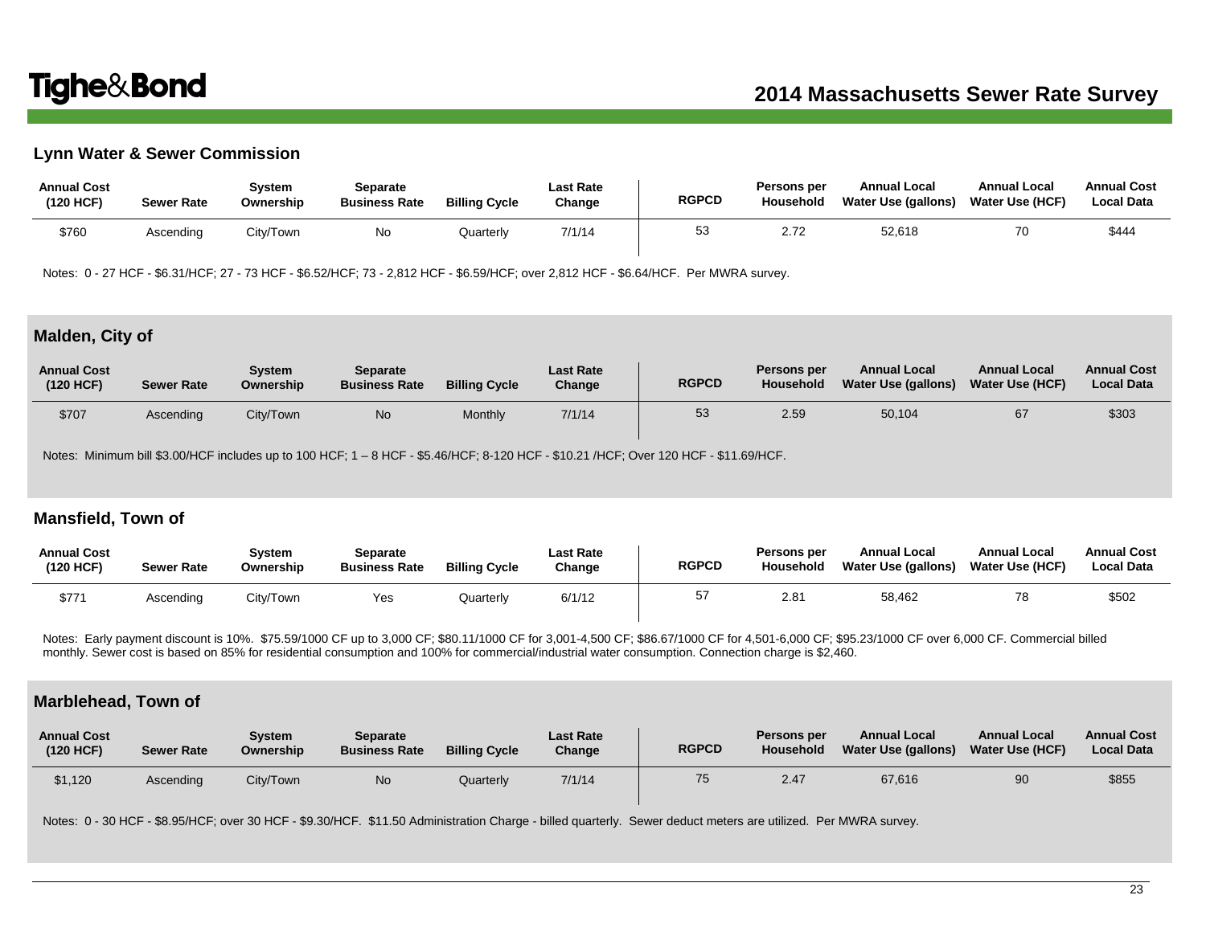## Lynn Water & Sewer Commission

| Annual Cost (120 HCF) | Sewer Rate | System Ownership | Separate Business Rate | Billing Cycle | Last Rate Change | RGPCD | Persons per Household | Annual Local Water Use (gallons) | Annual Local Water Use (HCF) | Annual Cost Local Data |
|---|---|---|---|---|---|---|---|---|---|---|
| $760 | Ascending | City/Town | No | Quarterly | 7/1/14 | 53 | 2.72 | 52,618 | 70 | $444 |

Notes: 0 - 27 HCF - $6.31/HCF; 27 - 73 HCF - $6.52/HCF; 73 - 2,812 HCF - $6.59/HCF; over 2,812 HCF - $6.64/HCF. Per MWRA survey.

## Malden, City of

| Annual Cost (120 HCF) | Sewer Rate | System Ownership | Separate Business Rate | Billing Cycle | Last Rate Change | RGPCD | Persons per Household | Annual Local Water Use (gallons) | Annual Local Water Use (HCF) | Annual Cost Local Data |
|---|---|---|---|---|---|---|---|---|---|---|
| $707 | Ascending | City/Town | No | Monthly | 7/1/14 | 53 | 2.59 | 50,104 | 67 | $303 |

Notes: Minimum bill $3.00/HCF includes up to 100 HCF; 1 – 8 HCF - $5.46/HCF; 8-120 HCF - $10.21 /HCF; Over 120 HCF - $11.69/HCF.

## Mansfield, Town of

| Annual Cost (120 HCF) | Sewer Rate | System Ownership | Separate Business Rate | Billing Cycle | Last Rate Change | RGPCD | Persons per Household | Annual Local Water Use (gallons) | Annual Local Water Use (HCF) | Annual Cost Local Data |
|---|---|---|---|---|---|---|---|---|---|---|
| $771 | Ascending | City/Town | Yes | Quarterly | 6/1/12 | 57 | 2.81 | 58,462 | 78 | $502 |

Notes: Early payment discount is 10%. $75.59/1000 CF up to 3,000 CF; $80.11/1000 CF for 3,001-4,500 CF; $86.67/1000 CF for 4,501-6,000 CF; $95.23/1000 CF over 6,000 CF. Commercial billed monthly. Sewer cost is based on 85% for residential consumption and 100% for commercial/industrial water consumption. Connection charge is $2,460.

## Marblehead, Town of

| Annual Cost (120 HCF) | Sewer Rate | System Ownership | Separate Business Rate | Billing Cycle | Last Rate Change | RGPCD | Persons per Household | Annual Local Water Use (gallons) | Annual Local Water Use (HCF) | Annual Cost Local Data |
|---|---|---|---|---|---|---|---|---|---|---|
| $1,120 | Ascending | City/Town | No | Quarterly | 7/1/14 | 75 | 2.47 | 67,616 | 90 | $855 |

Notes: 0 - 30 HCF - $8.95/HCF; over 30 HCF - $9.30/HCF. $11.50 Administration Charge - billed quarterly. Sewer deduct meters are utilized. Per MWRA survey.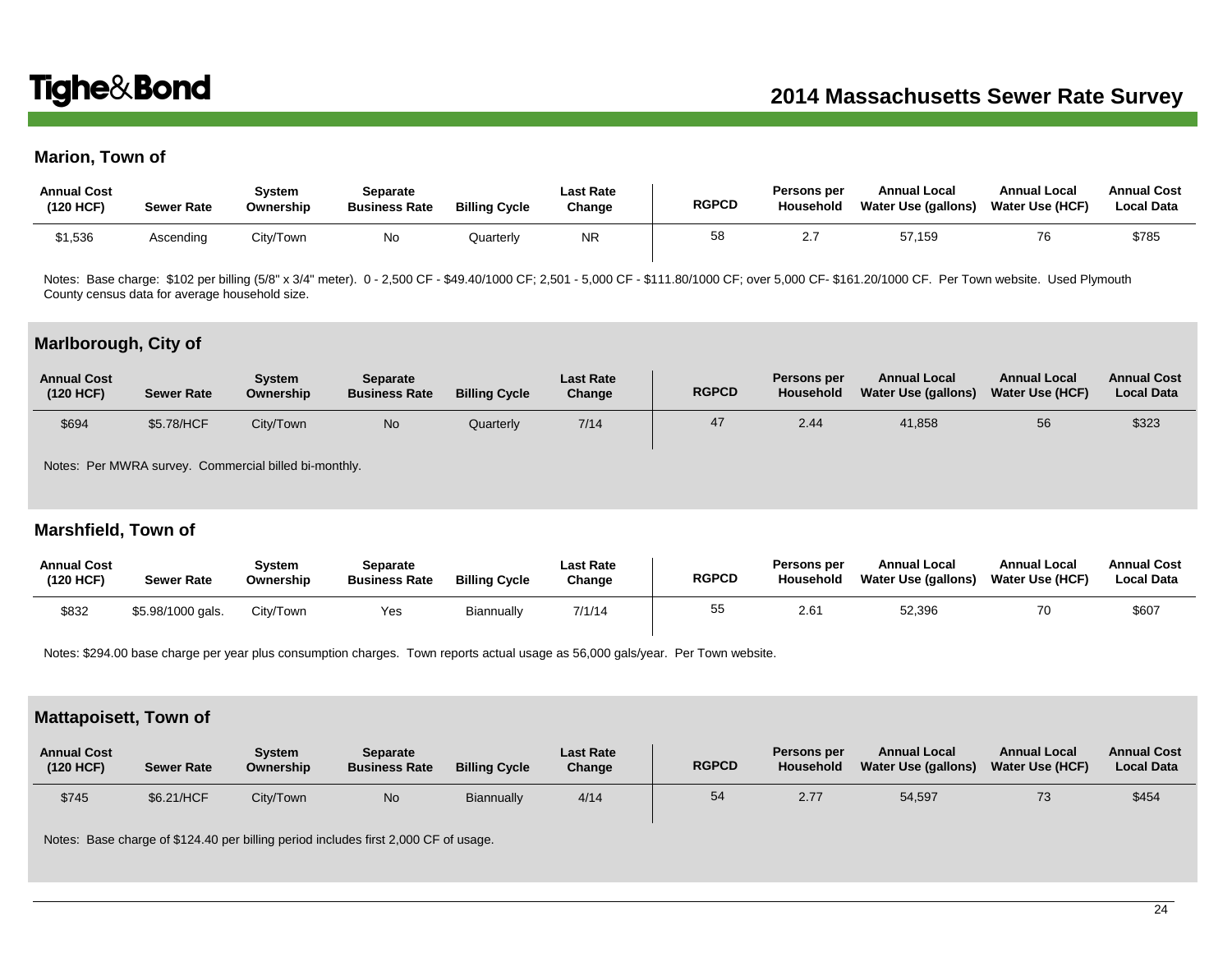## Marion, Town of

| Annual Cost (120 HCF) | Sewer Rate | System Ownership | Separate Business Rate | Billing Cycle | Last Rate Change | RGPCD | Persons per Household | Annual Local Water Use (gallons) | Annual Local Water Use (HCF) | Annual Cost Local Data |
|---|---|---|---|---|---|---|---|---|---|---|
| $1,536 | Ascending | City/Town | No | Quarterly | NR | 58 | 2.7 | 57,159 | 76 | $785 |

Notes: Base charge: $102 per billing (5/8" x 3/4" meter). 0 - 2,500 CF - $49.40/1000 CF; 2,501 - 5,000 CF - $111.80/1000 CF; over 5,000 CF- $161.20/1000 CF. Per Town website. Used Plymouth County census data for average household size.

## Marlborough, City of

| Annual Cost (120 HCF) | Sewer Rate | System Ownership | Separate Business Rate | Billing Cycle | Last Rate Change | RGPCD | Persons per Household | Annual Local Water Use (gallons) | Annual Local Water Use (HCF) | Annual Cost Local Data |
|---|---|---|---|---|---|---|---|---|---|---|
| $694 | $5.78/HCF | City/Town | No | Quarterly | 7/14 | 47 | 2.44 | 41,858 | 56 | $323 |

Notes: Per MWRA survey. Commercial billed bi-monthly.

## Marshfield, Town of

| Annual Cost (120 HCF) | Sewer Rate | System Ownership | Separate Business Rate | Billing Cycle | Last Rate Change | RGPCD | Persons per Household | Annual Local Water Use (gallons) | Annual Local Water Use (HCF) | Annual Cost Local Data |
|---|---|---|---|---|---|---|---|---|---|---|
| $832 | $5.98/1000 gals. | City/Town | Yes | Biannually | 7/1/14 | 55 | 2.61 | 52,396 | 70 | $607 |

Notes: $294.00 base charge per year plus consumption charges. Town reports actual usage as 56,000 gals/year. Per Town website.

## Mattapoisett, Town of

| Annual Cost (120 HCF) | Sewer Rate | System Ownership | Separate Business Rate | Billing Cycle | Last Rate Change | RGPCD | Persons per Household | Annual Local Water Use (gallons) | Annual Local Water Use (HCF) | Annual Cost Local Data |
|---|---|---|---|---|---|---|---|---|---|---|
| $745 | $6.21/HCF | City/Town | No | Biannually | 4/14 | 54 | 2.77 | 54,597 | 73 | $454 |

Notes: Base charge of $124.40 per billing period includes first 2,000 CF of usage.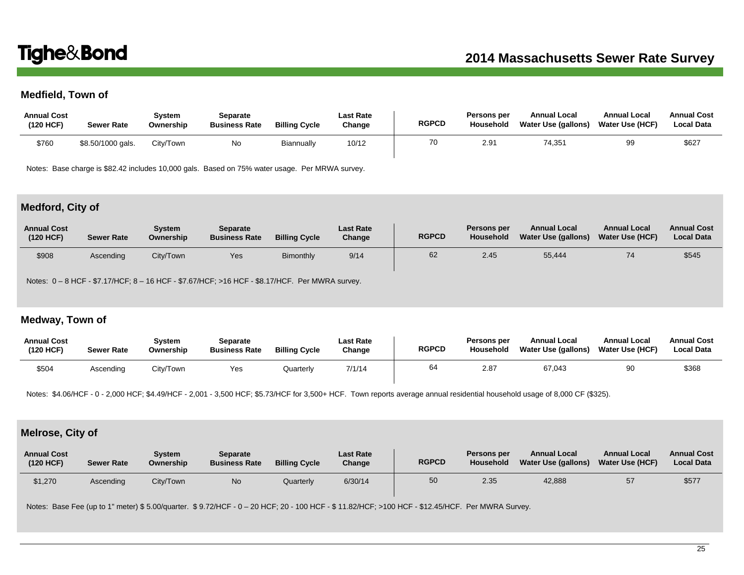## Medfield, Town of

| Annual Cost (120 HCF) | Sewer Rate | System Ownership | Separate Business Rate | Billing Cycle | Last Rate Change | RGPCD | Persons per Household | Annual Local Water Use (gallons) | Annual Local Water Use (HCF) | Annual Cost Local Data |
|---|---|---|---|---|---|---|---|---|---|---|
| $760 | $8.50/1000 gals. | City/Town | No | Biannually | 10/12 | 70 | 2.91 | 74,351 | 99 | $627 |

Notes: Base charge is $82.42 includes 10,000 gals. Based on 75% water usage. Per MRWA survey.

## Medford, City of

| Annual Cost (120 HCF) | Sewer Rate | System Ownership | Separate Business Rate | Billing Cycle | Last Rate Change | RGPCD | Persons per Household | Annual Local Water Use (gallons) | Annual Local Water Use (HCF) | Annual Cost Local Data |
|---|---|---|---|---|---|---|---|---|---|---|
| $908 | Ascending | City/Town | Yes | Bimonthly | 9/14 | 62 | 2.45 | 55,444 | 74 | $545 |

Notes: 0 – 8 HCF - $7.17/HCF; 8 – 16 HCF - $7.67/HCF; >16 HCF - $8.17/HCF. Per MWRA survey.

## Medway, Town of

| Annual Cost (120 HCF) | Sewer Rate | System Ownership | Separate Business Rate | Billing Cycle | Last Rate Change | RGPCD | Persons per Household | Annual Local Water Use (gallons) | Annual Local Water Use (HCF) | Annual Cost Local Data |
|---|---|---|---|---|---|---|---|---|---|---|
| $504 | Ascending | City/Town | Yes | Quarterly | 7/1/14 | 64 | 2.87 | 67,043 | 90 | $368 |

Notes: $4.06/HCF - 0 - 2,000 HCF; $4.49/HCF - 2,001 - 3,500 HCF; $5.73/HCF for 3,500+ HCF. Town reports average annual residential household usage of 8,000 CF ($325).

## Melrose, City of

| Annual Cost (120 HCF) | Sewer Rate | System Ownership | Separate Business Rate | Billing Cycle | Last Rate Change | RGPCD | Persons per Household | Annual Local Water Use (gallons) | Annual Local Water Use (HCF) | Annual Cost Local Data |
|---|---|---|---|---|---|---|---|---|---|---|
| $1,270 | Ascending | City/Town | No | Quarterly | 6/30/14 | 50 | 2.35 | 42,888 | 57 | $577 |

Notes: Base Fee (up to 1" meter) $ 5.00/quarter. $ 9.72/HCF - 0 – 20 HCF; 20 - 100 HCF - $ 11.82/HCF; >100 HCF - $12.45/HCF. Per MWRA Survey.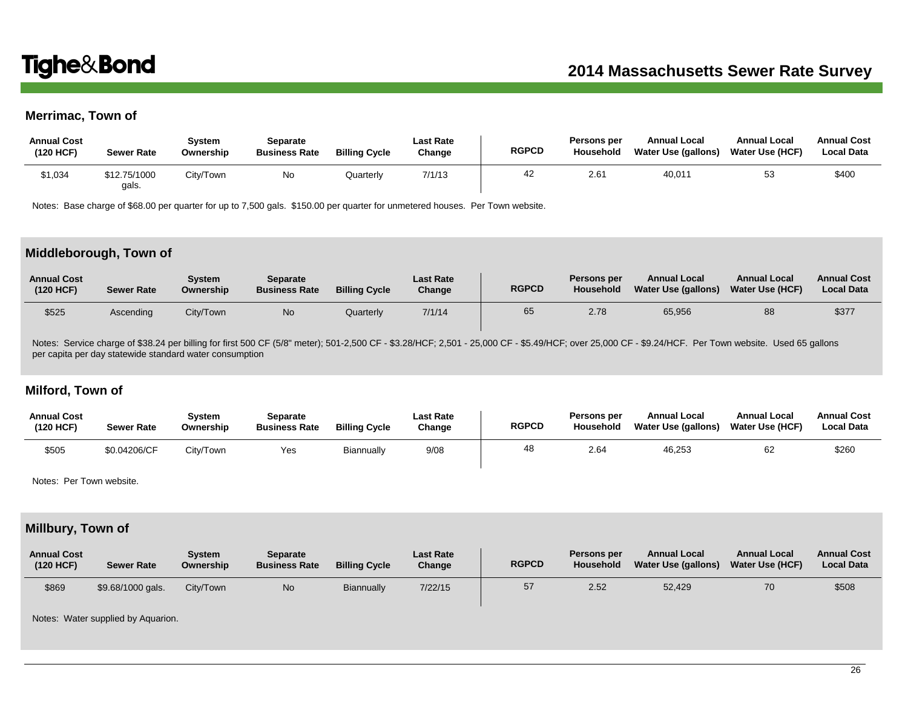## Merrimac, Town of

| Annual Cost (120 HCF) | Sewer Rate | System Ownership | Separate Business Rate | Billing Cycle | Last Rate Change | RGPCD | Persons per Household | Annual Local Water Use (gallons) | Annual Local Water Use (HCF) | Annual Cost Local Data |
|---|---|---|---|---|---|---|---|---|---|---|
| $1,034 | $12.75/1000 gals. | City/Town | No | Quarterly | 7/1/13 | 42 | 2.61 | 40,011 | 53 | $400 |

Notes: Base charge of $68.00 per quarter for up to 7,500 gals. $150.00 per quarter for unmetered houses. Per Town website.

## Middleborough, Town of

| Annual Cost (120 HCF) | Sewer Rate | System Ownership | Separate Business Rate | Billing Cycle | Last Rate Change | RGPCD | Persons per Household | Annual Local Water Use (gallons) | Annual Local Water Use (HCF) | Annual Cost Local Data |
|---|---|---|---|---|---|---|---|---|---|---|
| $525 | Ascending | City/Town | No | Quarterly | 7/1/14 | 65 | 2.78 | 65,956 | 88 | $377 |

Notes: Service charge of $38.24 per billing for first 500 CF (5/8" meter); 501-2,500 CF - $3.28/HCF; 2,501 - 25,000 CF - $5.49/HCF; over 25,000 CF - $9.24/HCF. Per Town website. Used 65 gallons per capita per day statewide standard water consumption

## Milford, Town of

| Annual Cost (120 HCF) | Sewer Rate | System Ownership | Separate Business Rate | Billing Cycle | Last Rate Change | RGPCD | Persons per Household | Annual Local Water Use (gallons) | Annual Local Water Use (HCF) | Annual Cost Local Data |
|---|---|---|---|---|---|---|---|---|---|---|
| $505 | $0.04206/CF | City/Town | Yes | Biannually | 9/08 | 48 | 2.64 | 46,253 | 62 | $260 |

Notes: Per Town website.

## Millbury, Town of

| Annual Cost (120 HCF) | Sewer Rate | System Ownership | Separate Business Rate | Billing Cycle | Last Rate Change | RGPCD | Persons per Household | Annual Local Water Use (gallons) | Annual Local Water Use (HCF) | Annual Cost Local Data |
|---|---|---|---|---|---|---|---|---|---|---|
| $869 | $9.68/1000 gals. | City/Town | No | Biannually | 7/22/15 | 57 | 2.52 | 52,429 | 70 | $508 |

Notes: Water supplied by Aquarion.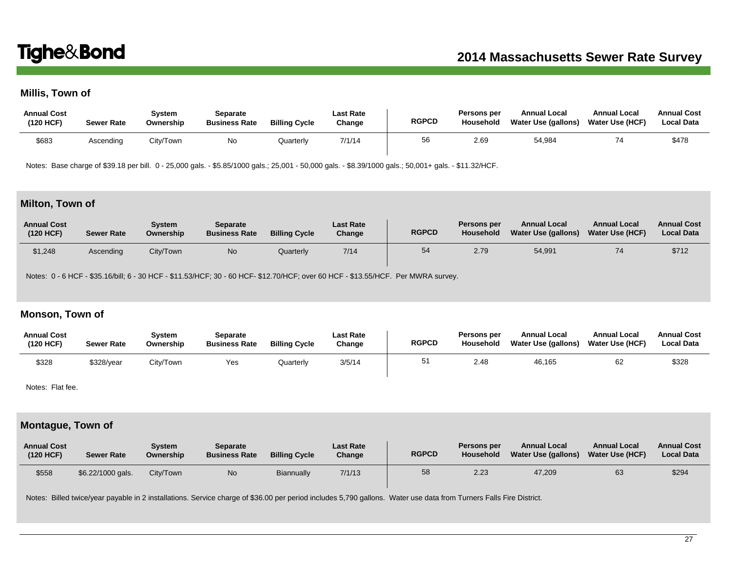## Millis, Town of

| Annual Cost (120 HCF) | Sewer Rate | System Ownership | Separate Business Rate | Billing Cycle | Last Rate Change | RGPCD | Persons per Household | Annual Local Water Use (gallons) | Annual Local Water Use (HCF) | Annual Cost Local Data |
|---|---|---|---|---|---|---|---|---|---|---|
| $683 | Ascending | City/Town | No | Quarterly | 7/1/14 | 56 | 2.69 | 54,984 | 74 | $478 |

Notes: Base charge of $39.18 per bill. 0 - 25,000 gals. - $5.85/1000 gals.; 25,001 - 50,000 gals. - $8.39/1000 gals.; 50,001+ gals. - $11.32/HCF.

## Milton, Town of

| Annual Cost (120 HCF) | Sewer Rate | System Ownership | Separate Business Rate | Billing Cycle | Last Rate Change | RGPCD | Persons per Household | Annual Local Water Use (gallons) | Annual Local Water Use (HCF) | Annual Cost Local Data |
|---|---|---|---|---|---|---|---|---|---|---|
| $1,248 | Ascending | City/Town | No | Quarterly | 7/14 | 54 | 2.79 | 54,991 | 74 | $712 |

Notes: 0 - 6 HCF - $35.16/bill; 6 - 30 HCF - $11.53/HCF; 30 - 60 HCF- $12.70/HCF; over 60 HCF - $13.55/HCF. Per MWRA survey.

## Monson, Town of

| Annual Cost (120 HCF) | Sewer Rate | System Ownership | Separate Business Rate | Billing Cycle | Last Rate Change | RGPCD | Persons per Household | Annual Local Water Use (gallons) | Annual Local Water Use (HCF) | Annual Cost Local Data |
|---|---|---|---|---|---|---|---|---|---|---|
| $328 | $328/year | City/Town | Yes | Quarterly | 3/5/14 | 51 | 2.48 | 46,165 | 62 | $328 |

Notes: Flat fee.

## Montague, Town of

| Annual Cost (120 HCF) | Sewer Rate | System Ownership | Separate Business Rate | Billing Cycle | Last Rate Change | RGPCD | Persons per Household | Annual Local Water Use (gallons) | Annual Local Water Use (HCF) | Annual Cost Local Data |
|---|---|---|---|---|---|---|---|---|---|---|
| $558 | $6.22/1000 gals. | City/Town | No | Biannually | 7/1/13 | 58 | 2.23 | 47,209 | 63 | $294 |

Notes: Billed twice/year payable in 2 installations. Service charge of $36.00 per period includes 5,790 gallons. Water use data from Turners Falls Fire District.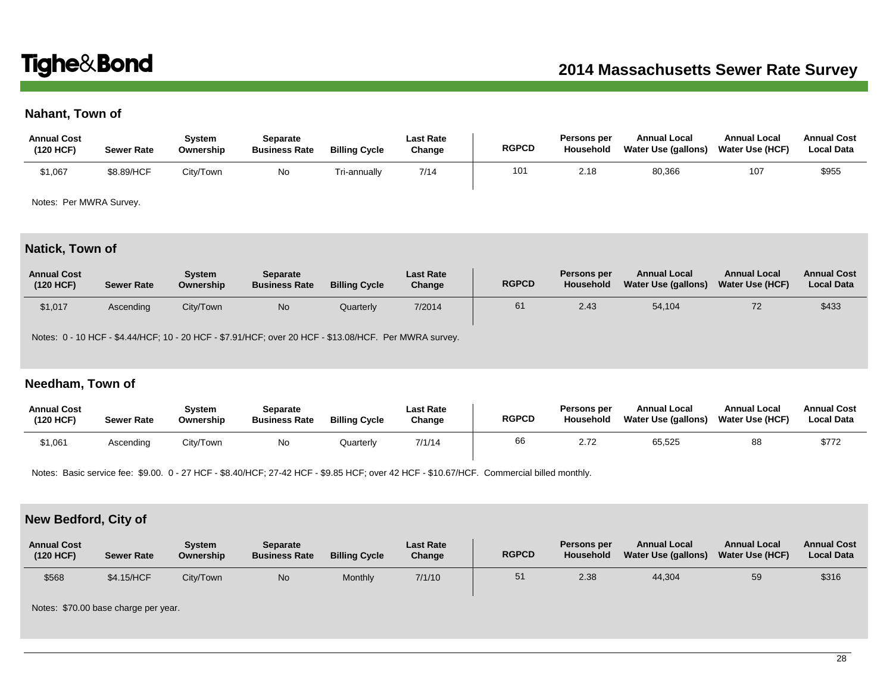## Nahant, Town of

| Annual Cost (120 HCF) | Sewer Rate | System Ownership | Separate Business Rate | Billing Cycle | Last Rate Change | RGPCD | Persons per Household | Annual Local Water Use (gallons) | Annual Local Water Use (HCF) | Annual Cost Local Data |
|---|---|---|---|---|---|---|---|---|---|---|
| $1,067 | $8.89/HCF | City/Town | No | Tri-annually | 7/14 | 101 | 2.18 | 80,366 | 107 | $955 |

Notes: Per MWRA Survey.

## Natick, Town of

| Annual Cost (120 HCF) | Sewer Rate | System Ownership | Separate Business Rate | Billing Cycle | Last Rate Change | RGPCD | Persons per Household | Annual Local Water Use (gallons) | Annual Local Water Use (HCF) | Annual Cost Local Data |
|---|---|---|---|---|---|---|---|---|---|---|
| $1,017 | Ascending | City/Town | No | Quarterly | 7/2014 | 61 | 2.43 | 54,104 | 72 | $433 |

Notes: 0 - 10 HCF - $4.44/HCF; 10 - 20 HCF - $7.91/HCF; over 20 HCF - $13.08/HCF. Per MWRA survey.

## Needham, Town of

| Annual Cost (120 HCF) | Sewer Rate | System Ownership | Separate Business Rate | Billing Cycle | Last Rate Change | RGPCD | Persons per Household | Annual Local Water Use (gallons) | Annual Local Water Use (HCF) | Annual Cost Local Data |
|---|---|---|---|---|---|---|---|---|---|---|
| $1,061 | Ascending | City/Town | No | Quarterly | 7/1/14 | 66 | 2.72 | 65,525 | 88 | $772 |

Notes: Basic service fee: $9.00. 0 - 27 HCF - $8.40/HCF; 27-42 HCF - $9.85 HCF; over 42 HCF - $10.67/HCF. Commercial billed monthly.

## New Bedford, City of

| Annual Cost (120 HCF) | Sewer Rate | System Ownership | Separate Business Rate | Billing Cycle | Last Rate Change | RGPCD | Persons per Household | Annual Local Water Use (gallons) | Annual Local Water Use (HCF) | Annual Cost Local Data |
|---|---|---|---|---|---|---|---|---|---|---|
| $568 | $4.15/HCF | City/Town | No | Monthly | 7/1/10 | 51 | 2.38 | 44,304 | 59 | $316 |

Notes: $70.00 base charge per year.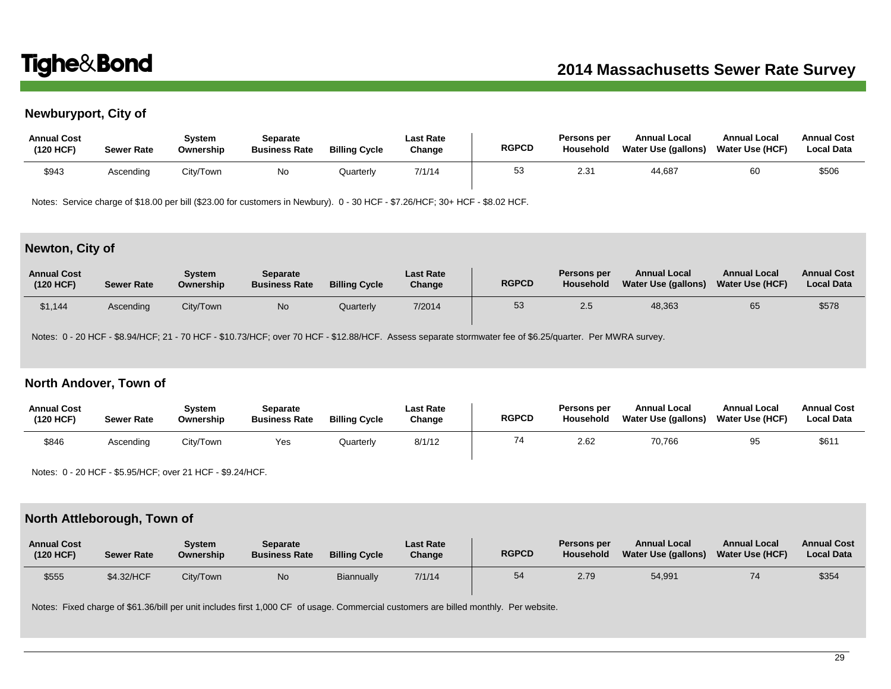## Newburyport, City of

| Annual Cost (120 HCF) | Sewer Rate | System Ownership | Separate Business Rate | Billing Cycle | Last Rate Change | RGPCD | Persons per Household | Annual Local Water Use (gallons) | Annual Local Water Use (HCF) | Annual Cost Local Data |
|---|---|---|---|---|---|---|---|---|---|---|
| $943 | Ascending | City/Town | No | Quarterly | 7/1/14 | 53 | 2.31 | 44,687 | 60 | $506 |

Notes: Service charge of $18.00 per bill ($23.00 for customers in Newbury). 0 - 30 HCF - $7.26/HCF; 30+ HCF - $8.02 HCF.

## Newton, City of

| Annual Cost (120 HCF) | Sewer Rate | System Ownership | Separate Business Rate | Billing Cycle | Last Rate Change | RGPCD | Persons per Household | Annual Local Water Use (gallons) | Annual Local Water Use (HCF) | Annual Cost Local Data |
|---|---|---|---|---|---|---|---|---|---|---|
| $1,144 | Ascending | City/Town | No | Quarterly | 7/2014 | 53 | 2.5 | 48,363 | 65 | $578 |

Notes: 0 - 20 HCF - $8.94/HCF; 21 - 70 HCF - $10.73/HCF; over 70 HCF - $12.88/HCF. Assess separate stormwater fee of $6.25/quarter. Per MWRA survey.

## North Andover, Town of

| Annual Cost (120 HCF) | Sewer Rate | System Ownership | Separate Business Rate | Billing Cycle | Last Rate Change | RGPCD | Persons per Household | Annual Local Water Use (gallons) | Annual Local Water Use (HCF) | Annual Cost Local Data |
|---|---|---|---|---|---|---|---|---|---|---|
| $846 | Ascending | City/Town | Yes | Quarterly | 8/1/12 | 74 | 2.62 | 70,766 | 95 | $611 |

Notes: 0 - 20 HCF - $5.95/HCF; over 21 HCF - $9.24/HCF.

## North Attleborough, Town of

| Annual Cost (120 HCF) | Sewer Rate | System Ownership | Separate Business Rate | Billing Cycle | Last Rate Change | RGPCD | Persons per Household | Annual Local Water Use (gallons) | Annual Local Water Use (HCF) | Annual Cost Local Data |
|---|---|---|---|---|---|---|---|---|---|---|
| $555 | $4.32/HCF | City/Town | No | Biannually | 7/1/14 | 54 | 2.79 | 54,991 | 74 | $354 |

Notes: Fixed charge of $61.36/bill per unit includes first 1,000 CF of usage. Commercial customers are billed monthly. Per website.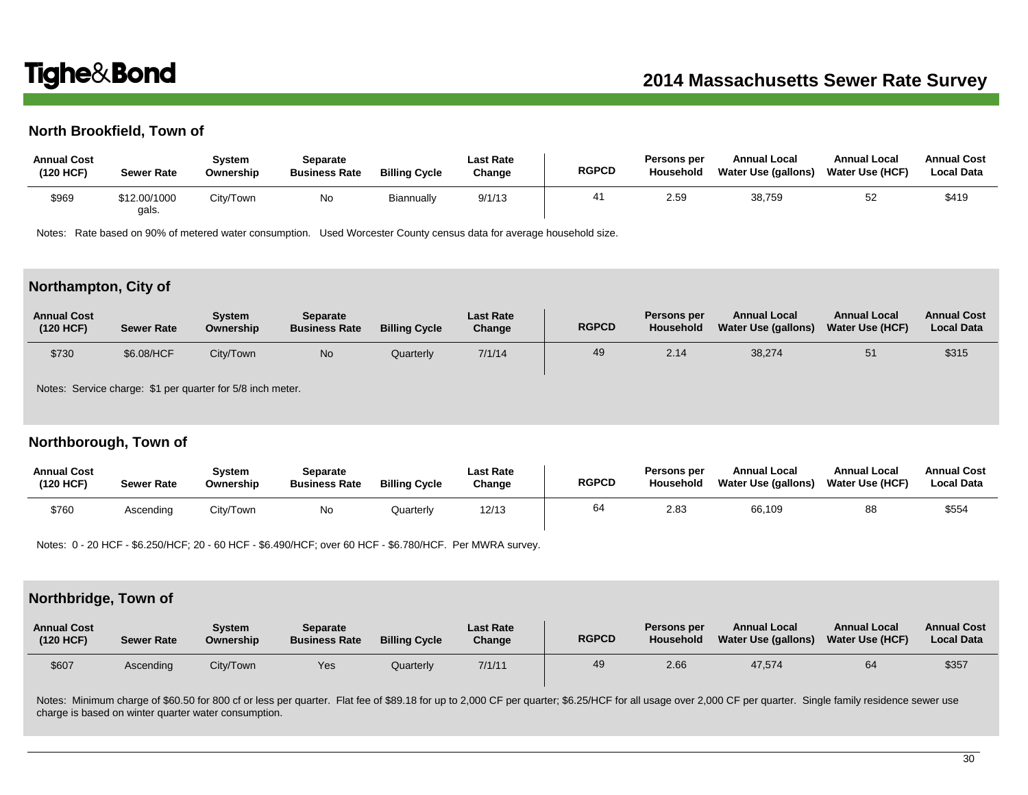## North Brookfield, Town of

| Annual Cost (120 HCF) | Sewer Rate | System Ownership | Separate Business Rate | Billing Cycle | Last Rate Change | RGPCD | Persons per Household | Annual Local Water Use (gallons) | Annual Local Water Use (HCF) | Annual Cost Local Data |
|---|---|---|---|---|---|---|---|---|---|---|
| $969 | $12.00/1000 gals. | City/Town | No | Biannually | 9/1/13 | 41 | 2.59 | 38,759 | 52 | $419 |

Notes: Rate based on 90% of metered water consumption. Used Worcester County census data for average household size.

## Northampton, City of

| Annual Cost (120 HCF) | Sewer Rate | System Ownership | Separate Business Rate | Billing Cycle | Last Rate Change | RGPCD | Persons per Household | Annual Local Water Use (gallons) | Annual Local Water Use (HCF) | Annual Cost Local Data |
|---|---|---|---|---|---|---|---|---|---|---|
| $730 | $6.08/HCF | City/Town | No | Quarterly | 7/1/14 | 49 | 2.14 | 38,274 | 51 | $315 |

Notes: Service charge: $1 per quarter for 5/8 inch meter.

## Northborough, Town of

| Annual Cost (120 HCF) | Sewer Rate | System Ownership | Separate Business Rate | Billing Cycle | Last Rate Change | RGPCD | Persons per Household | Annual Local Water Use (gallons) | Annual Local Water Use (HCF) | Annual Cost Local Data |
|---|---|---|---|---|---|---|---|---|---|---|
| $760 | Ascending | City/Town | No | Quarterly | 12/13 | 64 | 2.83 | 66,109 | 88 | $554 |

Notes: 0 - 20 HCF - $6.250/HCF; 20 - 60 HCF - $6.490/HCF; over 60 HCF - $6.780/HCF. Per MWRA survey.

## Northbridge, Town of

| Annual Cost (120 HCF) | Sewer Rate | System Ownership | Separate Business Rate | Billing Cycle | Last Rate Change | RGPCD | Persons per Household | Annual Local Water Use (gallons) | Annual Local Water Use (HCF) | Annual Cost Local Data |
|---|---|---|---|---|---|---|---|---|---|---|
| $607 | Ascending | City/Town | Yes | Quarterly | 7/1/11 | 49 | 2.66 | 47,574 | 64 | $357 |

Notes: Minimum charge of $60.50 for 800 cf or less per quarter. Flat fee of $89.18 for up to 2,000 CF per quarter; $6.25/HCF for all usage over 2,000 CF per quarter. Single family residence sewer use charge is based on winter quarter water consumption.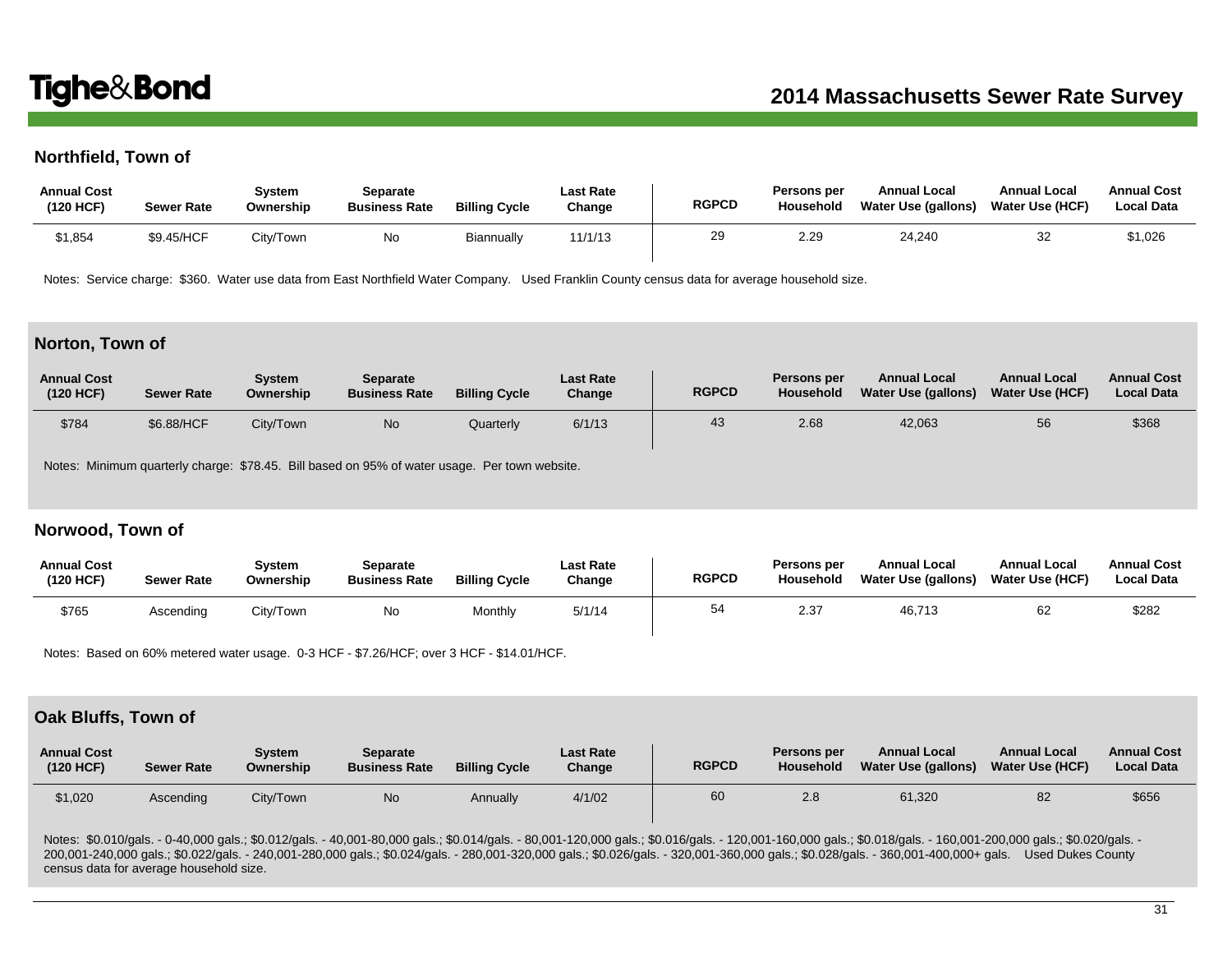## Northfield, Town of

| Annual Cost (120 HCF) | Sewer Rate | System Ownership | Separate Business Rate | Billing Cycle | Last Rate Change | RGPCD | Persons per Household | Annual Local Water Use (gallons) | Annual Local Water Use (HCF) | Annual Cost Local Data |
|---|---|---|---|---|---|---|---|---|---|---|
| $1,854 | $9.45/HCF | City/Town | No | Biannually | 11/1/13 | 29 | 2.29 | 24,240 | 32 | $1,026 |

Notes: Service charge: $360. Water use data from East Northfield Water Company. Used Franklin County census data for average household size.

## Norton, Town of

| Annual Cost (120 HCF) | Sewer Rate | System Ownership | Separate Business Rate | Billing Cycle | Last Rate Change | RGPCD | Persons per Household | Annual Local Water Use (gallons) | Annual Local Water Use (HCF) | Annual Cost Local Data |
|---|---|---|---|---|---|---|---|---|---|---|
| $784 | $6.88/HCF | City/Town | No | Quarterly | 6/1/13 | 43 | 2.68 | 42,063 | 56 | $368 |

Notes: Minimum quarterly charge: $78.45. Bill based on 95% of water usage. Per town website.

## Norwood, Town of

| Annual Cost (120 HCF) | Sewer Rate | System Ownership | Separate Business Rate | Billing Cycle | Last Rate Change | RGPCD | Persons per Household | Annual Local Water Use (gallons) | Annual Local Water Use (HCF) | Annual Cost Local Data |
|---|---|---|---|---|---|---|---|---|---|---|
| $765 | Ascending | City/Town | No | Monthly | 5/1/14 | 54 | 2.37 | 46,713 | 62 | $282 |

Notes: Based on 60% metered water usage. 0-3 HCF - $7.26/HCF; over 3 HCF - $14.01/HCF.

## Oak Bluffs, Town of

| Annual Cost (120 HCF) | Sewer Rate | System Ownership | Separate Business Rate | Billing Cycle | Last Rate Change | RGPCD | Persons per Household | Annual Local Water Use (gallons) | Annual Local Water Use (HCF) | Annual Cost Local Data |
|---|---|---|---|---|---|---|---|---|---|---|
| $1,020 | Ascending | City/Town | No | Annually | 4/1/02 | 60 | 2.8 | 61,320 | 82 | $656 |

Notes: $0.010/gals. - 0-40,000 gals.; $0.012/gals. - 40,001-80,000 gals.; $0.014/gals. - 80,001-120,000 gals.; $0.016/gals. - 120,001-160,000 gals.; $0.018/gals. - 160,001-200,000 gals.; $0.020/gals. - 200,001-240,000 gals.; $0.022/gals. - 240,001-280,000 gals.; $0.024/gals. - 280,001-320,000 gals.; $0.026/gals. - 320,001-360,000 gals.; $0.028/gals. - 360,001-400,000+ gals. Used Dukes County census data for average household size.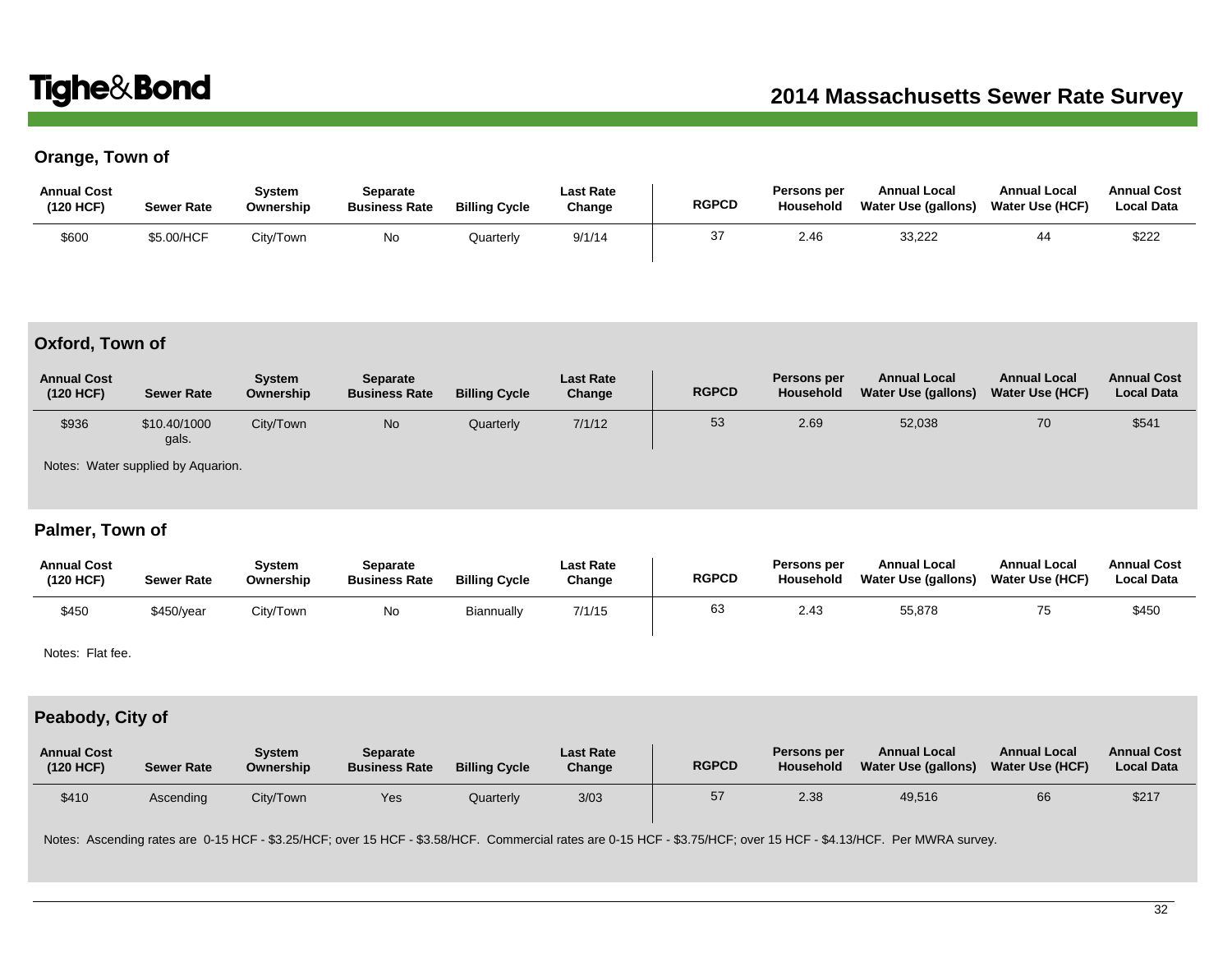## Orange, Town of

| Annual Cost (120 HCF) | Sewer Rate | System Ownership | Separate Business Rate | Billing Cycle | Last Rate Change | RGPCD | Persons per Household | Annual Local Water Use (gallons) | Annual Local Water Use (HCF) | Annual Cost Local Data |
|---|---|---|---|---|---|---|---|---|---|---|
| $600 | $5.00/HCF | City/Town | No | Quarterly | 9/1/14 | 37 | 2.46 | 33,222 | 44 | $222 |

## Oxford, Town of

| Annual Cost (120 HCF) | Sewer Rate | System Ownership | Separate Business Rate | Billing Cycle | Last Rate Change | RGPCD | Persons per Household | Annual Local Water Use (gallons) | Annual Local Water Use (HCF) | Annual Cost Local Data |
|---|---|---|---|---|---|---|---|---|---|---|
| $936 | $10.40/1000 gals. | City/Town | No | Quarterly | 7/1/12 | 53 | 2.69 | 52,038 | 70 | $541 |

Notes: Water supplied by Aquarion.

## Palmer, Town of

| Annual Cost (120 HCF) | Sewer Rate | System Ownership | Separate Business Rate | Billing Cycle | Last Rate Change | RGPCD | Persons per Household | Annual Local Water Use (gallons) | Annual Local Water Use (HCF) | Annual Cost Local Data |
|---|---|---|---|---|---|---|---|---|---|---|
| $450 | $450/year | City/Town | No | Biannually | 7/1/15 | 63 | 2.43 | 55,878 | 75 | $450 |

Notes: Flat fee.

## Peabody, City of

| Annual Cost (120 HCF) | Sewer Rate | System Ownership | Separate Business Rate | Billing Cycle | Last Rate Change | RGPCD | Persons per Household | Annual Local Water Use (gallons) | Annual Local Water Use (HCF) | Annual Cost Local Data |
|---|---|---|---|---|---|---|---|---|---|---|
| $410 | Ascending | City/Town | Yes | Quarterly | 3/03 | 57 | 2.38 | 49,516 | 66 | $217 |

Notes: Ascending rates are 0-15 HCF - $3.25/HCF; over 15 HCF - $3.58/HCF. Commercial rates are 0-15 HCF - $3.75/HCF; over 15 HCF - $4.13/HCF. Per MWRA survey.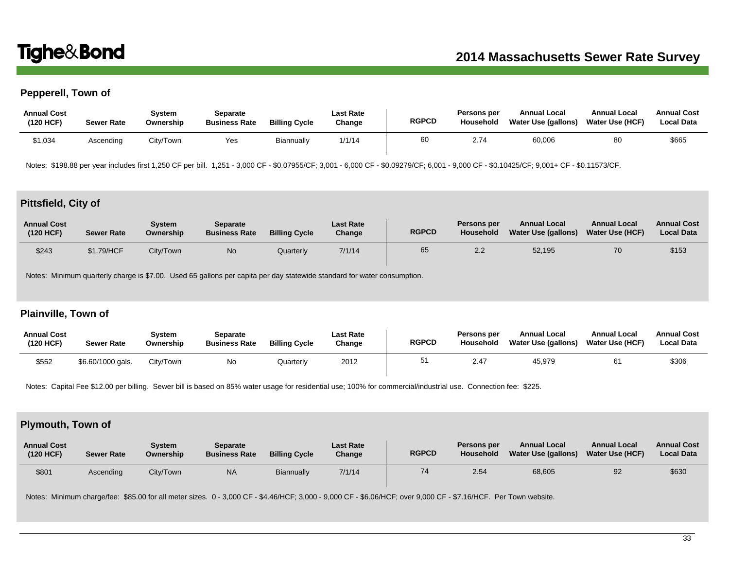## Pepperell, Town of

| Annual Cost (120 HCF) | Sewer Rate | System Ownership | Separate Business Rate | Billing Cycle | Last Rate Change | RGPCD | Persons per Household | Annual Local Water Use (gallons) | Annual Local Water Use (HCF) | Annual Cost Local Data |
|---|---|---|---|---|---|---|---|---|---|---|
| $1,034 | Ascending | City/Town | Yes | Biannually | 1/1/14 | 60 | 2.74 | 60,006 | 80 | $665 |

Notes: $198.88 per year includes first 1,250 CF per bill. 1,251 - 3,000 CF - $0.07955/CF; 3,001 - 6,000 CF - $0.09279/CF; 6,001 - 9,000 CF - $0.10425/CF; 9,001+ CF - $0.11573/CF.

## Pittsfield, City of

| Annual Cost (120 HCF) | Sewer Rate | System Ownership | Separate Business Rate | Billing Cycle | Last Rate Change | RGPCD | Persons per Household | Annual Local Water Use (gallons) | Annual Local Water Use (HCF) | Annual Cost Local Data |
|---|---|---|---|---|---|---|---|---|---|---|
| $243 | $1.79/HCF | City/Town | No | Quarterly | 7/1/14 | 65 | 2.2 | 52,195 | 70 | $153 |

Notes: Minimum quarterly charge is $7.00. Used 65 gallons per capita per day statewide standard for water consumption.

## Plainville, Town of

| Annual Cost (120 HCF) | Sewer Rate | System Ownership | Separate Business Rate | Billing Cycle | Last Rate Change | RGPCD | Persons per Household | Annual Local Water Use (gallons) | Annual Local Water Use (HCF) | Annual Cost Local Data |
|---|---|---|---|---|---|---|---|---|---|---|
| $552 | $6.60/1000 gals. | City/Town | No | Quarterly | 2012 | 51 | 2.47 | 45,979 | 61 | $306 |

Notes: Capital Fee $12.00 per billing. Sewer bill is based on 85% water usage for residential use; 100% for commercial/industrial use. Connection fee: $225.

## Plymouth, Town of

| Annual Cost (120 HCF) | Sewer Rate | System Ownership | Separate Business Rate | Billing Cycle | Last Rate Change | RGPCD | Persons per Household | Annual Local Water Use (gallons) | Annual Local Water Use (HCF) | Annual Cost Local Data |
|---|---|---|---|---|---|---|---|---|---|---|
| $801 | Ascending | City/Town | NA | Biannually | 7/1/14 | 74 | 2.54 | 68,605 | 92 | $630 |

Notes: Minimum charge/fee: $85.00 for all meter sizes. 0 - 3,000 CF - $4.46/HCF; 3,000 - 9,000 CF - $6.06/HCF; over 9,000 CF - $7.16/HCF. Per Town website.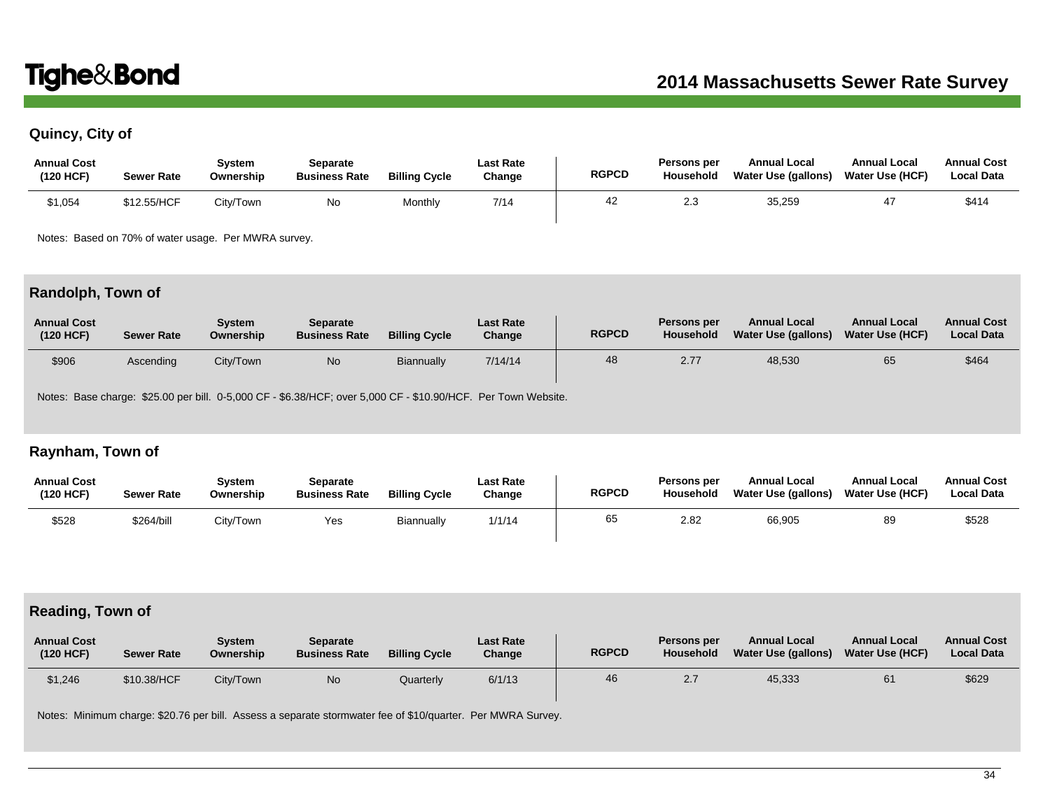## Quincy, City of

| Annual Cost (120 HCF) | Sewer Rate | System Ownership | Separate Business Rate | Billing Cycle | Last Rate Change | RGPCD | Persons per Household | Annual Local Water Use (gallons) | Annual Local Water Use (HCF) | Annual Cost Local Data |
|---|---|---|---|---|---|---|---|---|---|---|
| $1,054 | $12.55/HCF | City/Town | No | Monthly | 7/14 | 42 | 2.3 | 35,259 | 47 | $414 |

Notes: Based on 70% of water usage. Per MWRA survey.

## Randolph, Town of

| Annual Cost (120 HCF) | Sewer Rate | System Ownership | Separate Business Rate | Billing Cycle | Last Rate Change | RGPCD | Persons per Household | Annual Local Water Use (gallons) | Annual Local Water Use (HCF) | Annual Cost Local Data |
|---|---|---|---|---|---|---|---|---|---|---|
| $906 | Ascending | City/Town | No | Biannually | 7/14/14 | 48 | 2.77 | 48,530 | 65 | $464 |

Notes: Base charge: $25.00 per bill. 0-5,000 CF - $6.38/HCF; over 5,000 CF - $10.90/HCF. Per Town Website.

## Raynham, Town of

| Annual Cost (120 HCF) | Sewer Rate | System Ownership | Separate Business Rate | Billing Cycle | Last Rate Change | RGPCD | Persons per Household | Annual Local Water Use (gallons) | Annual Local Water Use (HCF) | Annual Cost Local Data |
|---|---|---|---|---|---|---|---|---|---|---|
| $528 | $264/bill | City/Town | Yes | Biannually | 1/1/14 | 65 | 2.82 | 66,905 | 89 | $528 |

## Reading, Town of

| Annual Cost (120 HCF) | Sewer Rate | System Ownership | Separate Business Rate | Billing Cycle | Last Rate Change | RGPCD | Persons per Household | Annual Local Water Use (gallons) | Annual Local Water Use (HCF) | Annual Cost Local Data |
|---|---|---|---|---|---|---|---|---|---|---|
| $1,246 | $10.38/HCF | City/Town | No | Quarterly | 6/1/13 | 46 | 2.7 | 45,333 | 61 | $629 |

Notes: Minimum charge: $20.76 per bill. Assess a separate stormwater fee of $10/quarter. Per MWRA Survey.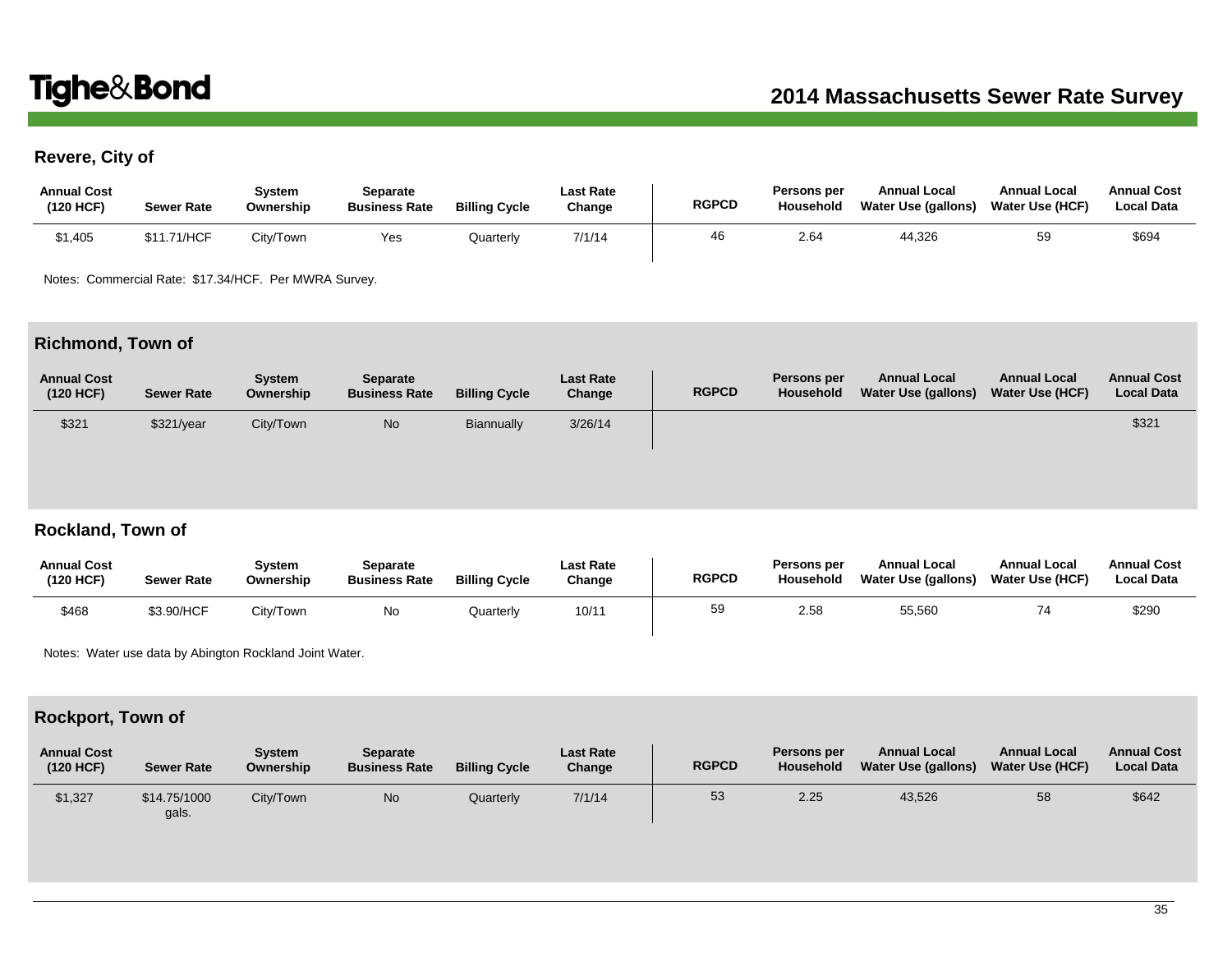## Revere, City of

| Annual Cost (120 HCF) | Sewer Rate | System Ownership | Separate Business Rate | Billing Cycle | Last Rate Change | RGPCD | Persons per Household | Annual Local Water Use (gallons) | Annual Local Water Use (HCF) | Annual Cost Local Data |
|---|---|---|---|---|---|---|---|---|---|---|
| $1,405 | $11.71/HCF | City/Town | Yes | Quarterly | 7/1/14 | 46 | 2.64 | 44,326 | 59 | $694 |

Notes: Commercial Rate: $17.34/HCF. Per MWRA Survey.

## Richmond, Town of

| Annual Cost (120 HCF) | Sewer Rate | System Ownership | Separate Business Rate | Billing Cycle | Last Rate Change | RGPCD | Persons per Household | Annual Local Water Use (gallons) | Annual Local Water Use (HCF) | Annual Cost Local Data |
|---|---|---|---|---|---|---|---|---|---|---|
| $321 | $321/year | City/Town | No | Biannually | 3/26/14 | | | | | $321 |

## Rockland, Town of

| Annual Cost (120 HCF) | Sewer Rate | System Ownership | Separate Business Rate | Billing Cycle | Last Rate Change | RGPCD | Persons per Household | Annual Local Water Use (gallons) | Annual Local Water Use (HCF) | Annual Cost Local Data |
|---|---|---|---|---|---|---|---|---|---|---|
| $468 | $3.90/HCF | City/Town | No | Quarterly | 10/11 | 59 | 2.58 | 55,560 | 74 | $290 |

Notes: Water use data by Abington Rockland Joint Water.

## Rockport, Town of

| Annual Cost (120 HCF) | Sewer Rate | System Ownership | Separate Business Rate | Billing Cycle | Last Rate Change | RGPCD | Persons per Household | Annual Local Water Use (gallons) | Annual Local Water Use (HCF) | Annual Cost Local Data |
|---|---|---|---|---|---|---|---|---|---|---|
| $1,327 | $14.75/1000 gals. | City/Town | No | Quarterly | 7/1/14 | 53 | 2.25 | 43,526 | 58 | $642 |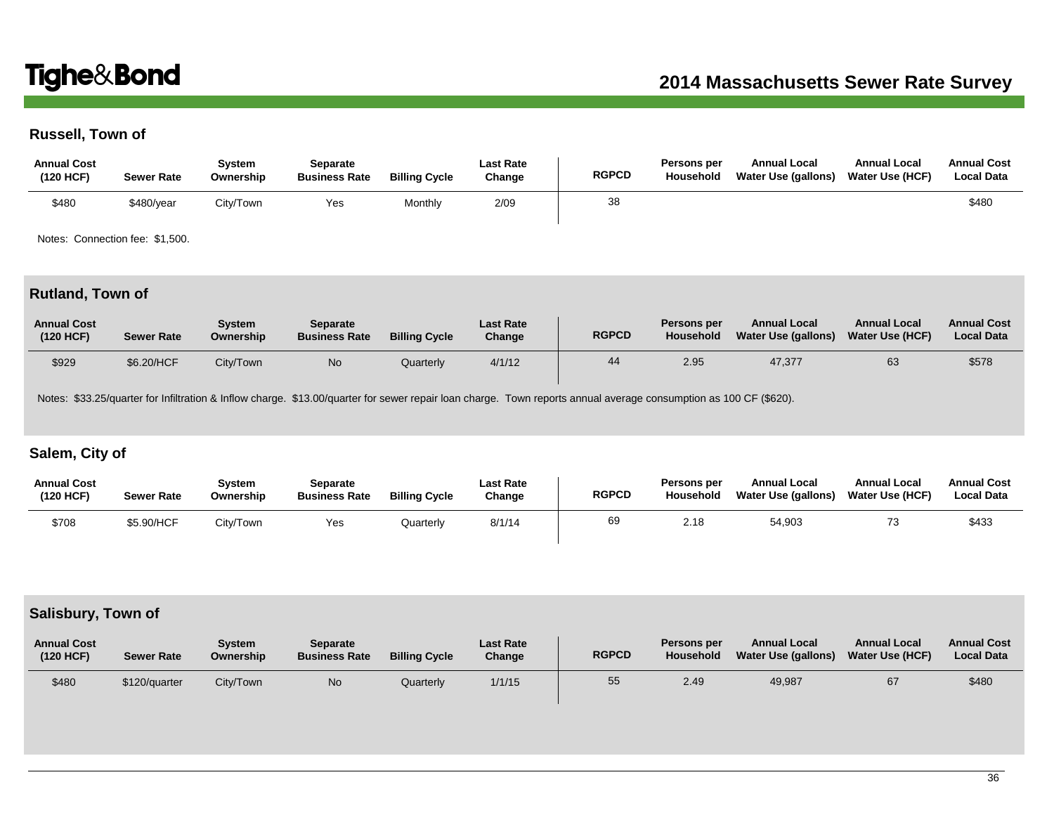## Russell, Town of

| Annual Cost (120 HCF) | Sewer Rate | System Ownership | Separate Business Rate | Billing Cycle | Last Rate Change | RGPCD | Persons per Household | Annual Local Water Use (gallons) | Annual Local Water Use (HCF) | Annual Cost Local Data |
|---|---|---|---|---|---|---|---|---|---|---|
| $480 | $480/year | City/Town | Yes | Monthly | 2/09 | 38 | | | | $480 |

Notes: Connection fee: $1,500.

## Rutland, Town of

| Annual Cost (120 HCF) | Sewer Rate | System Ownership | Separate Business Rate | Billing Cycle | Last Rate Change | RGPCD | Persons per Household | Annual Local Water Use (gallons) | Annual Local Water Use (HCF) | Annual Cost Local Data |
|---|---|---|---|---|---|---|---|---|---|---|
| $929 | $6.20/HCF | City/Town | No | Quarterly | 4/1/12 | 44 | 2.95 | 47,377 | 63 | $578 |

Notes: $33.25/quarter for Infiltration & Inflow charge. $13.00/quarter for sewer repair loan charge. Town reports annual average consumption as 100 CF ($620).

## Salem, City of

| Annual Cost (120 HCF) | Sewer Rate | System Ownership | Separate Business Rate | Billing Cycle | Last Rate Change | RGPCD | Persons per Household | Annual Local Water Use (gallons) | Annual Local Water Use (HCF) | Annual Cost Local Data |
|---|---|---|---|---|---|---|---|---|---|---|
| $708 | $5.90/HCF | City/Town | Yes | Quarterly | 8/1/14 | 69 | 2.18 | 54,903 | 73 | $433 |

## Salisbury, Town of

| Annual Cost (120 HCF) | Sewer Rate | System Ownership | Separate Business Rate | Billing Cycle | Last Rate Change | RGPCD | Persons per Household | Annual Local Water Use (gallons) | Annual Local Water Use (HCF) | Annual Cost Local Data |
|---|---|---|---|---|---|---|---|---|---|---|
| $480 | $120/quarter | City/Town | No | Quarterly | 1/1/15 | 55 | 2.49 | 49,987 | 67 | $480 |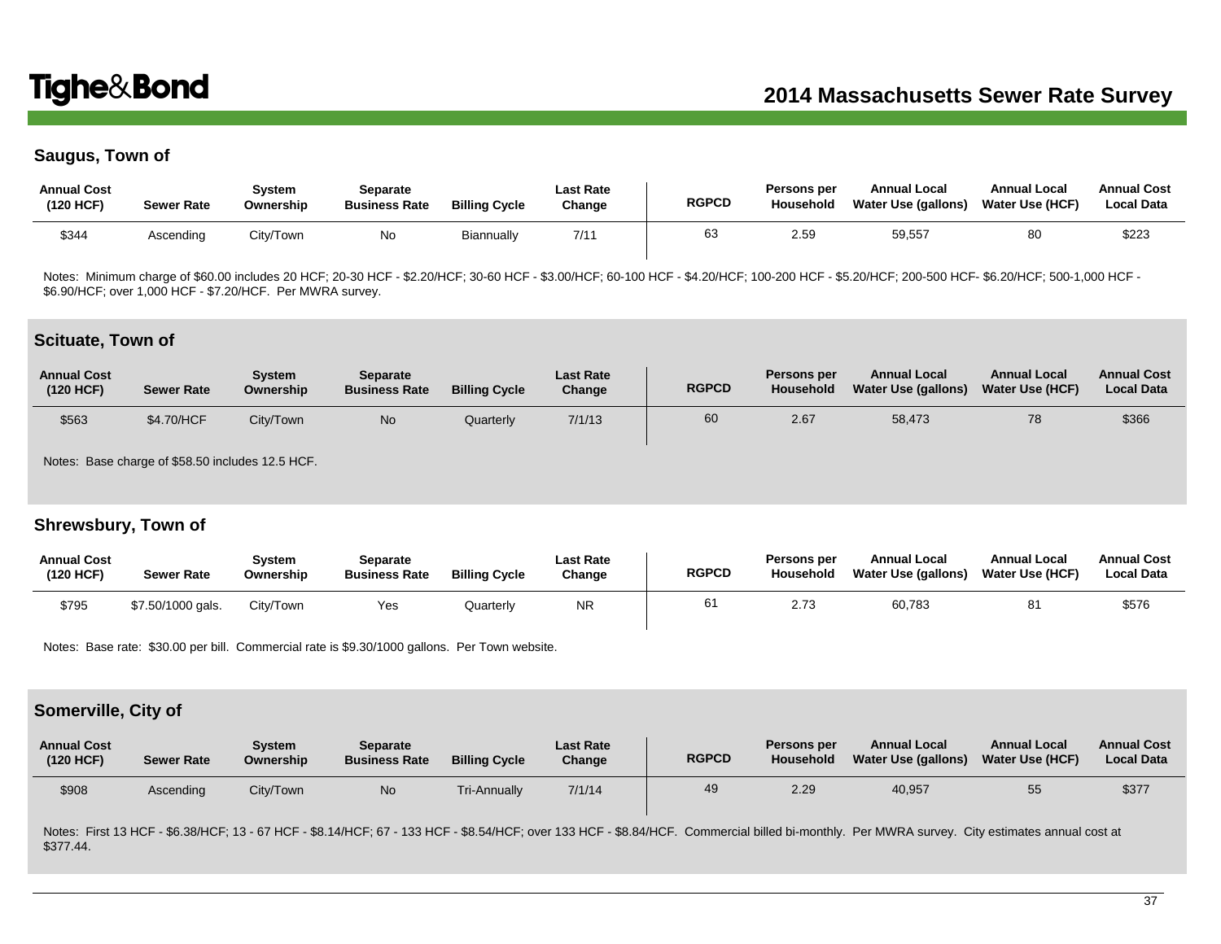## Saugus, Town of

| Annual Cost (120 HCF) | Sewer Rate | System Ownership | Separate Business Rate | Billing Cycle | Last Rate Change | RGPCD | Persons per Household | Annual Local Water Use (gallons) | Annual Local Water Use (HCF) | Annual Cost Local Data |
|---|---|---|---|---|---|---|---|---|---|---|
| $344 | Ascending | City/Town | No | Biannually | 7/11 | 63 | 2.59 | 59,557 | 80 | $223 |

Notes: Minimum charge of $60.00 includes 20 HCF; 20-30 HCF - $2.20/HCF; 30-60 HCF - $3.00/HCF; 60-100 HCF - $4.20/HCF; 100-200 HCF - $5.20/HCF; 200-500 HCF- $6.20/HCF; 500-1,000 HCF - $6.90/HCF; over 1,000 HCF - $7.20/HCF. Per MWRA survey.

## Scituate, Town of

| Annual Cost (120 HCF) | Sewer Rate | System Ownership | Separate Business Rate | Billing Cycle | Last Rate Change | RGPCD | Persons per Household | Annual Local Water Use (gallons) | Annual Local Water Use (HCF) | Annual Cost Local Data |
|---|---|---|---|---|---|---|---|---|---|---|
| $563 | $4.70/HCF | City/Town | No | Quarterly | 7/1/13 | 60 | 2.67 | 58,473 | 78 | $366 |

Notes: Base charge of $58.50 includes 12.5 HCF.

## Shrewsbury, Town of

| Annual Cost (120 HCF) | Sewer Rate | System Ownership | Separate Business Rate | Billing Cycle | Last Rate Change | RGPCD | Persons per Household | Annual Local Water Use (gallons) | Annual Local Water Use (HCF) | Annual Cost Local Data |
|---|---|---|---|---|---|---|---|---|---|---|
| $795 | $7.50/1000 gals. | City/Town | Yes | Quarterly | NR | 61 | 2.73 | 60,783 | 81 | $576 |

Notes: Base rate: $30.00 per bill. Commercial rate is $9.30/1000 gallons. Per Town website.

## Somerville, City of

| Annual Cost (120 HCF) | Sewer Rate | System Ownership | Separate Business Rate | Billing Cycle | Last Rate Change | RGPCD | Persons per Household | Annual Local Water Use (gallons) | Annual Local Water Use (HCF) | Annual Cost Local Data |
|---|---|---|---|---|---|---|---|---|---|---|
| $908 | Ascending | City/Town | No | Tri-Annually | 7/1/14 | 49 | 2.29 | 40,957 | 55 | $377 |

Notes: First 13 HCF - $6.38/HCF; 13 - 67 HCF - $8.14/HCF; 67 - 133 HCF - $8.54/HCF; over 133 HCF - $8.84/HCF. Commercial billed bi-monthly. Per MWRA survey. City estimates annual cost at $377.44.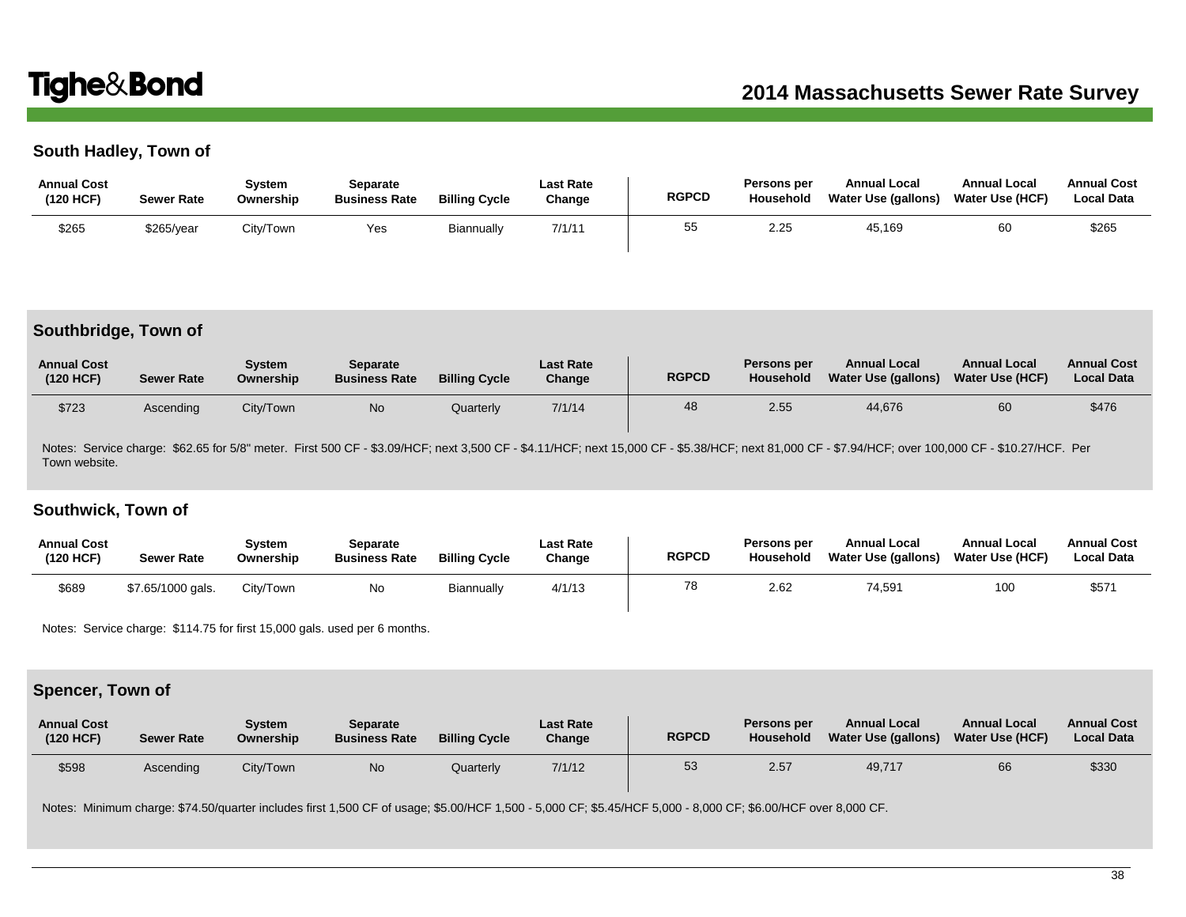## South Hadley, Town of

| Annual Cost (120 HCF) | Sewer Rate | System Ownership | Separate Business Rate | Billing Cycle | Last Rate Change | RGPCD | Persons per Household | Annual Local Water Use (gallons) | Annual Local Water Use (HCF) | Annual Cost Local Data |
|---|---|---|---|---|---|---|---|---|---|---|
| $265 | $265/year | City/Town | Yes | Biannually | 7/1/11 | 55 | 2.25 | 45,169 | 60 | $265 |

## Southbridge, Town of

| Annual Cost (120 HCF) | Sewer Rate | System Ownership | Separate Business Rate | Billing Cycle | Last Rate Change | RGPCD | Persons per Household | Annual Local Water Use (gallons) | Annual Local Water Use (HCF) | Annual Cost Local Data |
|---|---|---|---|---|---|---|---|---|---|---|
| $723 | Ascending | City/Town | No | Quarterly | 7/1/14 | 48 | 2.55 | 44,676 | 60 | $476 |

Notes: Service charge: $62.65 for 5/8" meter. First 500 CF - $3.09/HCF; next 3,500 CF - $4.11/HCF; next 15,000 CF - $5.38/HCF; next 81,000 CF - $7.94/HCF; over 100,000 CF - $10.27/HCF. Per Town website.

## Southwick, Town of

| Annual Cost (120 HCF) | Sewer Rate | System Ownership | Separate Business Rate | Billing Cycle | Last Rate Change | RGPCD | Persons per Household | Annual Local Water Use (gallons) | Annual Local Water Use (HCF) | Annual Cost Local Data |
|---|---|---|---|---|---|---|---|---|---|---|
| $689 | $7.65/1000 gals. | City/Town | No | Biannually | 4/1/13 | 78 | 2.62 | 74,591 | 100 | $571 |

Notes: Service charge: $114.75 for first 15,000 gals. used per 6 months.

## Spencer, Town of

| Annual Cost (120 HCF) | Sewer Rate | System Ownership | Separate Business Rate | Billing Cycle | Last Rate Change | RGPCD | Persons per Household | Annual Local Water Use (gallons) | Annual Local Water Use (HCF) | Annual Cost Local Data |
|---|---|---|---|---|---|---|---|---|---|---|
| $598 | Ascending | City/Town | No | Quarterly | 7/1/12 | 53 | 2.57 | 49,717 | 66 | $330 |

Notes: Minimum charge: $74.50/quarter includes first 1,500 CF of usage; $5.00/HCF 1,500 - 5,000 CF; $5.45/HCF 5,000 - 8,000 CF; $6.00/HCF over 8,000 CF.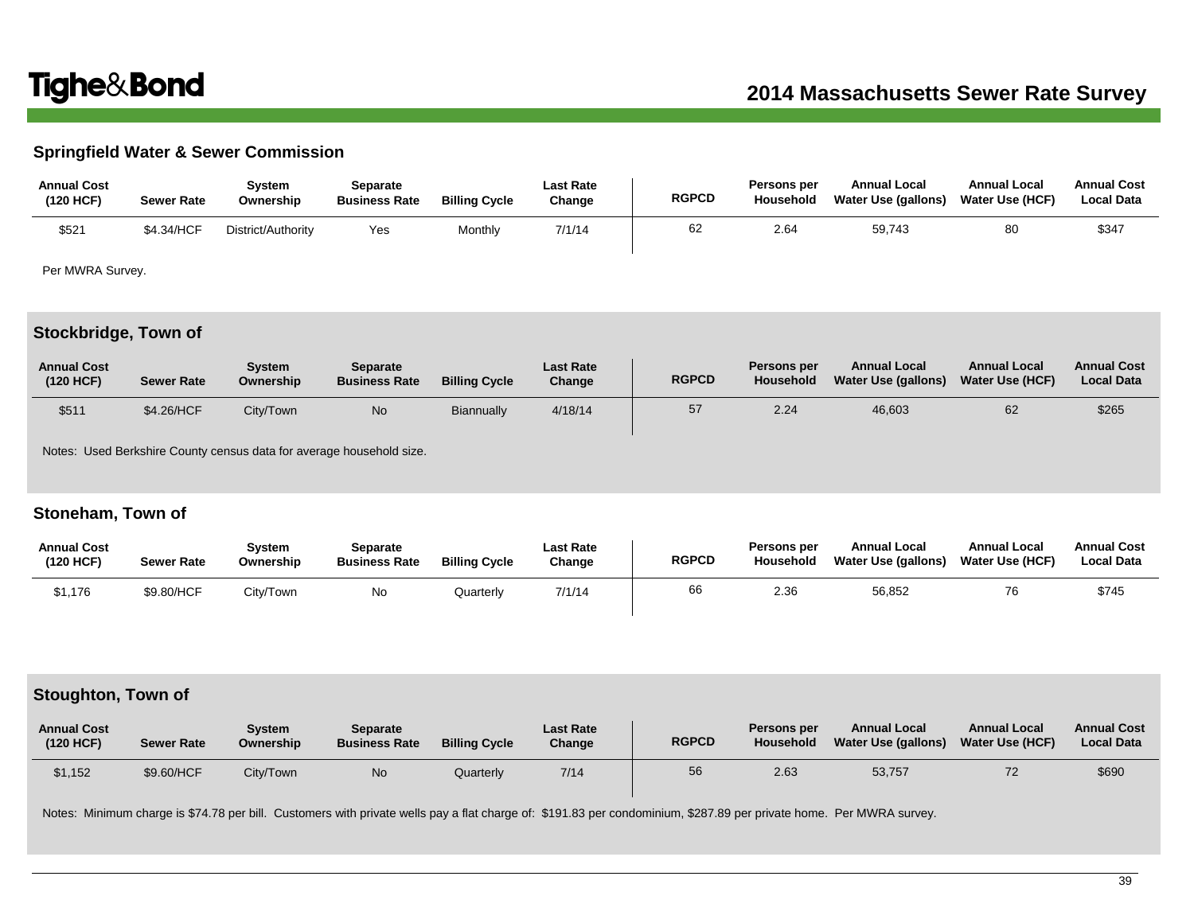## Springfield Water & Sewer Commission

| Annual Cost (120 HCF) | Sewer Rate | System Ownership | Separate Business Rate | Billing Cycle | Last Rate Change | RGPCD | Persons per Household | Annual Local Water Use (gallons) | Annual Local Water Use (HCF) | Annual Cost Local Data |
|---|---|---|---|---|---|---|---|---|---|---|
| $521 | $4.34/HCF | District/Authority | Yes | Monthly | 7/1/14 | 62 | 2.64 | 59,743 | 80 | $347 |

Per MWRA Survey.

## Stockbridge, Town of

| Annual Cost (120 HCF) | Sewer Rate | System Ownership | Separate Business Rate | Billing Cycle | Last Rate Change | RGPCD | Persons per Household | Annual Local Water Use (gallons) | Annual Local Water Use (HCF) | Annual Cost Local Data |
|---|---|---|---|---|---|---|---|---|---|---|
| $511 | $4.26/HCF | City/Town | No | Biannually | 4/18/14 | 57 | 2.24 | 46,603 | 62 | $265 |

Notes: Used Berkshire County census data for average household size.

## Stoneham, Town of

| Annual Cost (120 HCF) | Sewer Rate | System Ownership | Separate Business Rate | Billing Cycle | Last Rate Change | RGPCD | Persons per Household | Annual Local Water Use (gallons) | Annual Local Water Use (HCF) | Annual Cost Local Data |
|---|---|---|---|---|---|---|---|---|---|---|
| $1,176 | $9.80/HCF | City/Town | No | Quarterly | 7/1/14 | 66 | 2.36 | 56,852 | 76 | $745 |

## Stoughton, Town of

| Annual Cost (120 HCF) | Sewer Rate | System Ownership | Separate Business Rate | Billing Cycle | Last Rate Change | RGPCD | Persons per Household | Annual Local Water Use (gallons) | Annual Local Water Use (HCF) | Annual Cost Local Data |
|---|---|---|---|---|---|---|---|---|---|---|
| $1,152 | $9.60/HCF | City/Town | No | Quarterly | 7/14 | 56 | 2.63 | 53,757 | 72 | $690 |

Notes: Minimum charge is $74.78 per bill. Customers with private wells pay a flat charge of: $191.83 per condominium, $287.89 per private home. Per MWRA survey.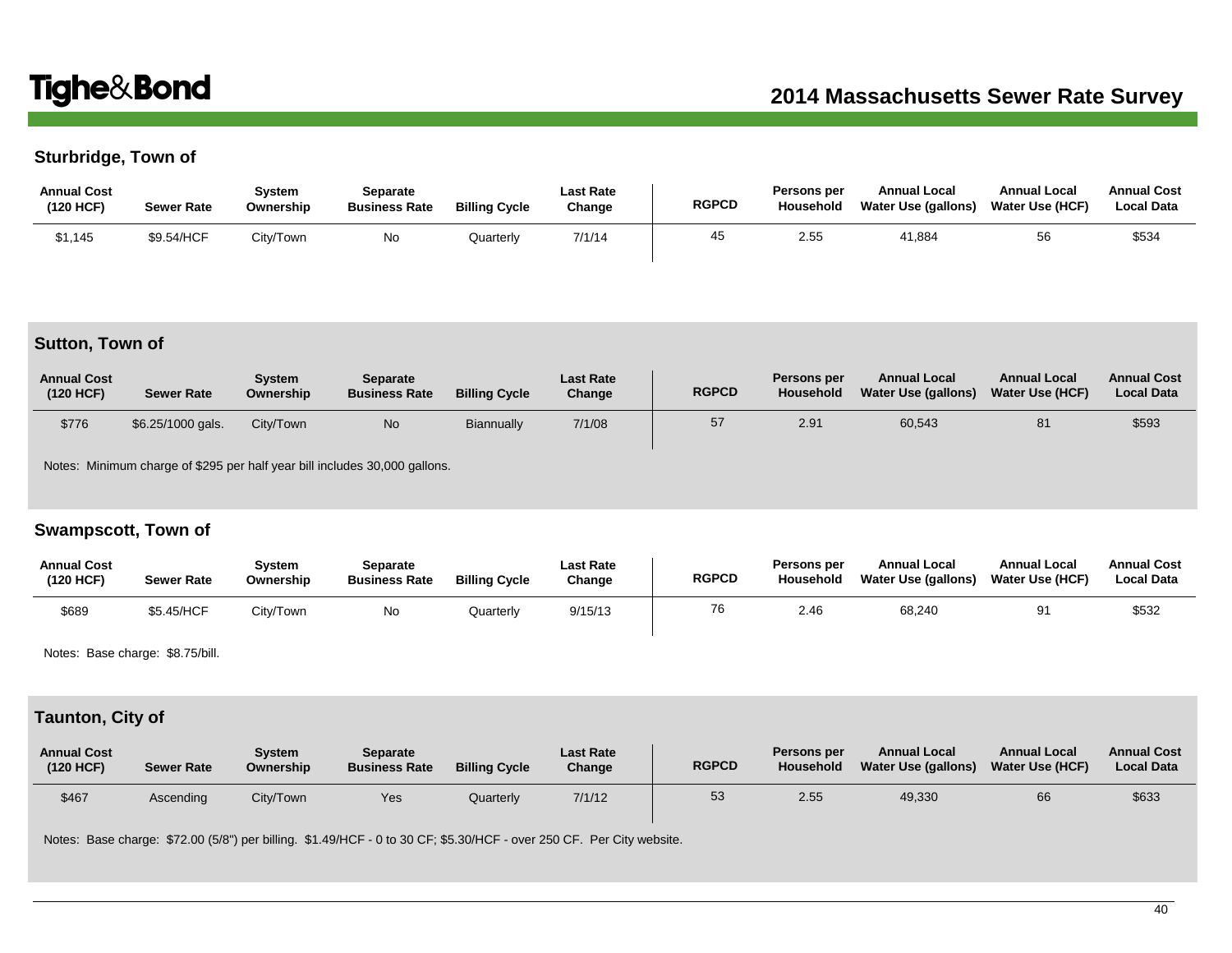## Sturbridge, Town of

| Annual Cost (120 HCF) | Sewer Rate | System Ownership | Separate Business Rate | Billing Cycle | Last Rate Change | RGPCD | Persons per Household | Annual Local Water Use (gallons) | Annual Local Water Use (HCF) | Annual Cost Local Data |
|---|---|---|---|---|---|---|---|---|---|---|
| $1,145 | $9.54/HCF | City/Town | No | Quarterly | 7/1/14 | 45 | 2.55 | 41,884 | 56 | $534 |

## Sutton, Town of

| Annual Cost (120 HCF) | Sewer Rate | System Ownership | Separate Business Rate | Billing Cycle | Last Rate Change | RGPCD | Persons per Household | Annual Local Water Use (gallons) | Annual Local Water Use (HCF) | Annual Cost Local Data |
|---|---|---|---|---|---|---|---|---|---|---|
| $776 | $6.25/1000 gals. | City/Town | No | Biannually | 7/1/08 | 57 | 2.91 | 60,543 | 81 | $593 |

Notes: Minimum charge of $295 per half year bill includes 30,000 gallons.

## Swampscott, Town of

| Annual Cost (120 HCF) | Sewer Rate | System Ownership | Separate Business Rate | Billing Cycle | Last Rate Change | RGPCD | Persons per Household | Annual Local Water Use (gallons) | Annual Local Water Use (HCF) | Annual Cost Local Data |
|---|---|---|---|---|---|---|---|---|---|---|
| $689 | $5.45/HCF | City/Town | No | Quarterly | 9/15/13 | 76 | 2.46 | 68,240 | 91 | $532 |

Notes: Base charge: $8.75/bill.

## Taunton, City of

| Annual Cost (120 HCF) | Sewer Rate | System Ownership | Separate Business Rate | Billing Cycle | Last Rate Change | RGPCD | Persons per Household | Annual Local Water Use (gallons) | Annual Local Water Use (HCF) | Annual Cost Local Data |
|---|---|---|---|---|---|---|---|---|---|---|
| $467 | Ascending | City/Town | Yes | Quarterly | 7/1/12 | 53 | 2.55 | 49,330 | 66 | $633 |

Notes: Base charge: $72.00 (5/8") per billing. $1.49/HCF - 0 to 30 CF; $5.30/HCF - over 250 CF. Per City website.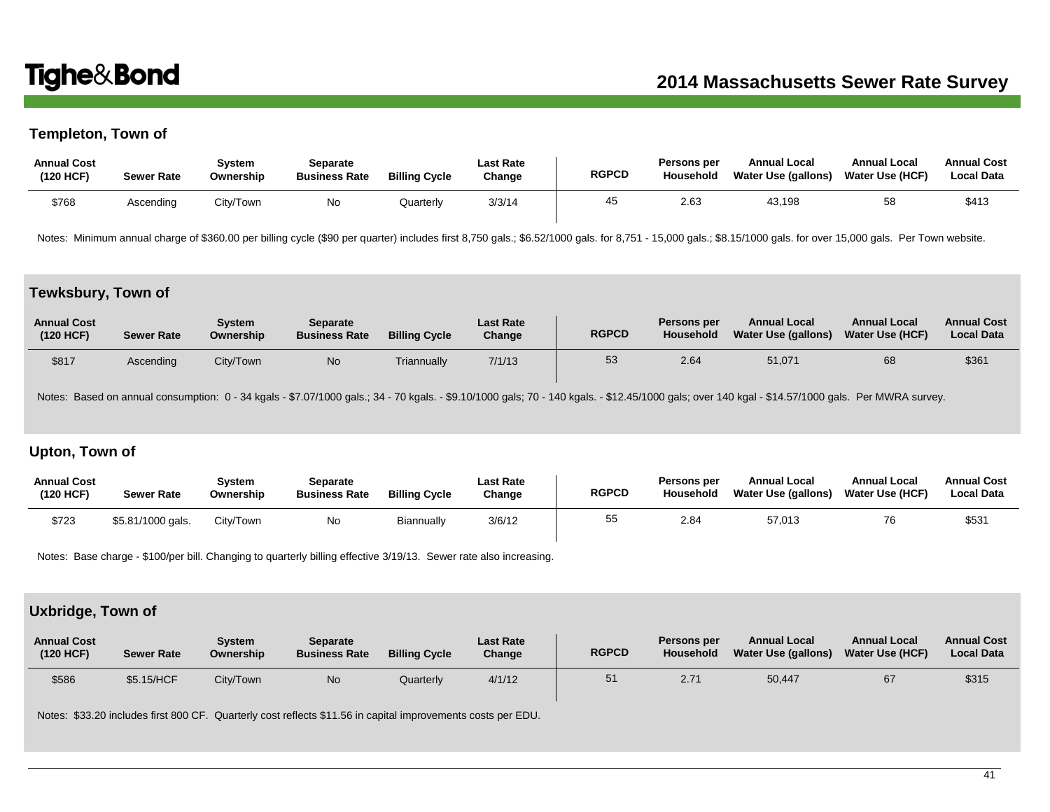## Templeton, Town of

| Annual Cost (120 HCF) | Sewer Rate | System Ownership | Separate Business Rate | Billing Cycle | Last Rate Change | RGPCD | Persons per Household | Annual Local Water Use (gallons) | Annual Local Water Use (HCF) | Annual Cost Local Data |
|---|---|---|---|---|---|---|---|---|---|---|
| $768 | Ascending | City/Town | No | Quarterly | 3/3/14 | 45 | 2.63 | 43,198 | 58 | $413 |

Notes: Minimum annual charge of $360.00 per billing cycle ($90 per quarter) includes first 8,750 gals.; $6.52/1000 gals. for 8,751 - 15,000 gals.; $8.15/1000 gals. for over 15,000 gals. Per Town website.

## Tewksbury, Town of

| Annual Cost (120 HCF) | Sewer Rate | System Ownership | Separate Business Rate | Billing Cycle | Last Rate Change | RGPCD | Persons per Household | Annual Local Water Use (gallons) | Annual Local Water Use (HCF) | Annual Cost Local Data |
|---|---|---|---|---|---|---|---|---|---|---|
| $817 | Ascending | City/Town | No | Triannually | 7/1/13 | 53 | 2.64 | 51,071 | 68 | $361 |

Notes: Based on annual consumption: 0 - 34 kgals - $7.07/1000 gals.; 34 - 70 kgals. - $9.10/1000 gals; 70 - 140 kgals. - $12.45/1000 gals; over 140 kgal - $14.57/1000 gals. Per MWRA survey.

## Upton, Town of

| Annual Cost (120 HCF) | Sewer Rate | System Ownership | Separate Business Rate | Billing Cycle | Last Rate Change | RGPCD | Persons per Household | Annual Local Water Use (gallons) | Annual Local Water Use (HCF) | Annual Cost Local Data |
|---|---|---|---|---|---|---|---|---|---|---|
| $723 | $5.81/1000 gals. | City/Town | No | Biannually | 3/6/12 | 55 | 2.84 | 57,013 | 76 | $531 |

Notes: Base charge - $100/per bill. Changing to quarterly billing effective 3/19/13. Sewer rate also increasing.

## Uxbridge, Town of

| Annual Cost (120 HCF) | Sewer Rate | System Ownership | Separate Business Rate | Billing Cycle | Last Rate Change | RGPCD | Persons per Household | Annual Local Water Use (gallons) | Annual Local Water Use (HCF) | Annual Cost Local Data |
|---|---|---|---|---|---|---|---|---|---|---|
| $586 | $5.15/HCF | City/Town | No | Quarterly | 4/1/12 | 51 | 2.71 | 50,447 | 67 | $315 |

Notes: $33.20 includes first 800 CF. Quarterly cost reflects $11.56 in capital improvements costs per EDU.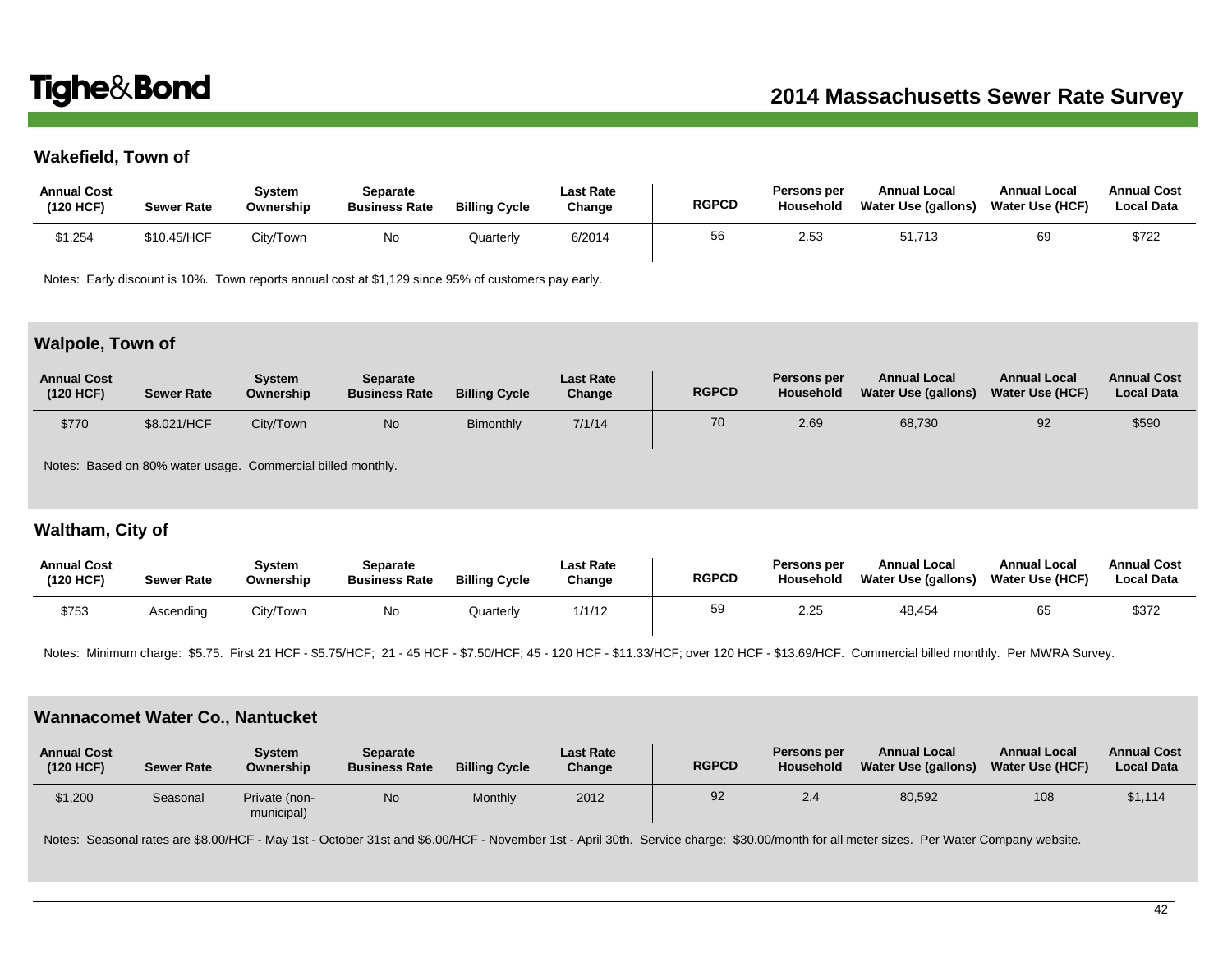### Wakefield, Town of

| Annual Cost (120 HCF) | Sewer Rate | System Ownership | Separate Business Rate | Billing Cycle | Last Rate Change | RGPCD | Persons per Household | Annual Local Water Use (gallons) | Annual Local Water Use (HCF) | Annual Cost Local Data |
|---|---|---|---|---|---|---|---|---|---|---|
| $1,254 | $10.45/HCF | City/Town | No | Quarterly | 6/2014 | 56 | 2.53 | 51,713 | 69 | $722 |

Notes: Early discount is 10%. Town reports annual cost at $1,129 since 95% of customers pay early.

### Walpole, Town of

| Annual Cost (120 HCF) | Sewer Rate | System Ownership | Separate Business Rate | Billing Cycle | Last Rate Change | RGPCD | Persons per Household | Annual Local Water Use (gallons) | Annual Local Water Use (HCF) | Annual Cost Local Data |
|---|---|---|---|---|---|---|---|---|---|---|
| $770 | $8.021/HCF | City/Town | No | Bimonthly | 7/1/14 | 70 | 2.69 | 68,730 | 92 | $590 |

Notes: Based on 80% water usage. Commercial billed monthly.

### Waltham, City of

| Annual Cost (120 HCF) | Sewer Rate | System Ownership | Separate Business Rate | Billing Cycle | Last Rate Change | RGPCD | Persons per Household | Annual Local Water Use (gallons) | Annual Local Water Use (HCF) | Annual Cost Local Data |
|---|---|---|---|---|---|---|---|---|---|---|
| $753 | Ascending | City/Town | No | Quarterly | 1/1/12 | 59 | 2.25 | 48,454 | 65 | $372 |

Notes: Minimum charge: $5.75. First 21 HCF - $5.75/HCF; 21 - 45 HCF - $7.50/HCF; 45 - 120 HCF - $11.33/HCF; over 120 HCF - $13.69/HCF. Commercial billed monthly. Per MWRA Survey.

### Wannacomet Water Co., Nantucket

| Annual Cost (120 HCF) | Sewer Rate | System Ownership | Separate Business Rate | Billing Cycle | Last Rate Change | RGPCD | Persons per Household | Annual Local Water Use (gallons) | Annual Local Water Use (HCF) | Annual Cost Local Data |
|---|---|---|---|---|---|---|---|---|---|---|
| $1,200 | Seasonal | Private (non-municipal) | No | Monthly | 2012 | 92 | 2.4 | 80,592 | 108 | $1,114 |

Notes: Seasonal rates are $8.00/HCF - May 1st - October 31st and $6.00/HCF - November 1st - April 30th. Service charge: $30.00/month for all meter sizes. Per Water Company website.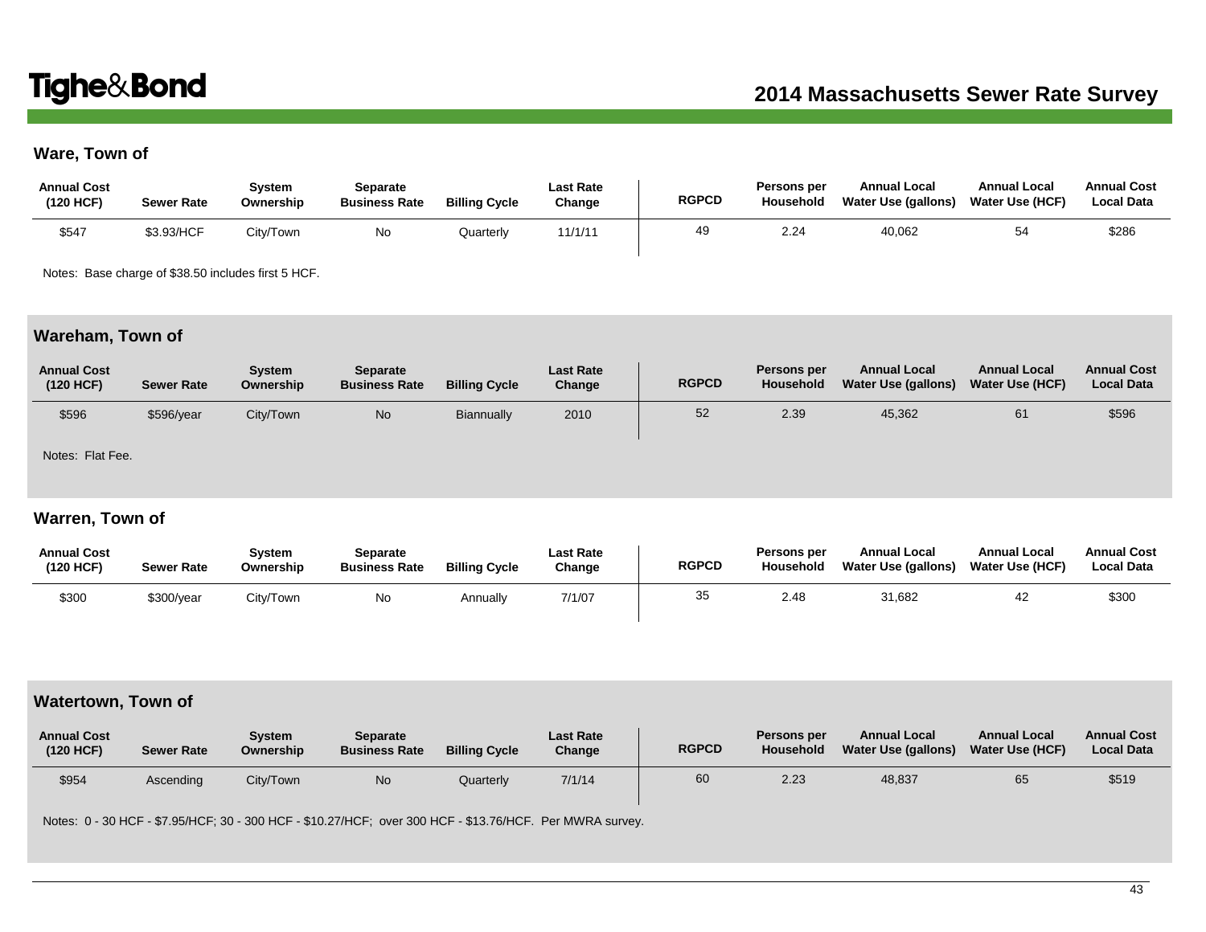## Ware, Town of

| Annual Cost (120 HCF) | Sewer Rate | System Ownership | Separate Business Rate | Billing Cycle | Last Rate Change | RGPCD | Persons per Household | Annual Local Water Use (gallons) | Annual Local Water Use (HCF) | Annual Cost Local Data |
|---|---|---|---|---|---|---|---|---|---|---|
| $547 | $3.93/HCF | City/Town | No | Quarterly | 11/1/11 | 49 | 2.24 | 40,062 | 54 | $286 |

Notes: Base charge of $38.50 includes first 5 HCF.

## Wareham, Town of

| Annual Cost (120 HCF) | Sewer Rate | System Ownership | Separate Business Rate | Billing Cycle | Last Rate Change | RGPCD | Persons per Household | Annual Local Water Use (gallons) | Annual Local Water Use (HCF) | Annual Cost Local Data |
|---|---|---|---|---|---|---|---|---|---|---|
| $596 | $596/year | City/Town | No | Biannually | 2010 | 52 | 2.39 | 45,362 | 61 | $596 |

Notes: Flat Fee.

## Warren, Town of

| Annual Cost (120 HCF) | Sewer Rate | System Ownership | Separate Business Rate | Billing Cycle | Last Rate Change | RGPCD | Persons per Household | Annual Local Water Use (gallons) | Annual Local Water Use (HCF) | Annual Cost Local Data |
|---|---|---|---|---|---|---|---|---|---|---|
| $300 | $300/year | City/Town | No | Annually | 7/1/07 | 35 | 2.48 | 31,682 | 42 | $300 |

## Watertown, Town of

| Annual Cost (120 HCF) | Sewer Rate | System Ownership | Separate Business Rate | Billing Cycle | Last Rate Change | RGPCD | Persons per Household | Annual Local Water Use (gallons) | Annual Local Water Use (HCF) | Annual Cost Local Data |
|---|---|---|---|---|---|---|---|---|---|---|
| $954 | Ascending | City/Town | No | Quarterly | 7/1/14 | 60 | 2.23 | 48,837 | 65 | $519 |

Notes: 0 - 30 HCF - $7.95/HCF; 30 - 300 HCF - $10.27/HCF; over 300 HCF - $13.76/HCF. Per MWRA survey.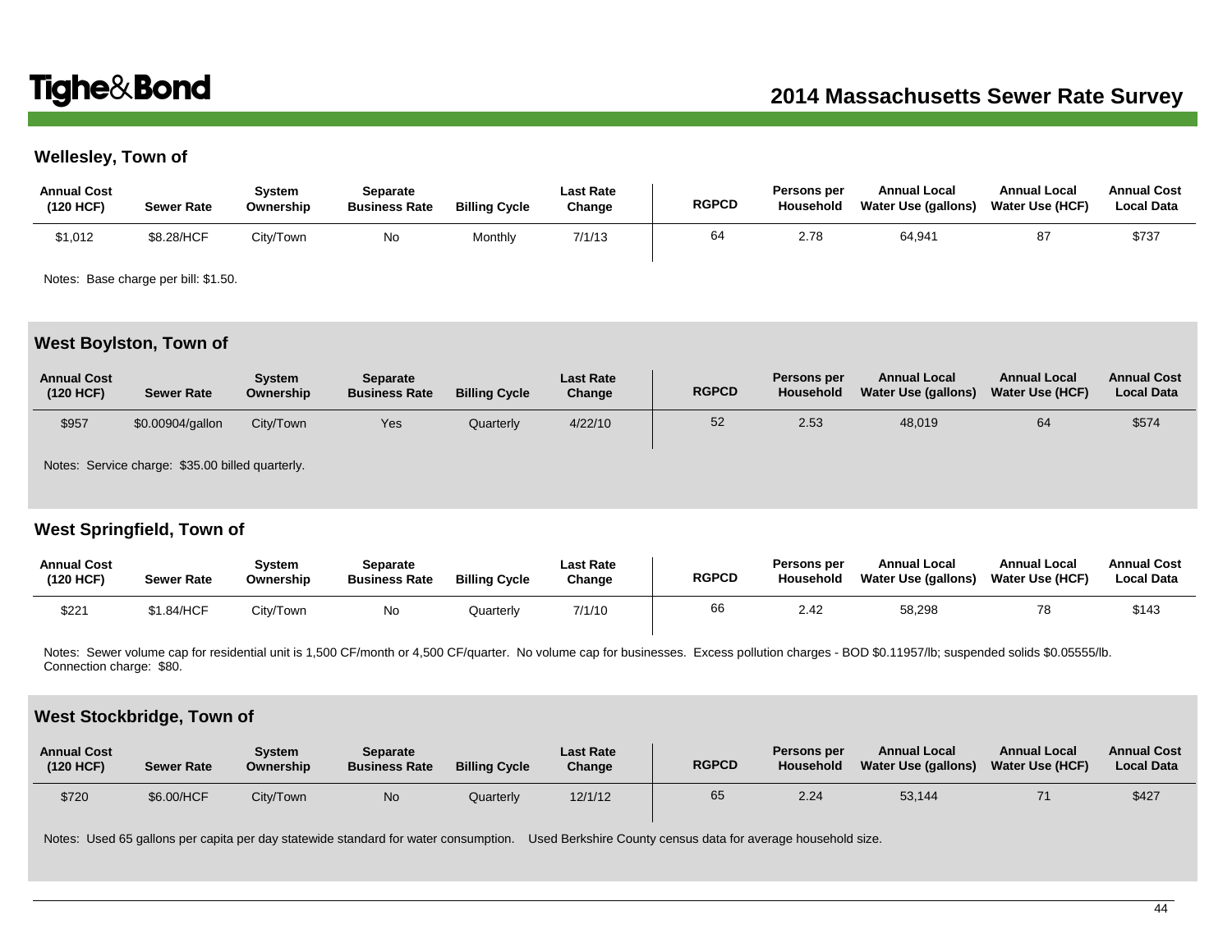## Wellesley, Town of

| Annual Cost (120 HCF) | Sewer Rate | System Ownership | Separate Business Rate | Billing Cycle | Last Rate Change | RGPCD | Persons per Household | Annual Local Water Use (gallons) | Annual Local Water Use (HCF) | Annual Cost Local Data |
|---|---|---|---|---|---|---|---|---|---|---|
| $1,012 | $8.28/HCF | City/Town | No | Monthly | 7/1/13 | 64 | 2.78 | 64,941 | 87 | $737 |

Notes: Base charge per bill: $1.50.

## West Boylston, Town of

| Annual Cost (120 HCF) | Sewer Rate | System Ownership | Separate Business Rate | Billing Cycle | Last Rate Change | RGPCD | Persons per Household | Annual Local Water Use (gallons) | Annual Local Water Use (HCF) | Annual Cost Local Data |
|---|---|---|---|---|---|---|---|---|---|---|
| $957 | $0.00904/gallon | City/Town | Yes | Quarterly | 4/22/10 | 52 | 2.53 | 48,019 | 64 | $574 |

Notes: Service charge: $35.00 billed quarterly.

## West Springfield, Town of

| Annual Cost (120 HCF) | Sewer Rate | System Ownership | Separate Business Rate | Billing Cycle | Last Rate Change | RGPCD | Persons per Household | Annual Local Water Use (gallons) | Annual Local Water Use (HCF) | Annual Cost Local Data |
|---|---|---|---|---|---|---|---|---|---|---|
| $221 | $1.84/HCF | City/Town | No | Quarterly | 7/1/10 | 66 | 2.42 | 58,298 | 78 | $143 |

Notes: Sewer volume cap for residential unit is 1,500 CF/month or 4,500 CF/quarter. No volume cap for businesses. Excess pollution charges - BOD $0.11957/lb; suspended solids $0.05555/lb. Connection charge: $80.

## West Stockbridge, Town of

| Annual Cost (120 HCF) | Sewer Rate | System Ownership | Separate Business Rate | Billing Cycle | Last Rate Change | RGPCD | Persons per Household | Annual Local Water Use (gallons) | Annual Local Water Use (HCF) | Annual Cost Local Data |
|---|---|---|---|---|---|---|---|---|---|---|
| $720 | $6.00/HCF | City/Town | No | Quarterly | 12/1/12 | 65 | 2.24 | 53,144 | 71 | $427 |

Notes: Used 65 gallons per capita per day statewide standard for water consumption. Used Berkshire County census data for average household size.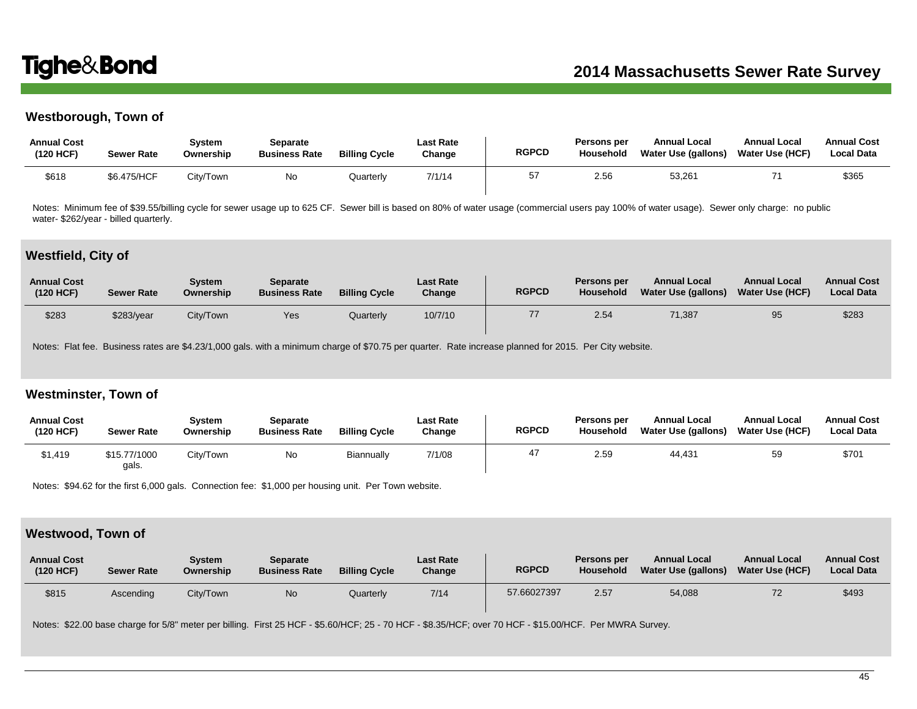## Westborough, Town of

| Annual Cost (120 HCF) | Sewer Rate | System Ownership | Separate Business Rate | Billing Cycle | Last Rate Change | RGPCD | Persons per Household | Annual Local Water Use (gallons) | Annual Local Water Use (HCF) | Annual Cost Local Data |
|---|---|---|---|---|---|---|---|---|---|---|
| $618 | $6.475/HCF | City/Town | No | Quarterly | 7/1/14 | 57 | 2.56 | 53,261 | 71 | $365 |

Notes: Minimum fee of $39.55/billing cycle for sewer usage up to 625 CF. Sewer bill is based on 80% of water usage (commercial users pay 100% of water usage). Sewer only charge: no public water- $262/year - billed quarterly.

## Westfield, City of

| Annual Cost (120 HCF) | Sewer Rate | System Ownership | Separate Business Rate | Billing Cycle | Last Rate Change | RGPCD | Persons per Household | Annual Local Water Use (gallons) | Annual Local Water Use (HCF) | Annual Cost Local Data |
|---|---|---|---|---|---|---|---|---|---|---|
| $283 | $283/year | City/Town | Yes | Quarterly | 10/7/10 | 77 | 2.54 | 71,387 | 95 | $283 |

Notes: Flat fee. Business rates are $4.23/1,000 gals. with a minimum charge of $70.75 per quarter. Rate increase planned for 2015. Per City website.

## Westminster, Town of

| Annual Cost (120 HCF) | Sewer Rate | System Ownership | Separate Business Rate | Billing Cycle | Last Rate Change | RGPCD | Persons per Household | Annual Local Water Use (gallons) | Annual Local Water Use (HCF) | Annual Cost Local Data |
|---|---|---|---|---|---|---|---|---|---|---|
| $1,419 | $15.77/1000 gals. | City/Town | No | Biannually | 7/1/08 | 47 | 2.59 | 44,431 | 59 | $701 |

Notes: $94.62 for the first 6,000 gals. Connection fee: $1,000 per housing unit. Per Town website.

## Westwood, Town of

| Annual Cost (120 HCF) | Sewer Rate | System Ownership | Separate Business Rate | Billing Cycle | Last Rate Change | RGPCD | Persons per Household | Annual Local Water Use (gallons) | Annual Local Water Use (HCF) | Annual Cost Local Data |
|---|---|---|---|---|---|---|---|---|---|---|
| $815 | Ascending | City/Town | No | Quarterly | 7/14 | 57.66027397 | 2.57 | 54,088 | 72 | $493 |

Notes: $22.00 base charge for 5/8" meter per billing. First 25 HCF - $5.60/HCF; 25 - 70 HCF - $8.35/HCF; over 70 HCF - $15.00/HCF. Per MWRA Survey.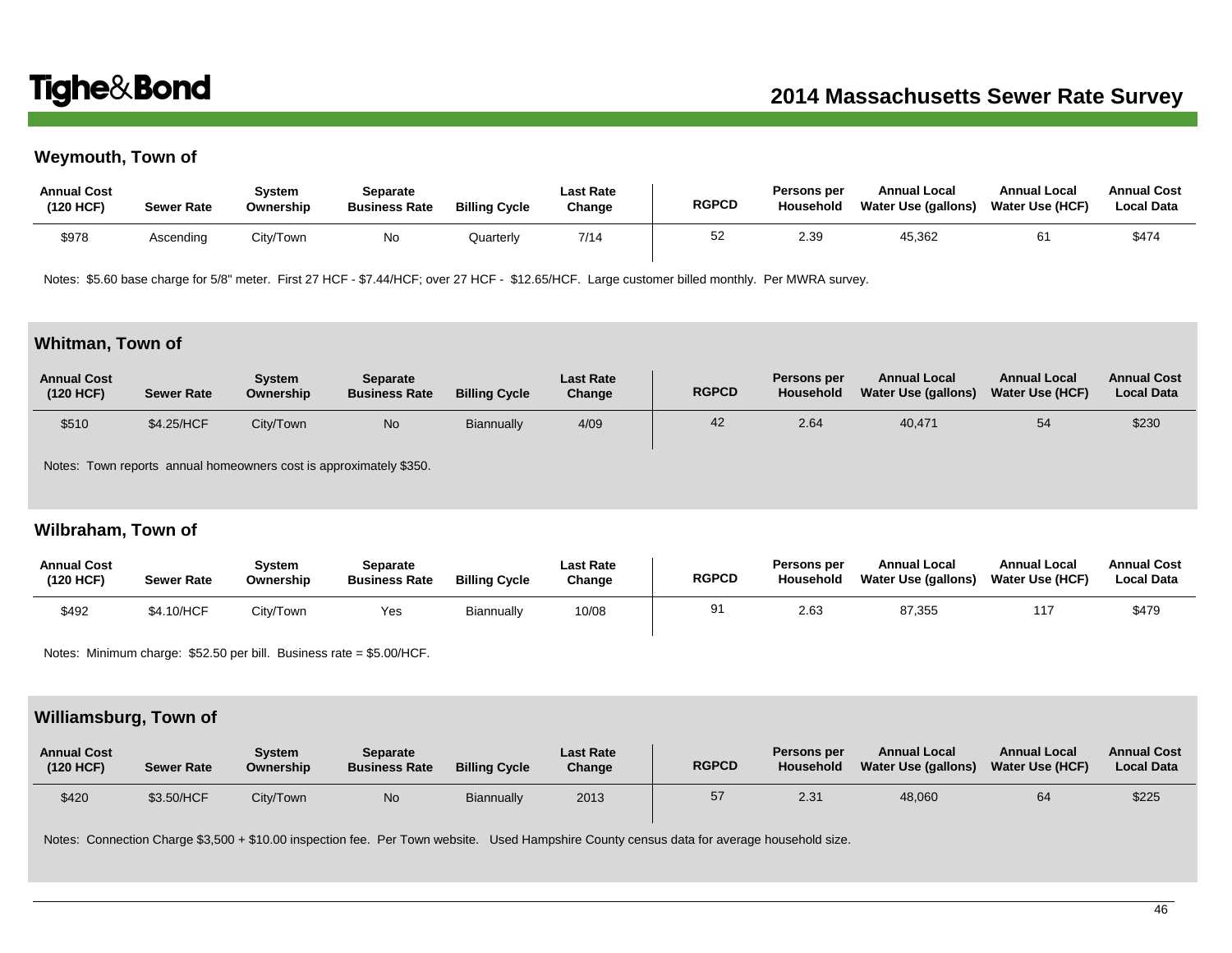## Weymouth, Town of

| Annual Cost (120 HCF) | Sewer Rate | System Ownership | Separate Business Rate | Billing Cycle | Last Rate Change | RGPCD | Persons per Household | Annual Local Water Use (gallons) | Annual Local Water Use (HCF) | Annual Cost Local Data |
|---|---|---|---|---|---|---|---|---|---|---|
| $978 | Ascending | City/Town | No | Quarterly | 7/14 | 52 | 2.39 | 45,362 | 61 | $474 |

Notes: $5.60 base charge for 5/8" meter. First 27 HCF - $7.44/HCF; over 27 HCF - $12.65/HCF. Large customer billed monthly. Per MWRA survey.

## Whitman, Town of

| Annual Cost (120 HCF) | Sewer Rate | System Ownership | Separate Business Rate | Billing Cycle | Last Rate Change | RGPCD | Persons per Household | Annual Local Water Use (gallons) | Annual Local Water Use (HCF) | Annual Cost Local Data |
|---|---|---|---|---|---|---|---|---|---|---|
| $510 | $4.25/HCF | City/Town | No | Biannually | 4/09 | 42 | 2.64 | 40,471 | 54 | $230 |

Notes: Town reports annual homeowners cost is approximately $350.

## Wilbraham, Town of

| Annual Cost (120 HCF) | Sewer Rate | System Ownership | Separate Business Rate | Billing Cycle | Last Rate Change | RGPCD | Persons per Household | Annual Local Water Use (gallons) | Annual Local Water Use (HCF) | Annual Cost Local Data |
|---|---|---|---|---|---|---|---|---|---|---|
| $492 | $4.10/HCF | City/Town | Yes | Biannually | 10/08 | 91 | 2.63 | 87,355 | 117 | $479 |

Notes: Minimum charge: $52.50 per bill. Business rate = $5.00/HCF.

## Williamsburg, Town of

| Annual Cost (120 HCF) | Sewer Rate | System Ownership | Separate Business Rate | Billing Cycle | Last Rate Change | RGPCD | Persons per Household | Annual Local Water Use (gallons) | Annual Local Water Use (HCF) | Annual Cost Local Data |
|---|---|---|---|---|---|---|---|---|---|---|
| $420 | $3.50/HCF | City/Town | No | Biannually | 2013 | 57 | 2.31 | 48,060 | 64 | $225 |

Notes: Connection Charge $3,500 + $10.00 inspection fee. Per Town website. Used Hampshire County census data for average household size.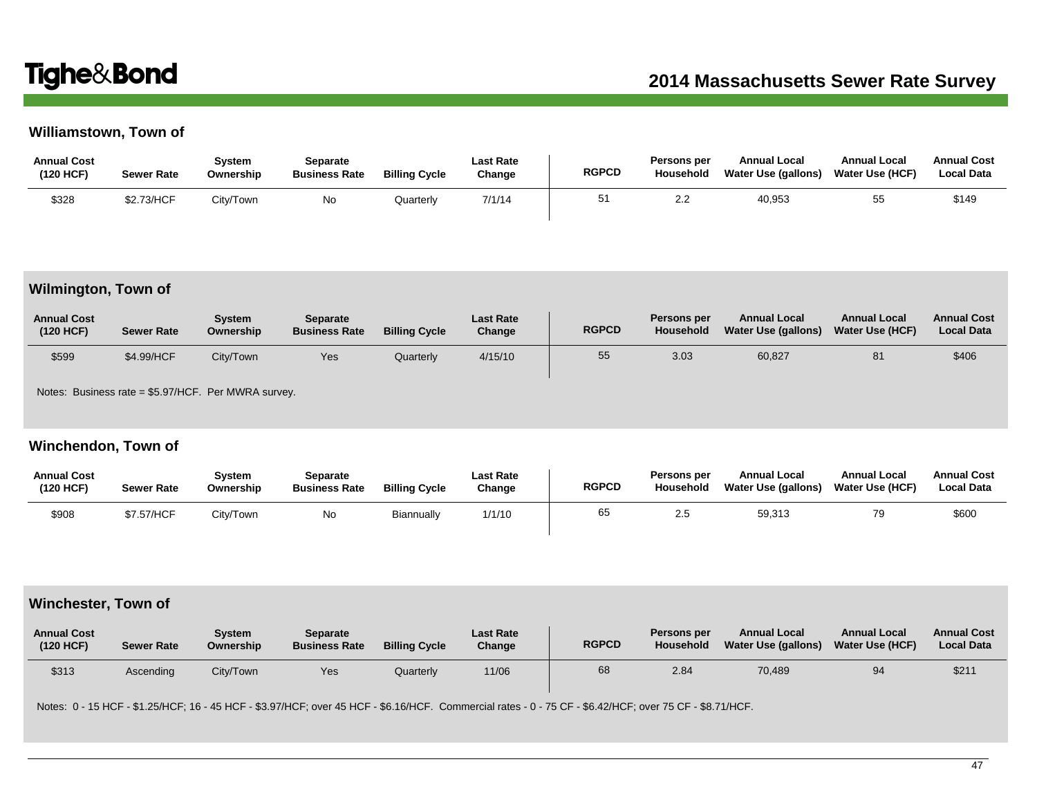## Williamstown, Town of

| Annual Cost (120 HCF) | Sewer Rate | System Ownership | Separate Business Rate | Billing Cycle | Last Rate Change | RGPCD | Persons per Household | Annual Local Water Use (gallons) | Annual Local Water Use (HCF) | Annual Cost Local Data |
|---|---|---|---|---|---|---|---|---|---|---|
| $328 | $2.73/HCF | City/Town | No | Quarterly | 7/1/14 | 51 | 2.2 | 40,953 | 55 | $149 |

## Wilmington, Town of

| Annual Cost (120 HCF) | Sewer Rate | System Ownership | Separate Business Rate | Billing Cycle | Last Rate Change | RGPCD | Persons per Household | Annual Local Water Use (gallons) | Annual Local Water Use (HCF) | Annual Cost Local Data |
|---|---|---|---|---|---|---|---|---|---|---|
| $599 | $4.99/HCF | City/Town | Yes | Quarterly | 4/15/10 | 55 | 3.03 | 60,827 | 81 | $406 |

Notes: Business rate = $5.97/HCF. Per MWRA survey.

## Winchendon, Town of

| Annual Cost (120 HCF) | Sewer Rate | System Ownership | Separate Business Rate | Billing Cycle | Last Rate Change | RGPCD | Persons per Household | Annual Local Water Use (gallons) | Annual Local Water Use (HCF) | Annual Cost Local Data |
|---|---|---|---|---|---|---|---|---|---|---|
| $908 | $7.57/HCF | City/Town | No | Biannually | 1/1/10 | 65 | 2.5 | 59,313 | 79 | $600 |

## Winchester, Town of

| Annual Cost (120 HCF) | Sewer Rate | System Ownership | Separate Business Rate | Billing Cycle | Last Rate Change | RGPCD | Persons per Household | Annual Local Water Use (gallons) | Annual Local Water Use (HCF) | Annual Cost Local Data |
|---|---|---|---|---|---|---|---|---|---|---|
| $313 | Ascending | City/Town | Yes | Quarterly | 11/06 | 68 | 2.84 | 70,489 | 94 | $211 |

Notes: 0 - 15 HCF - $1.25/HCF; 16 - 45 HCF - $3.97/HCF; over 45 HCF - $6.16/HCF. Commercial rates - 0 - 75 CF - $6.42/HCF; over 75 CF - $8.71/HCF.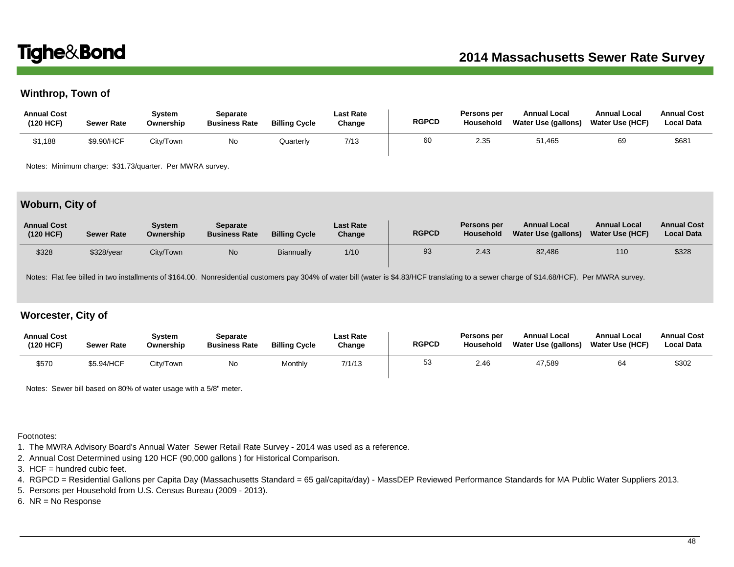### Winthrop, Town of

| Annual Cost (120 HCF) | Sewer Rate | System Ownership | Separate Business Rate | Billing Cycle | Last Rate Change | RGPCD | Persons per Household | Annual Local Water Use (gallons) | Annual Local Water Use (HCF) | Annual Cost Local Data |
|---|---|---|---|---|---|---|---|---|---|---|
| $1,188 | $9.90/HCF | City/Town | No | Quarterly | 7/13 | 60 | 2.35 | 51,465 | 69 | $681 |

Notes: Minimum charge: $31.73/quarter. Per MWRA survey.

### Woburn, City of

| Annual Cost (120 HCF) | Sewer Rate | System Ownership | Separate Business Rate | Billing Cycle | Last Rate Change | RGPCD | Persons per Household | Annual Local Water Use (gallons) | Annual Local Water Use (HCF) | Annual Cost Local Data |
|---|---|---|---|---|---|---|---|---|---|---|
| $328 | $328/year | City/Town | No | Biannually | 1/10 | 93 | 2.43 | 82,486 | 110 | $328 |

Notes: Flat fee billed in two installments of $164.00. Nonresidential customers pay 304% of water bill (water is $4.83/HCF translating to a sewer charge of $14.68/HCF). Per MWRA survey.

### Worcester, City of

| Annual Cost (120 HCF) | Sewer Rate | System Ownership | Separate Business Rate | Billing Cycle | Last Rate Change | RGPCD | Persons per Household | Annual Local Water Use (gallons) | Annual Local Water Use (HCF) | Annual Cost Local Data |
|---|---|---|---|---|---|---|---|---|---|---|
| $570 | $5.94/HCF | City/Town | No | Monthly | 7/1/13 | 53 | 2.46 | 47,589 | 64 | $302 |

Notes: Sewer bill based on 80% of water usage with a 5/8" meter.

Footnotes:

1. The MWRA Advisory Board's Annual Water Sewer Retail Rate Survey - 2014 was used as a reference.
2. Annual Cost Determined using 120 HCF (90,000 gallons ) for Historical Comparison.
3. HCF = hundred cubic feet.
4. RGPCD = Residential Gallons per Capita Day (Massachusetts Standard = 65 gal/capita/day) - MassDEP Reviewed Performance Standards for MA Public Water Suppliers 2013.
5. Persons per Household from U.S. Census Bureau (2009 - 2013).
6. NR = No Response